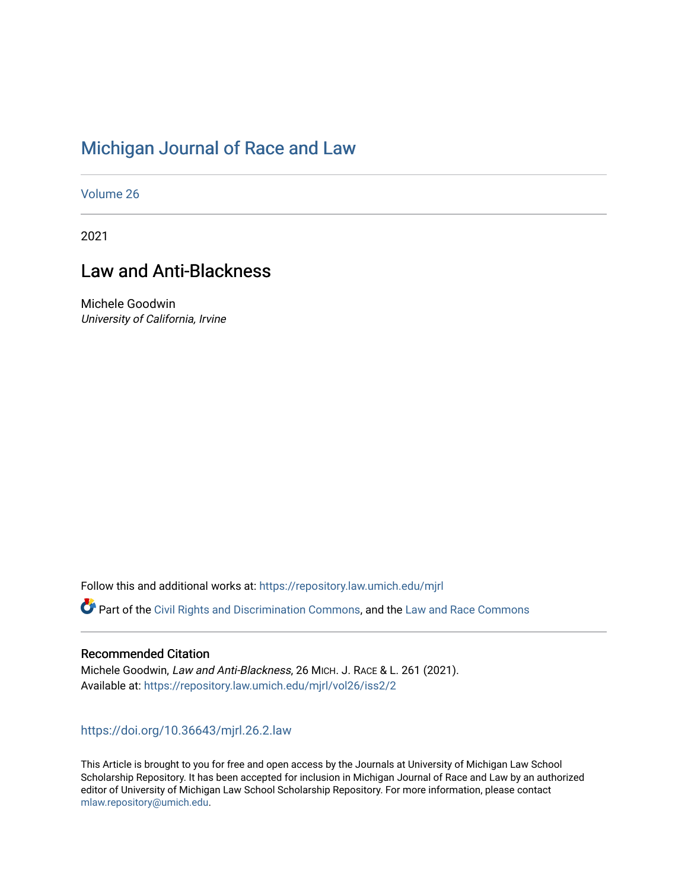# Michigan Journal of Race and Law

Volume 26

2021

## Law and Anti-Blackness

Michele Goodwin
*University of California, Irvine*

Follow this and additional works at: https://repository.law.umich.edu/mjrl

Part of the Civil Rights and Discrimination Commons, and the Law and Race Commons

### Recommended Citation

Michele Goodwin, *Law and Anti-Blackness*, 26 MICH. J. RACE & L. 261 (2021).
Available at: https://repository.law.umich.edu/mjrl/vol26/iss2/2

https://doi.org/10.36643/mjrl.26.2.law

This Article is brought to you for free and open access by the Journals at University of Michigan Law School Scholarship Repository. It has been accepted for inclusion in Michigan Journal of Race and Law by an authorized editor of University of Michigan Law School Scholarship Repository. For more information, please contact mlaw.repository@umich.edu.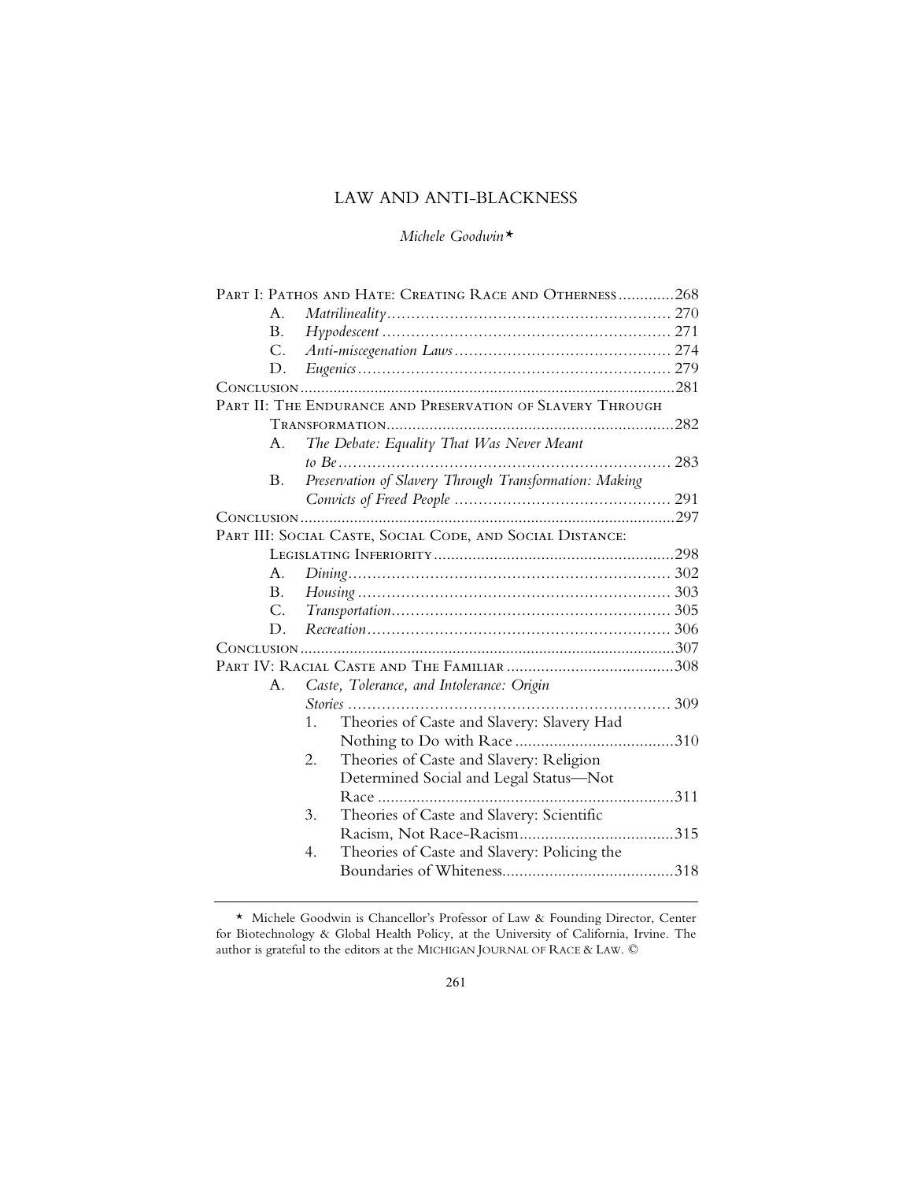# LAW AND ANTI-BLACKNESS

*Michele Goodwin*\*

PART I: PATHOS AND HATE: CREATING RACE AND OTHERNESS .............268
- A. *Matrilineality* .......................................................... 270
- B. *Hypodescent* ........................................................... 271
- C. *Anti-miscegenation Laws* ............................................ 274
- D. *Eugenics* ................................................................ 279

CONCLUSION ..........................................................................................281

PART II: THE ENDURANCE AND PRESERVATION OF SLAVERY THROUGH TRANSFORMATION ....................................................................282
- A. *The Debate: Equality That Was Never Meant to Be* ..................................................................... 283
- B. *Preservation of Slavery Through Transformation: Making Convicts of Freed People* ............................................ 291

CONCLUSION ..........................................................................................297

PART III: SOCIAL CASTE, SOCIAL CODE, AND SOCIAL DISTANCE: LEGISLATING INFERIORITY ........................................................298
- A. *Dining* .................................................................. 302
- B. *Housing* ................................................................ 303
- C. *Transportation* ......................................................... 305
- D. *Recreation* ............................................................. 306

CONCLUSION ..........................................................................................307

PART IV: RACIAL CASTE AND THE FAMILIAR .......................................308
- A. *Caste, Tolerance, and Intolerance: Origin Stories* .................................................................. 309
  1. Theories of Caste and Slavery: Slavery Had Nothing to Do with Race .....................................310
  2. Theories of Caste and Slavery: Religion Determined Social and Legal Status—Not Race .....................................................................311
  3. Theories of Caste and Slavery: Scientific Racism, Not Race-Racism.....................................315
  4. Theories of Caste and Slavery: Policing the Boundaries of Whiteness........................................318

---

\* Michele Goodwin is Chancellor's Professor of Law & Founding Director, Center for Biotechnology & Global Health Policy, at the University of California, Irvine. The author is grateful to the editors at the MICHIGAN JOURNAL OF RACE & LAW. ©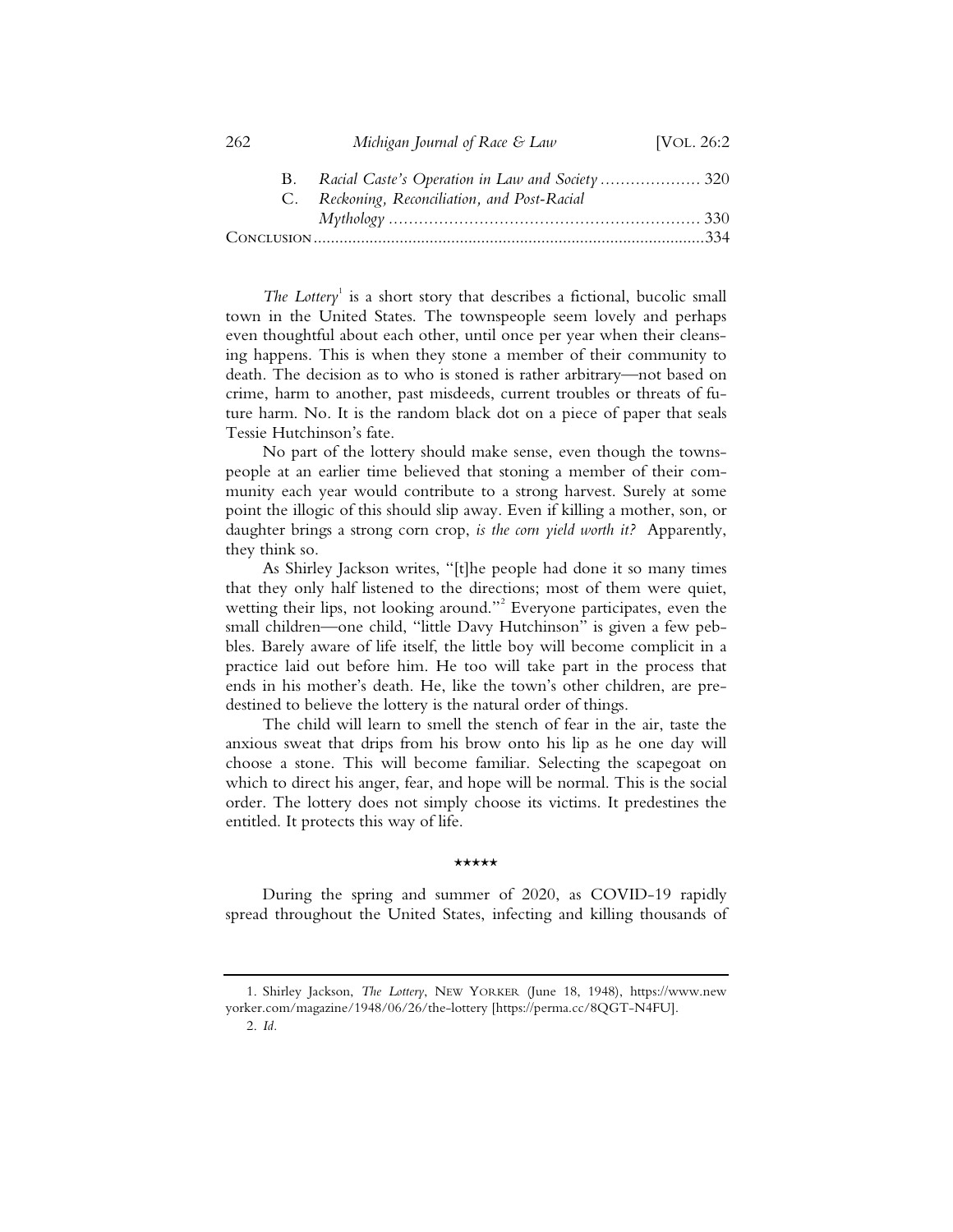B. *Racial Caste's Operation in Law and Society* .................... 320

C. *Reckoning, Reconciliation, and Post-Racial Mythology* ............................................................ 330

Conclusion ..........................................................................................334

*The Lottery*[1] is a short story that describes a fictional, bucolic small town in the United States. The townspeople seem lovely and perhaps even thoughtful about each other, until once per year when their cleansing happens. This is when they stone a member of their community to death. The decision as to who is stoned is rather arbitrary—not based on crime, harm to another, past misdeeds, current troubles or threats of future harm. No. It is the random black dot on a piece of paper that seals Tessie Hutchinson's fate.

No part of the lottery should make sense, even though the townspeople at an earlier time believed that stoning a member of their community each year would contribute to a strong harvest. Surely at some point the illogic of this should slip away. Even if killing a mother, son, or daughter brings a strong corn crop, *is the corn yield worth it?* Apparently, they think so.

As Shirley Jackson writes, "[t]he people had done it so many times that they only half listened to the directions; most of them were quiet, wetting their lips, not looking around."[2] Everyone participates, even the small children—one child, "little Davy Hutchinson" is given a few pebbles. Barely aware of life itself, the little boy will become complicit in a practice laid out before him. He too will take part in the process that ends in his mother's death. He, like the town's other children, are predestined to believe the lottery is the natural order of things.

The child will learn to smell the stench of fear in the air, taste the anxious sweat that drips from his brow onto his lip as he one day will choose a stone. This will become familiar. Selecting the scapegoat on which to direct his anger, fear, and hope will be normal. This is the social order. The lottery does not simply choose its victims. It predestines the entitled. It protects this way of life.

\*\*\*\*\*

During the spring and summer of 2020, as COVID-19 rapidly spread throughout the United States, infecting and killing thousands of

---

1. Shirley Jackson, *The Lottery*, New Yorker (June 18, 1948), https://www.newyorker.com/magazine/1948/06/26/the-lottery [https://perma.cc/8QGT-N4FU].

2. *Id.*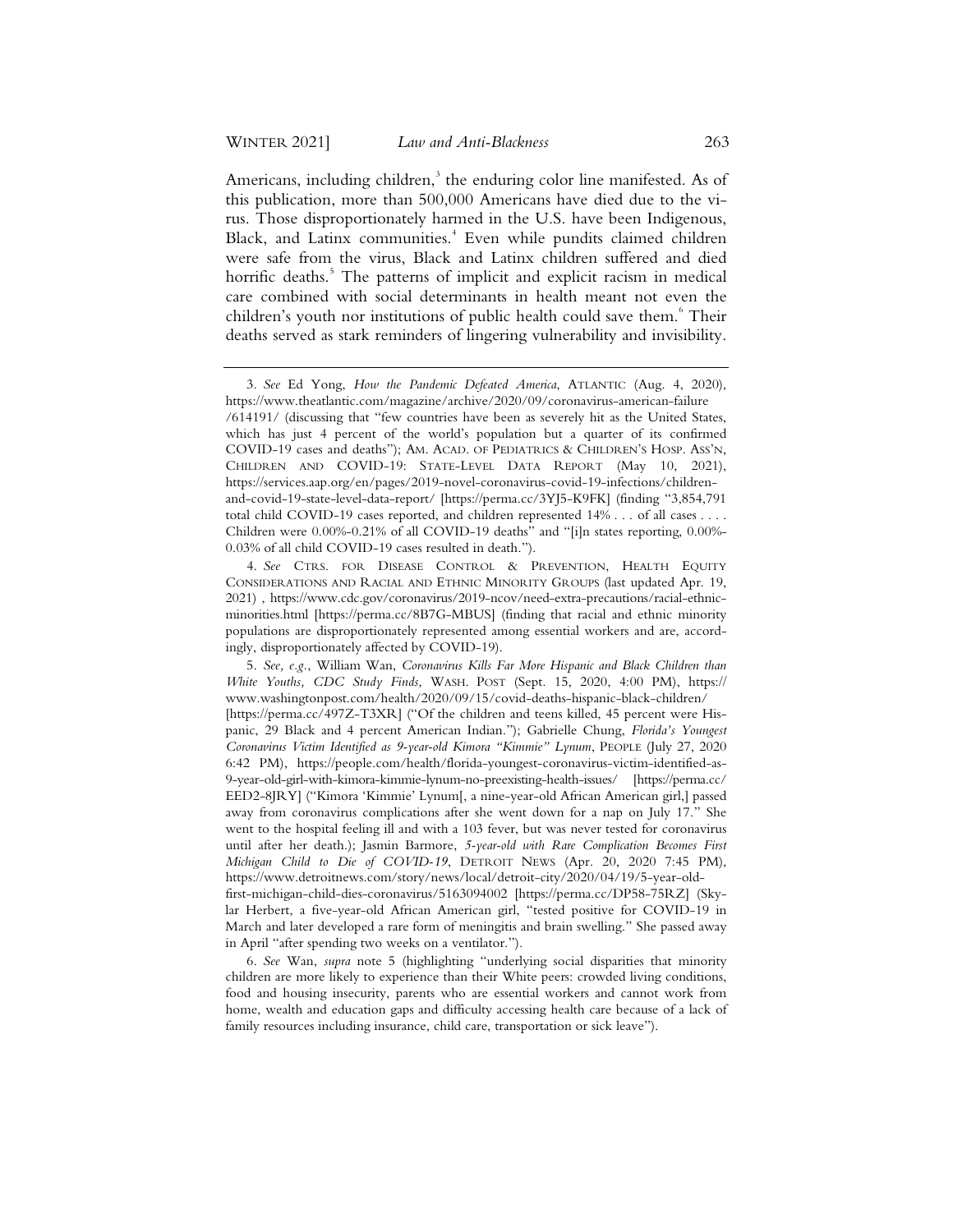Americans, including children,[3] the enduring color line manifested. As of this publication, more than 500,000 Americans have died due to the virus. Those disproportionately harmed in the U.S. have been Indigenous, Black, and Latinx communities.[4] Even while pundits claimed children were safe from the virus, Black and Latinx children suffered and died horrific deaths.[5] The patterns of implicit and explicit racism in medical care combined with social determinants in health meant not even the children's youth nor institutions of public health could save them.[6] Their deaths served as stark reminders of lingering vulnerability and invisibility.

---

3. *See* Ed Yong, *How the Pandemic Defeated America*, ATLANTIC (Aug. 4, 2020), https://www.theatlantic.com/magazine/archive/2020/09/coronavirus-american-failure/614191/ (discussing that "few countries have been as severely hit as the United States, which has just 4 percent of the world's population but a quarter of its confirmed COVID-19 cases and deaths"); AM. ACAD. OF PEDIATRICS & CHILDREN'S HOSP. ASS'N, CHILDREN AND COVID-19: STATE-LEVEL DATA REPORT (May 10, 2021), https://services.aap.org/en/pages/2019-novel-coronavirus-covid-19-infections/children-and-covid-19-state-level-data-report/ [https://perma.cc/3YJ5-K9FK] (finding "3,854,791 total child COVID-19 cases reported, and children represented 14% . . . of all cases . . . . Children were 0.00%-0.21% of all COVID-19 deaths" and "[i]n states reporting, 0.00%-0.03% of all child COVID-19 cases resulted in death.").

4. *See* CTRS. FOR DISEASE CONTROL & PREVENTION, HEALTH EQUITY CONSIDERATIONS AND RACIAL AND ETHNIC MINORITY GROUPS (last updated Apr. 19, 2021) , https://www.cdc.gov/coronavirus/2019-ncov/need-extra-precautions/racial-ethnic-minorities.html [https://perma.cc/8B7G-MBUS] (finding that racial and ethnic minority populations are disproportionately represented among essential workers and are, accordingly, disproportionately affected by COVID-19).

5. *See, e.g.*, William Wan, *Coronavirus Kills Far More Hispanic and Black Children than White Youths, CDC Study Finds*, WASH. POST (Sept. 15, 2020, 4:00 PM), https://www.washingtonpost.com/health/2020/09/15/covid-deaths-hispanic-black-children/ [https://perma.cc/497Z-T3XR] ("Of the children and teens killed, 45 percent were Hispanic, 29 Black and 4 percent American Indian."); Gabrielle Chung, *Florida's Youngest Coronavirus Victim Identified as 9-year-old Kimora "Kimmie" Lynum*, PEOPLE (July 27, 2020 6:42 PM), https://people.com/health/florida-youngest-coronavirus-victim-identified-as-9-year-old-girl-with-kimora-kimmie-lynum-no-preexisting-health-issues/ [https://perma.cc/EED2-8JRY] ("Kimora 'Kimmie' Lynum[, a nine-year-old African American girl,] passed away from coronavirus complications after she went down for a nap on July 17." She went to the hospital feeling ill and with a 103 fever, but was never tested for coronavirus until after her death.); Jasmin Barmore, *5-year-old with Rare Complication Becomes First Michigan Child to Die of COVID-19*, DETROIT NEWS (Apr. 20, 2020 7:45 PM), https://www.detroitnews.com/story/news/local/detroit-city/2020/04/19/5-year-old-first-michigan-child-dies-coronavirus/5163094002 [https://perma.cc/DP58-75RZ] (Skylar Herbert, a five-year-old African American girl, "tested positive for COVID-19 in March and later developed a rare form of meningitis and brain swelling." She passed away in April "after spending two weeks on a ventilator.").

6. *See* Wan, *supra* note 5 (highlighting "underlying social disparities that minority children are more likely to experience than their White peers: crowded living conditions, food and housing insecurity, parents who are essential workers and cannot work from home, wealth and education gaps and difficulty accessing health care because of a lack of family resources including insurance, child care, transportation or sick leave").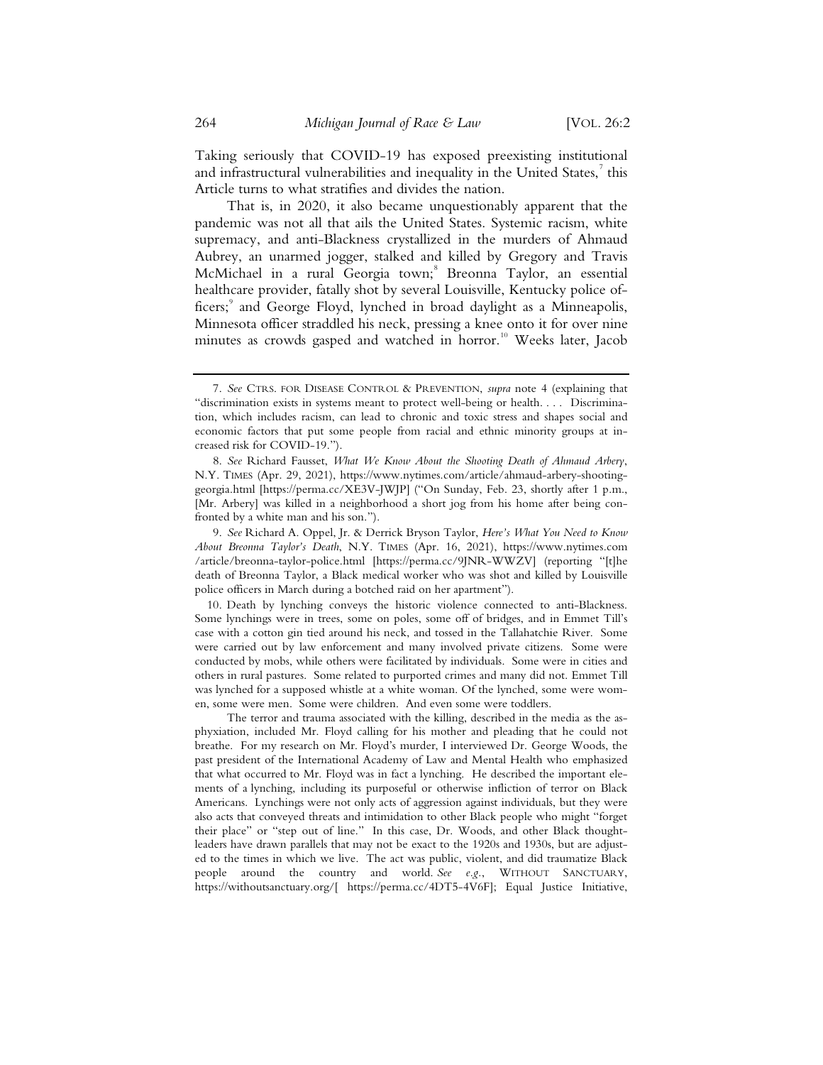Taking seriously that COVID-19 has exposed preexisting institutional and infrastructural vulnerabilities and inequality in the United States,[7] this Article turns to what stratifies and divides the nation.

That is, in 2020, it also became unquestionably apparent that the pandemic was not all that ails the United States. Systemic racism, white supremacy, and anti-Blackness crystallized in the murders of Ahmaud Aubrey, an unarmed jogger, stalked and killed by Gregory and Travis McMichael in a rural Georgia town;[8] Breonna Taylor, an essential healthcare provider, fatally shot by several Louisville, Kentucky police officers;[9] and George Floyd, lynched in broad daylight as a Minneapolis, Minnesota officer straddled his neck, pressing a knee onto it for over nine minutes as crowds gasped and watched in horror.[10] Weeks later, Jacob

---

7. *See* CTRS. FOR DISEASE CONTROL & PREVENTION, *supra* note 4 (explaining that "discrimination exists in systems meant to protect well-being or health. . . . Discrimination, which includes racism, can lead to chronic and toxic stress and shapes social and economic factors that put some people from racial and ethnic minority groups at increased risk for COVID-19.").

8. *See* Richard Fausset, *What We Know About the Shooting Death of Ahmaud Arbery*, N.Y. TIMES (Apr. 29, 2021), https://www.nytimes.com/article/ahmaud-arbery-shooting-georgia.html [https://perma.cc/XE3V-JWJP] ("On Sunday, Feb. 23, shortly after 1 p.m., [Mr. Arbery] was killed in a neighborhood a short jog from his home after being confronted by a white man and his son.").

9. *See* Richard A. Oppel, Jr. & Derrick Bryson Taylor, *Here's What You Need to Know About Breonna Taylor's Death*, N.Y. TIMES (Apr. 16, 2021), https://www.nytimes.com/article/breonna-taylor-police.html [https://perma.cc/9JNR-WWZV] (reporting "[t]he death of Breonna Taylor, a Black medical worker who was shot and killed by Louisville police officers in March during a botched raid on her apartment").

10. Death by lynching conveys the historic violence connected to anti-Blackness. Some lynchings were in trees, some on poles, some off of bridges, and in Emmet Till's case with a cotton gin tied around his neck, and tossed in the Tallahatchie River. Some were carried out by law enforcement and many involved private citizens. Some were conducted by mobs, while others were facilitated by individuals. Some were in cities and others in rural pastures. Some related to purported crimes and many did not. Emmet Till was lynched for a supposed whistle at a white woman. Of the lynched, some were women, some were men. Some were children. And even some were toddlers.

The terror and trauma associated with the killing, described in the media as the asphyxiation, included Mr. Floyd calling for his mother and pleading that he could not breathe. For my research on Mr. Floyd's murder, I interviewed Dr. George Woods, the past president of the International Academy of Law and Mental Health who emphasized that what occurred to Mr. Floyd was in fact a lynching. He described the important elements of a lynching, including its purposeful or otherwise infliction of terror on Black Americans. Lynchings were not only acts of aggression against individuals, but they were also acts that conveyed threats and intimidation to other Black people who might "forget their place" or "step out of line." In this case, Dr. Woods, and other Black thought-leaders have drawn parallels that may not be exact to the 1920s and 1930s, but are adjusted to the times in which we live. The act was public, violent, and did traumatize Black people around the country and world. *See e.g.*, WITHOUT SANCTUARY, https://withoutsanctuary.org/[ https://perma.cc/4DT5-4V6F]; Equal Justice Initiative,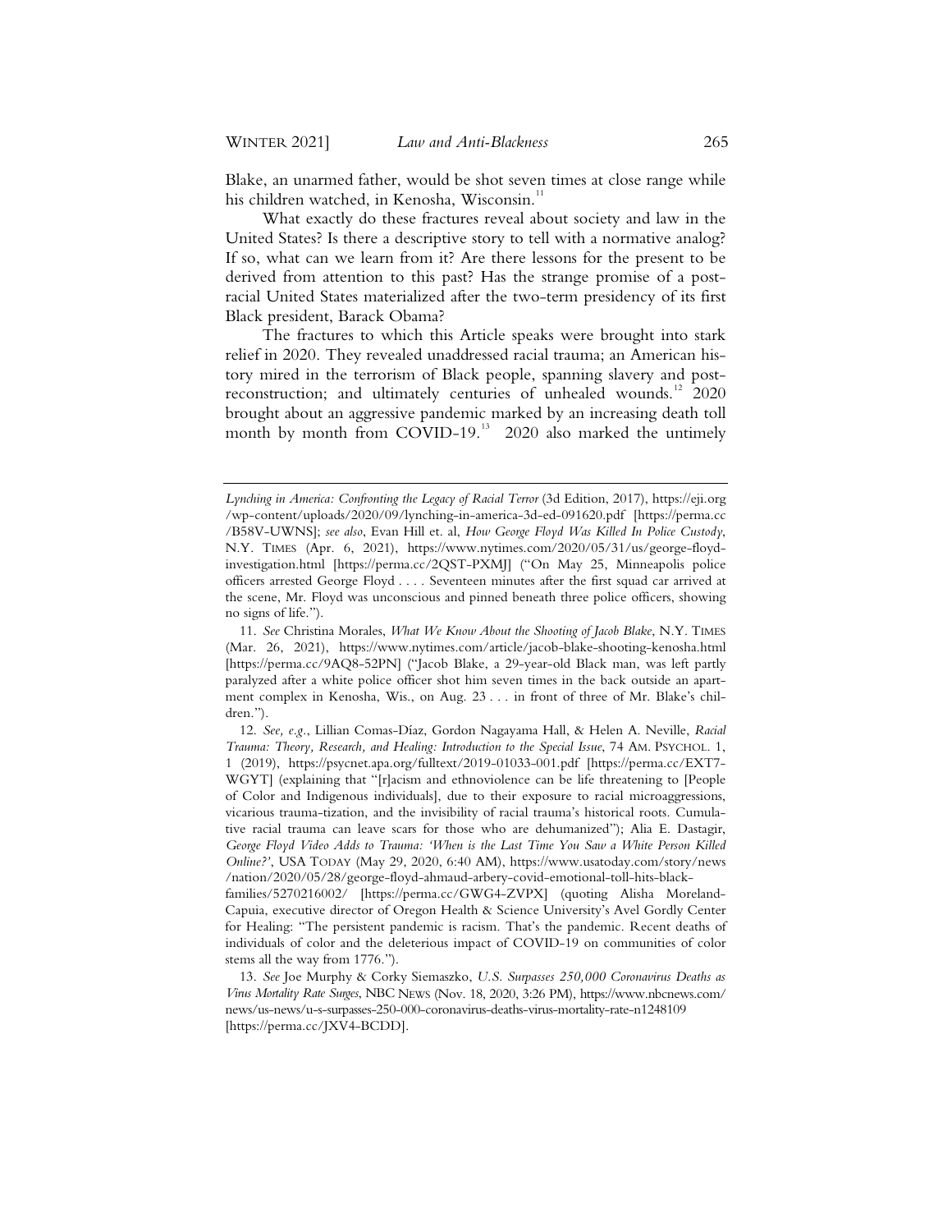Blake, an unarmed father, would be shot seven times at close range while his children watched, in Kenosha, Wisconsin.[11]

What exactly do these fractures reveal about society and law in the United States? Is there a descriptive story to tell with a normative analog? If so, what can we learn from it? Are there lessons for the present to be derived from attention to this past? Has the strange promise of a post-racial United States materialized after the two-term presidency of its first Black president, Barack Obama?

The fractures to which this Article speaks were brought into stark relief in 2020. They revealed unaddressed racial trauma; an American history mired in the terrorism of Black people, spanning slavery and post-reconstruction; and ultimately centuries of unhealed wounds.[12] 2020 brought about an aggressive pandemic marked by an increasing death toll month by month from COVID-19.[13] 2020 also marked the untimely

---

*Lynching in America: Confronting the Legacy of Racial Terror* (3d Edition, 2017), https://eji.org/wp-content/uploads/2020/09/lynching-in-america-3d-ed-091620.pdf [https://perma.cc/B58V-UWNS]; *see also*, Evan Hill et. al, *How George Floyd Was Killed In Police Custody*, N.Y. TIMES (Apr. 6, 2021), https://www.nytimes.com/2020/05/31/us/george-floyd-investigation.html [https://perma.cc/2QST-PXMJ] ("On May 25, Minneapolis police officers arrested George Floyd . . . . Seventeen minutes after the first squad car arrived at the scene, Mr. Floyd was unconscious and pinned beneath three police officers, showing no signs of life.").

11. *See* Christina Morales, *What We Know About the Shooting of Jacob Blake*, N.Y. TIMES (Mar. 26, 2021), https://www.nytimes.com/article/jacob-blake-shooting-kenosha.html [https://perma.cc/9AQ8-52PN] ("Jacob Blake, a 29-year-old Black man, was left partly paralyzed after a white police officer shot him seven times in the back outside an apartment complex in Kenosha, Wis., on Aug. 23 . . . in front of three of Mr. Blake's children.").

12. *See, e.g.*, Lillian Comas-Díaz, Gordon Nagayama Hall, & Helen A. Neville, *Racial Trauma: Theory, Research, and Healing: Introduction to the Special Issue*, 74 AM. PSYCHOL. 1, 1 (2019), https://psycnet.apa.org/fulltext/2019-01033-001.pdf [https://perma.cc/EXT7-WGYT] (explaining that "[r]acism and ethnoviolence can be life threatening to [People of Color and Indigenous individuals], due to their exposure to racial microaggressions, vicarious trauma-tization, and the invisibility of racial trauma's historical roots. Cumulative racial trauma can leave scars for those who are dehumanized"); Alia E. Dastagir, *George Floyd Video Adds to Trauma: 'When is the Last Time You Saw a White Person Killed Online?'*, USA TODAY (May 29, 2020, 6:40 AM), https://www.usatoday.com/story/news/nation/2020/05/28/george-floyd-ahmaud-arbery-covid-emotional-toll-hits-black-families/5270216002/ [https://perma.cc/GWG4-ZVPX] (quoting Alisha Moreland-Capuia, executive director of Oregon Health & Science University's Avel Gordly Center for Healing: "The persistent pandemic is racism. That's the pandemic. Recent deaths of individuals of color and the deleterious impact of COVID-19 on communities of color stems all the way from 1776.").

13. *See* Joe Murphy & Corky Siemaszko, *U.S. Surpasses 250,000 Coronavirus Deaths as Virus Mortality Rate Surges*, NBC NEWS (Nov. 18, 2020, 3:26 PM), https://www.nbcnews.com/news/us-news/u-s-surpasses-250-000-coronavirus-deaths-virus-mortality-rate-n1248109 [https://perma.cc/JXV4-BCDD].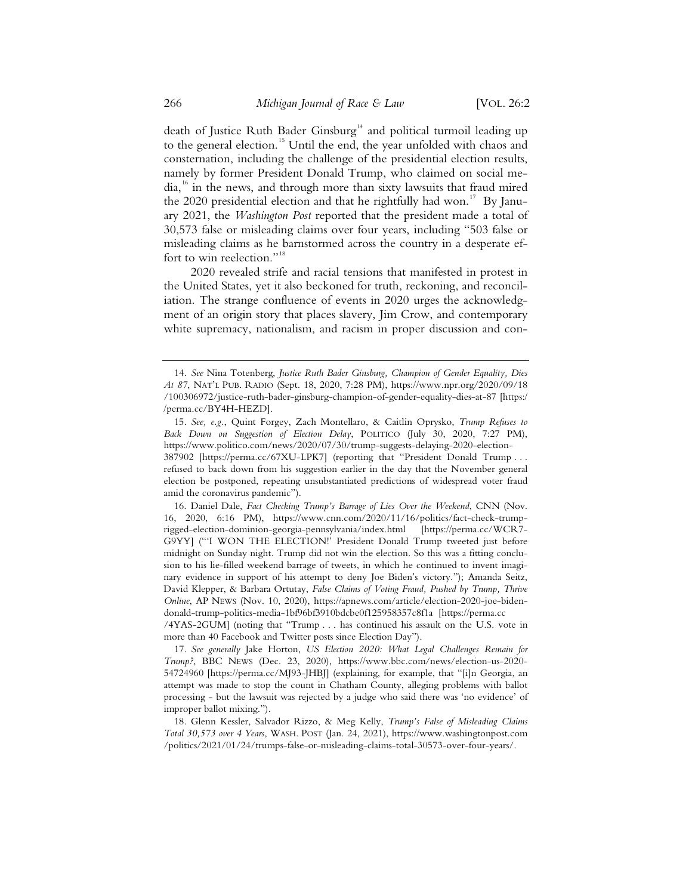death of Justice Ruth Bader Ginsburg[14] and political turmoil leading up to the general election.[15] Until the end, the year unfolded with chaos and consternation, including the challenge of the presidential election results, namely by former President Donald Trump, who claimed on social media,[16] in the news, and through more than sixty lawsuits that fraud mired the 2020 presidential election and that he rightfully had won.[17] By January 2021, the *Washington Post* reported that the president made a total of 30,573 false or misleading claims over four years, including "503 false or misleading claims as he barnstormed across the country in a desperate effort to win reelection."[18]

2020 revealed strife and racial tensions that manifested in protest in the United States, yet it also beckoned for truth, reckoning, and reconciliation. The strange confluence of events in 2020 urges the acknowledgment of an origin story that places slavery, Jim Crow, and contemporary white supremacy, nationalism, and racism in proper discussion and con-

---

14. *See* Nina Totenberg, *Justice Ruth Bader Ginsburg, Champion of Gender Equality, Dies At 87*, NAT'L PUB. RADIO (Sept. 18, 2020, 7:28 PM), https://www.npr.org/2020/09/18/100306972/justice-ruth-bader-ginsburg-champion-of-gender-equality-dies-at-87 [https://perma.cc/BY4H-HEZD].

15. *See, e.g.*, Quint Forgey, Zach Montellaro, & Caitlin Oprysko, *Trump Refuses to Back Down on Suggestion of Election Delay*, POLITICO (July 30, 2020, 7:27 PM), https://www.politico.com/news/2020/07/30/trump-suggests-delaying-2020-election-387902 [https://perma.cc/67XU-LPK7] (reporting that "President Donald Trump . . . refused to back down from his suggestion earlier in the day that the November general election be postponed, repeating unsubstantiated predictions of widespread voter fraud amid the coronavirus pandemic").

16. Daniel Dale, *Fact Checking Trump's Barrage of Lies Over the Weekend*, CNN (Nov. 16, 2020, 6:16 PM), https://www.cnn.com/2020/11/16/politics/fact-check-trump-rigged-election-dominion-georgia-pennsylvania/index.html [https://perma.cc/WCR7-G9YY] ("'I WON THE ELECTION!' President Donald Trump tweeted just before midnight on Sunday night. Trump did not win the election. So this was a fitting conclusion to his lie-filled weekend barrage of tweets, in which he continued to invent imaginary evidence in support of his attempt to deny Joe Biden's victory."); Amanda Seitz, David Klepper, & Barbara Ortutay, *False Claims of Voting Fraud, Pushed by Trump, Thrive Online*, AP NEWS (Nov. 10, 2020), https://apnews.com/article/election-2020-joe-biden-donald-trump-politics-media-1bf96bf3910bdcbe0f125958357c8f1a [https://perma.cc/4YAS-2GUM] (noting that "Trump . . . has continued his assault on the U.S. vote in more than 40 Facebook and Twitter posts since Election Day").

17. *See generally* Jake Horton, *US Election 2020: What Legal Challenges Remain for Trump?*, BBC NEWS (Dec. 23, 2020), https://www.bbc.com/news/election-us-2020-54724960 [https://perma.cc/MJ93-JHBJ] (explaining, for example, that "[i]n Georgia, an attempt was made to stop the count in Chatham County, alleging problems with ballot processing - but the lawsuit was rejected by a judge who said there was 'no evidence' of improper ballot mixing.").

18. Glenn Kessler, Salvador Rizzo, & Meg Kelly, *Trump's False of Misleading Claims Total 30,573 over 4 Years*, WASH. POST (Jan. 24, 2021), https://www.washingtonpost.com/politics/2021/01/24/trumps-false-or-misleading-claims-total-30573-over-four-years/.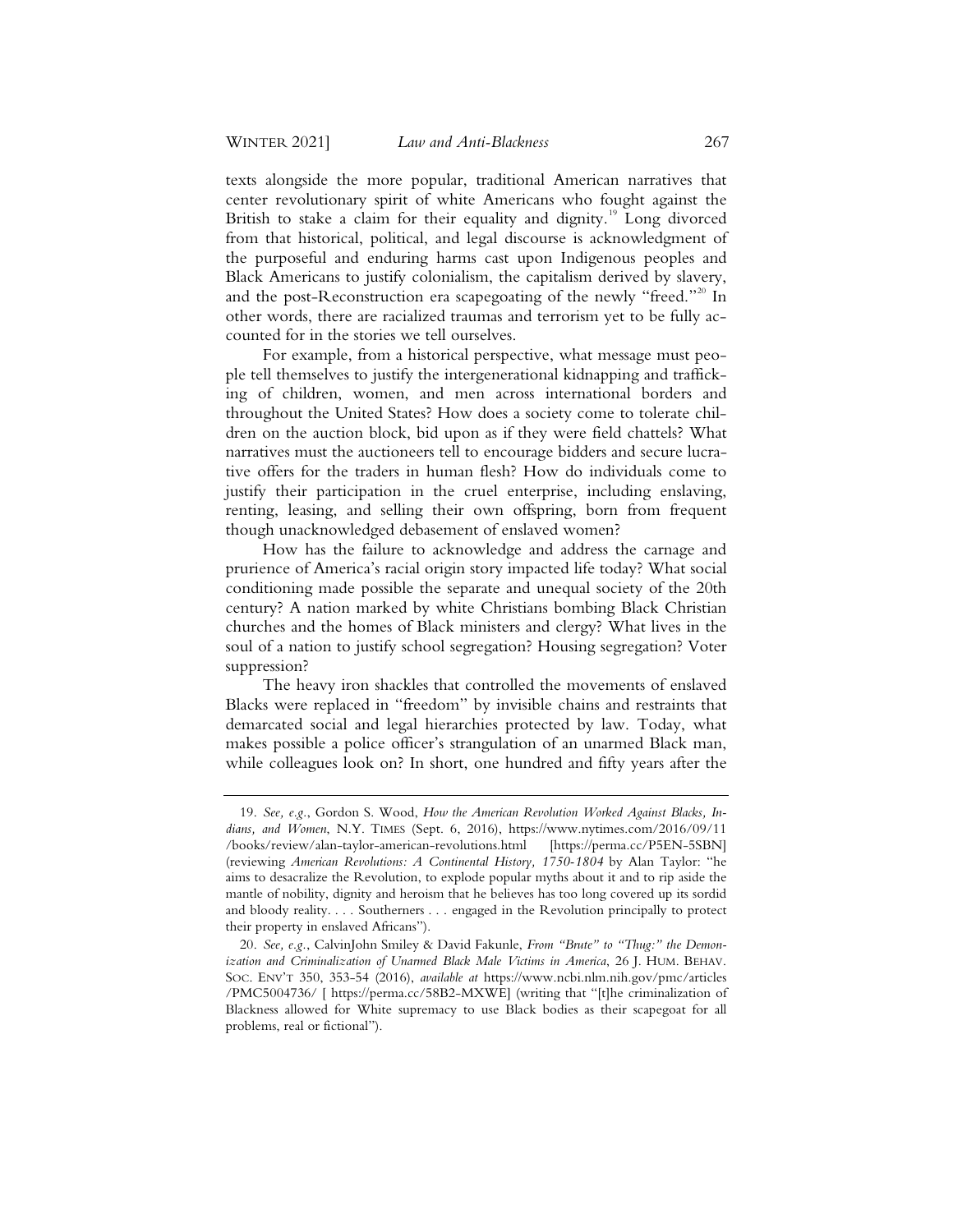texts alongside the more popular, traditional American narratives that center revolutionary spirit of white Americans who fought against the British to stake a claim for their equality and dignity.[19] Long divorced from that historical, political, and legal discourse is acknowledgment of the purposeful and enduring harms cast upon Indigenous peoples and Black Americans to justify colonialism, the capitalism derived by slavery, and the post-Reconstruction era scapegoating of the newly "freed."[20] In other words, there are racialized traumas and terrorism yet to be fully accounted for in the stories we tell ourselves.

For example, from a historical perspective, what message must people tell themselves to justify the intergenerational kidnapping and trafficking of children, women, and men across international borders and throughout the United States? How does a society come to tolerate children on the auction block, bid upon as if they were field chattels? What narratives must the auctioneers tell to encourage bidders and secure lucrative offers for the traders in human flesh? How do individuals come to justify their participation in the cruel enterprise, including enslaving, renting, leasing, and selling their own offspring, born from frequent though unacknowledged debasement of enslaved women?

How has the failure to acknowledge and address the carnage and prurience of America's racial origin story impacted life today? What social conditioning made possible the separate and unequal society of the 20th century? A nation marked by white Christians bombing Black Christian churches and the homes of Black ministers and clergy? What lives in the soul of a nation to justify school segregation? Housing segregation? Voter suppression?

The heavy iron shackles that controlled the movements of enslaved Blacks were replaced in "freedom" by invisible chains and restraints that demarcated social and legal hierarchies protected by law. Today, what makes possible a police officer's strangulation of an unarmed Black man, while colleagues look on? In short, one hundred and fifty years after the

---

19. *See, e.g.*, Gordon S. Wood, *How the American Revolution Worked Against Blacks, Indians, and Women*, N.Y. TIMES (Sept. 6, 2016), https://www.nytimes.com/2016/09/11/books/review/alan-taylor-american-revolutions.html [https://perma.cc/P5EN-5SBN] (reviewing *American Revolutions: A Continental History, 1750-1804* by Alan Taylor: "he aims to desacralize the Revolution, to explode popular myths about it and to rip aside the mantle of nobility, dignity and heroism that he believes has too long covered up its sordid and bloody reality. . . . Southerners . . . engaged in the Revolution principally to protect their property in enslaved Africans").

20. *See, e.g.*, CalvinJohn Smiley & David Fakunle, *From "Brute" to "Thug:" the Demonization and Criminalization of Unarmed Black Male Victims in America*, 26 J. HUM. BEHAV. SOC. ENV'T 350, 353-54 (2016), *available at* https://www.ncbi.nlm.nih.gov/pmc/articles/PMC5004736/ [ https://perma.cc/58B2-MXWE] (writing that "[t]he criminalization of Blackness allowed for White supremacy to use Black bodies as their scapegoat for all problems, real or fictional").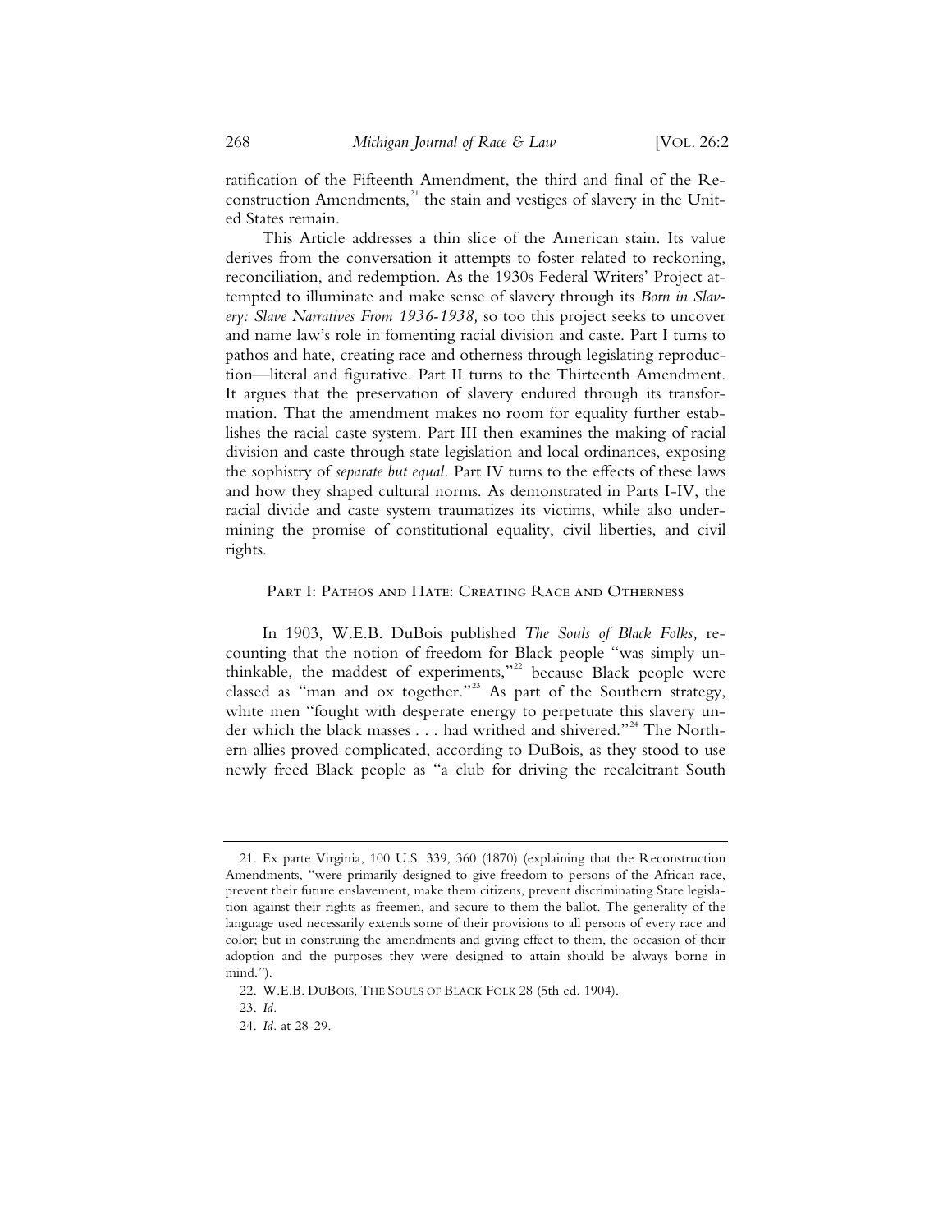ratification of the Fifteenth Amendment, the third and final of the Reconstruction Amendments,[21] the stain and vestiges of slavery in the United States remain.

This Article addresses a thin slice of the American stain. Its value derives from the conversation it attempts to foster related to reckoning, reconciliation, and redemption. As the 1930s Federal Writers' Project attempted to illuminate and make sense of slavery through its *Born in Slavery: Slave Narratives From 1936-1938,* so too this project seeks to uncover and name law's role in fomenting racial division and caste. Part I turns to pathos and hate, creating race and otherness through legislating reproduction—literal and figurative. Part II turns to the Thirteenth Amendment. It argues that the preservation of slavery endured through its transformation. That the amendment makes no room for equality further establishes the racial caste system. Part III then examines the making of racial division and caste through state legislation and local ordinances, exposing the sophistry of *separate but equal.* Part IV turns to the effects of these laws and how they shaped cultural norms. As demonstrated in Parts I-IV, the racial divide and caste system traumatizes its victims, while also undermining the promise of constitutional equality, civil liberties, and civil rights.

## Part I: Pathos and Hate: Creating Race and Otherness

In 1903, W.E.B. DuBois published *The Souls of Black Folks,* recounting that the notion of freedom for Black people "was simply unthinkable, the maddest of experiments,"[22] because Black people were classed as "man and ox together."[23] As part of the Southern strategy, white men "fought with desperate energy to perpetuate this slavery under which the black masses . . . had writhed and shivered."[24] The Northern allies proved complicated, according to DuBois, as they stood to use newly freed Black people as "a club for driving the recalcitrant South

---

21. Ex parte Virginia, 100 U.S. 339, 360 (1870) (explaining that the Reconstruction Amendments, "were primarily designed to give freedom to persons of the African race, prevent their future enslavement, make them citizens, prevent discriminating State legislation against their rights as freemen, and secure to them the ballot. The generality of the language used necessarily extends some of their provisions to all persons of every race and color; but in construing the amendments and giving effect to them, the occasion of their adoption and the purposes they were designed to attain should be always borne in mind.").

22. W.E.B. DuBois, The Souls of Black Folk 28 (5th ed. 1904).

23. *Id.*

24. *Id.* at 28-29.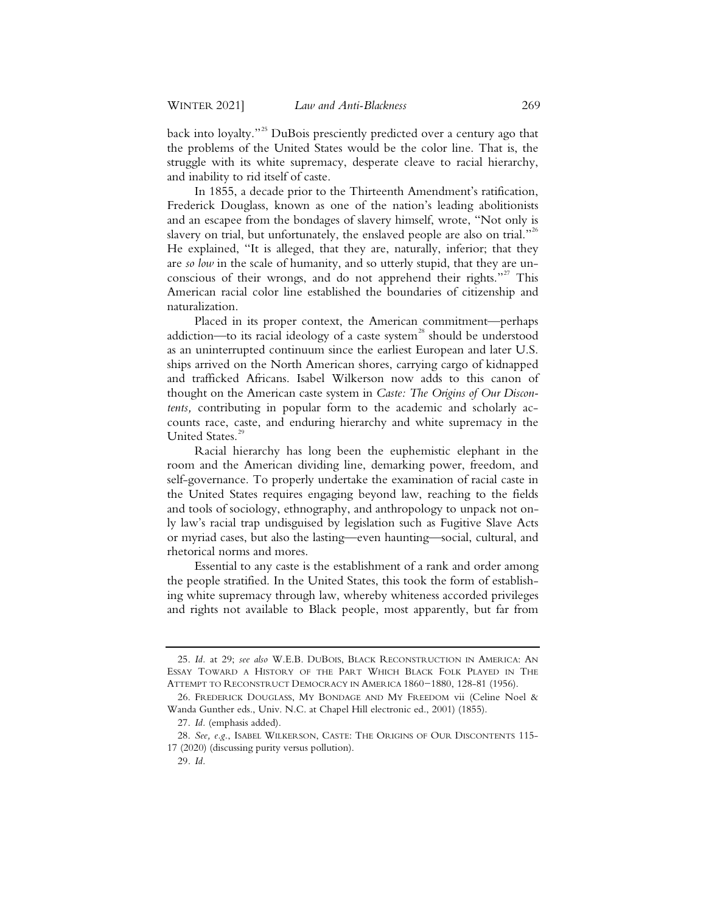back into loyalty."[25] DuBois presciently predicted over a century ago that the problems of the United States would be the color line. That is, the struggle with its white supremacy, desperate cleave to racial hierarchy, and inability to rid itself of caste.

In 1855, a decade prior to the Thirteenth Amendment's ratification, Frederick Douglass, known as one of the nation's leading abolitionists and an escapee from the bondages of slavery himself, wrote, "Not only is slavery on trial, but unfortunately, the enslaved people are also on trial."[26] He explained, "It is alleged, that they are, naturally, inferior; that they are *so low* in the scale of humanity, and so utterly stupid, that they are unconscious of their wrongs, and do not apprehend their rights."[27] This American racial color line established the boundaries of citizenship and naturalization.

Placed in its proper context, the American commitment—perhaps addiction—to its racial ideology of a caste system[28] should be understood as an uninterrupted continuum since the earliest European and later U.S. ships arrived on the North American shores, carrying cargo of kidnapped and trafficked Africans. Isabel Wilkerson now adds to this canon of thought on the American caste system in *Caste: The Origins of Our Discontents,* contributing in popular form to the academic and scholarly accounts race, caste, and enduring hierarchy and white supremacy in the United States.[29]

Racial hierarchy has long been the euphemistic elephant in the room and the American dividing line, demarking power, freedom, and self-governance. To properly undertake the examination of racial caste in the United States requires engaging beyond law, reaching to the fields and tools of sociology, ethnography, and anthropology to unpack not only law's racial trap undisguised by legislation such as Fugitive Slave Acts or myriad cases, but also the lasting—even haunting—social, cultural, and rhetorical norms and mores.

Essential to any caste is the establishment of a rank and order among the people stratified. In the United States, this took the form of establishing white supremacy through law, whereby whiteness accorded privileges and rights not available to Black people, most apparently, but far from

---

25. *Id.* at 29; *see also* W.E.B. DUBOIS, BLACK RECONSTRUCTION IN AMERICA: AN ESSAY TOWARD A HISTORY OF THE PART WHICH BLACK FOLK PLAYED IN THE ATTEMPT TO RECONSTRUCT DEMOCRACY IN AMERICA 1860–1880, 128-81 (1956).

26. FREDERICK DOUGLASS, MY BONDAGE AND MY FREEDOM vii (Celine Noel & Wanda Gunther eds., Univ. N.C. at Chapel Hill electronic ed., 2001) (1855).

27. *Id.* (emphasis added).

28. *See, e.g.*, ISABEL WILKERSON, CASTE: THE ORIGINS OF OUR DISCONTENTS 115-17 (2020) (discussing purity versus pollution).

29. *Id.*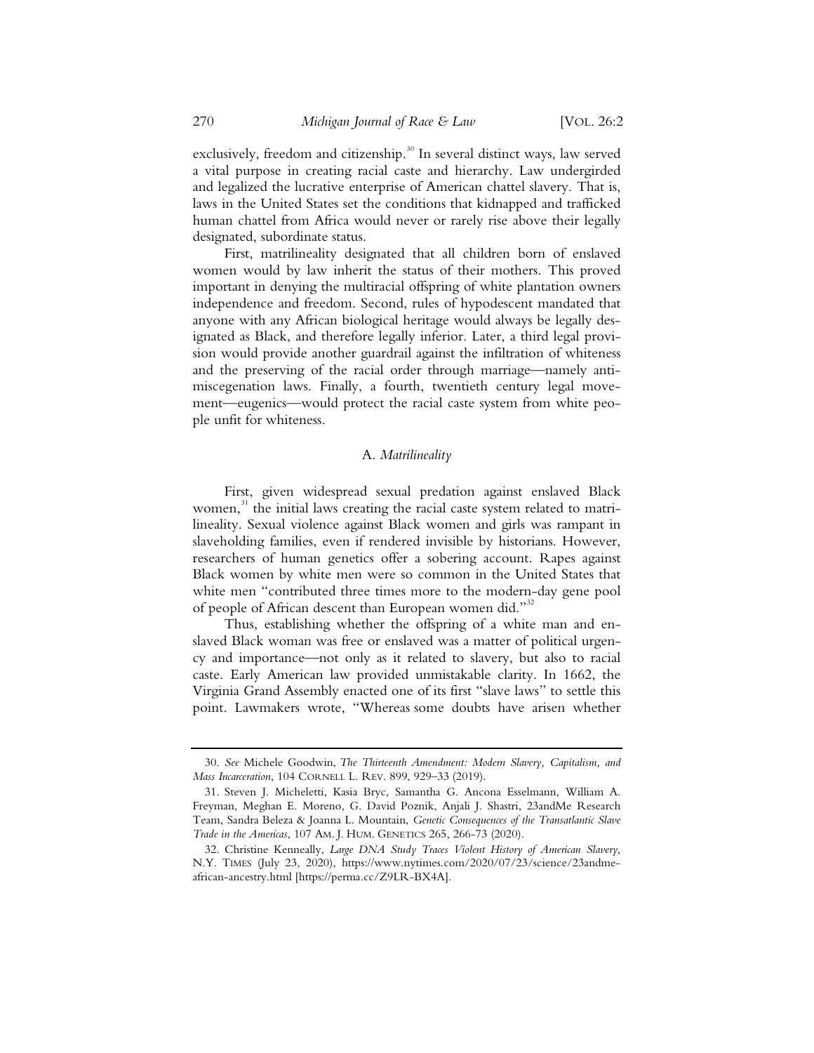exclusively, freedom and citizenship.[30] In several distinct ways, law served a vital purpose in creating racial caste and hierarchy. Law undergirded and legalized the lucrative enterprise of American chattel slavery. That is, laws in the United States set the conditions that kidnapped and trafficked human chattel from Africa would never or rarely rise above their legally designated, subordinate status.

First, matrilineality designated that all children born of enslaved women would by law inherit the status of their mothers. This proved important in denying the multiracial offspring of white plantation owners independence and freedom. Second, rules of hypodescent mandated that anyone with any African biological heritage would always be legally designated as Black, and therefore legally inferior. Later, a third legal provision would provide another guardrail against the infiltration of whiteness and the preserving of the racial order through marriage—namely antimiscegenation laws. Finally, a fourth, twentieth century legal movement—eugenics—would protect the racial caste system from white people unfit for whiteness.

### A. *Matrilineality*

First, given widespread sexual predation against enslaved Black women,[31] the initial laws creating the racial caste system related to matrilineality. Sexual violence against Black women and girls was rampant in slaveholding families, even if rendered invisible by historians. However, researchers of human genetics offer a sobering account. Rapes against Black women by white men were so common in the United States that white men "contributed three times more to the modern-day gene pool of people of African descent than European women did."[32]

Thus, establishing whether the offspring of a white man and enslaved Black woman was free or enslaved was a matter of political urgency and importance—not only as it related to slavery, but also to racial caste. Early American law provided unmistakable clarity. In 1662, the Virginia Grand Assembly enacted one of its first "slave laws" to settle this point. Lawmakers wrote, "Whereas some doubts have arisen whether

---

30. *See* Michele Goodwin, *The Thirteenth Amendment: Modern Slavery, Capitalism, and Mass Incarceration*, 104 CORNELL L. REV. 899, 929–33 (2019).

31. Steven J. Micheletti, Kasia Bryc, Samantha G. Ancona Esselmann, William A. Freyman, Meghan E. Moreno, G. David Poznik, Anjali J. Shastri, 23andMe Research Team, Sandra Beleza & Joanna L. Mountain, *Genetic Consequences of the Transatlantic Slave Trade in the Americas*, 107 AM. J. HUM. GENETICS 265, 266-73 (2020).

32. Christine Kenneally, *Large DNA Study Traces Violent History of American Slavery*, N.Y. TIMES (July 23, 2020), https://www.nytimes.com/2020/07/23/science/23andme-african-ancestry.html [https://perma.cc/Z9LR-BX4A].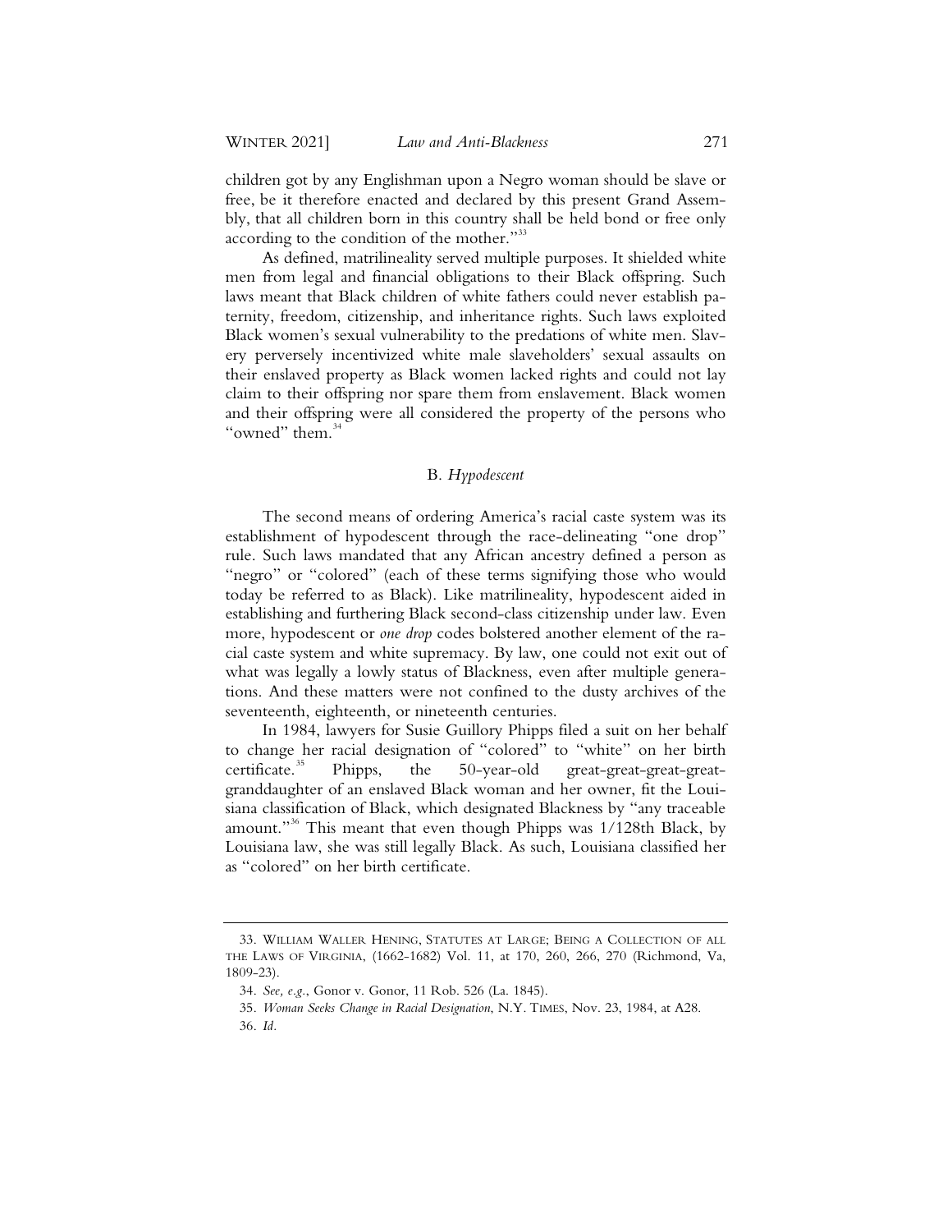children got by any Englishman upon a Negro woman should be slave or free, be it therefore enacted and declared by this present Grand Assembly, that all children born in this country shall be held bond or free only according to the condition of the mother."[33]

As defined, matrilineality served multiple purposes. It shielded white men from legal and financial obligations to their Black offspring. Such laws meant that Black children of white fathers could never establish paternity, freedom, citizenship, and inheritance rights. Such laws exploited Black women's sexual vulnerability to the predations of white men. Slavery perversely incentivized white male slaveholders' sexual assaults on their enslaved property as Black women lacked rights and could not lay claim to their offspring nor spare them from enslavement. Black women and their offspring were all considered the property of the persons who "owned" them.[34]

### B. *Hypodescent*

The second means of ordering America's racial caste system was its establishment of hypodescent through the race-delineating "one drop" rule. Such laws mandated that any African ancestry defined a person as "negro" or "colored" (each of these terms signifying those who would today be referred to as Black). Like matrilineality, hypodescent aided in establishing and furthering Black second-class citizenship under law. Even more, hypodescent or *one drop* codes bolstered another element of the racial caste system and white supremacy. By law, one could not exit out of what was legally a lowly status of Blackness, even after multiple generations. And these matters were not confined to the dusty archives of the seventeenth, eighteenth, or nineteenth centuries.

In 1984, lawyers for Susie Guillory Phipps filed a suit on her behalf to change her racial designation of "colored" to "white" on her birth certificate.[35] Phipps, the 50-year-old great-great-great-great-granddaughter of an enslaved Black woman and her owner, fit the Louisiana classification of Black, which designated Blackness by "any traceable amount."[36] This meant that even though Phipps was 1/128th Black, by Louisiana law, she was still legally Black. As such, Louisiana classified her as "colored" on her birth certificate.

---

33. WILLIAM WALLER HENING, STATUTES AT LARGE; BEING A COLLECTION OF ALL THE LAWS OF VIRGINIA, (1662-1682) Vol. 11, at 170, 260, 266, 270 (Richmond, Va, 1809-23).

34. *See, e.g.*, Gonor v. Gonor, 11 Rob. 526 (La. 1845).

35. *Woman Seeks Change in Racial Designation*, N.Y. TIMES, Nov. 23, 1984, at A28.

36. *Id.*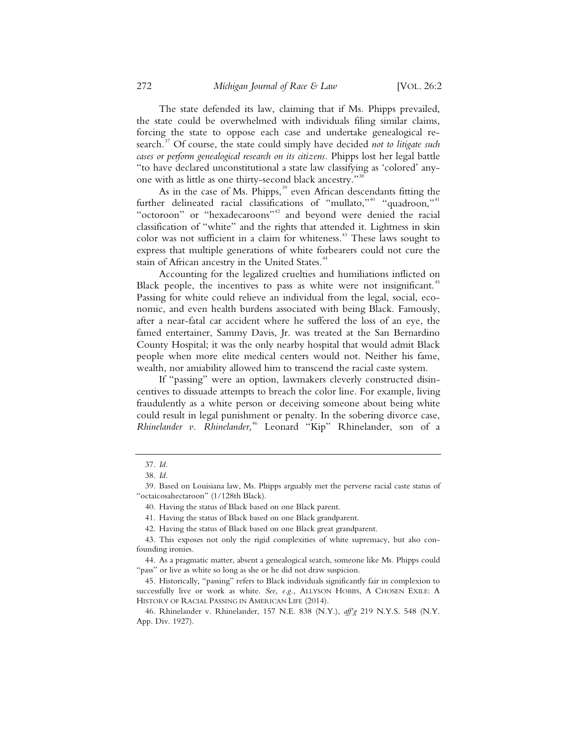The state defended its law, claiming that if Ms. Phipps prevailed, the state could be overwhelmed with individuals filing similar claims, forcing the state to oppose each case and undertake genealogical research.[37] Of course, the state could simply have decided *not to litigate such cases or perform genealogical research on its citizens*. Phipps lost her legal battle "to have declared unconstitutional a state law classifying as 'colored' anyone with as little as one thirty-second black ancestry."[38]

As in the case of Ms. Phipps,[39] even African descendants fitting the further delineated racial classifications of "mulatto,"[40] "quadroon,"[41] "octoroon" or "hexadecaroons"[42] and beyond were denied the racial classification of "white" and the rights that attended it. Lightness in skin color was not sufficient in a claim for whiteness.[43] These laws sought to express that multiple generations of white forbearers could not cure the stain of African ancestry in the United States.[44]

Accounting for the legalized cruelties and humiliations inflicted on Black people, the incentives to pass as white were not insignificant.[45] Passing for white could relieve an individual from the legal, social, economic, and even health burdens associated with being Black. Famously, after a near-fatal car accident where he suffered the loss of an eye, the famed entertainer, Sammy Davis, Jr. was treated at the San Bernardino County Hospital; it was the only nearby hospital that would admit Black people when more elite medical centers would not. Neither his fame, wealth, nor amiability allowed him to transcend the racial caste system.

If "passing" were an option, lawmakers cleverly constructed disincentives to dissuade attempts to breach the color line. For example, living fraudulently as a white person or deceiving someone about being white could result in legal punishment or penalty. In the sobering divorce case, *Rhinelander v. Rhinelander,*[46] Leonard "Kip" Rhinelander, son of a

---

37. *Id.*

38. *Id.*

39. Based on Louisiana law, Ms. Phipps arguably met the perverse racial caste status of "octaicosahectaroon" (1/128th Black).

40. Having the status of Black based on one Black parent.

41. Having the status of Black based on one Black grandparent.

42. Having the status of Black based on one Black great grandparent.

43. This exposes not only the rigid complexities of white supremacy, but also confounding ironies.

44. As a pragmatic matter, absent a genealogical search, someone like Ms. Phipps could "pass" or live as white so long as she or he did not draw suspicion.

45. Historically, "passing" refers to Black individuals significantly fair in complexion to successfully live or work as white. *See, e.g.*, ALLYSON HOBBS, A CHOSEN EXILE: A HISTORY OF RACIAL PASSING IN AMERICAN LIFE (2014).

46. Rhinelander v. Rhinelander, 157 N.E. 838 (N.Y.), *aff'g* 219 N.Y.S. 548 (N.Y. App. Div. 1927).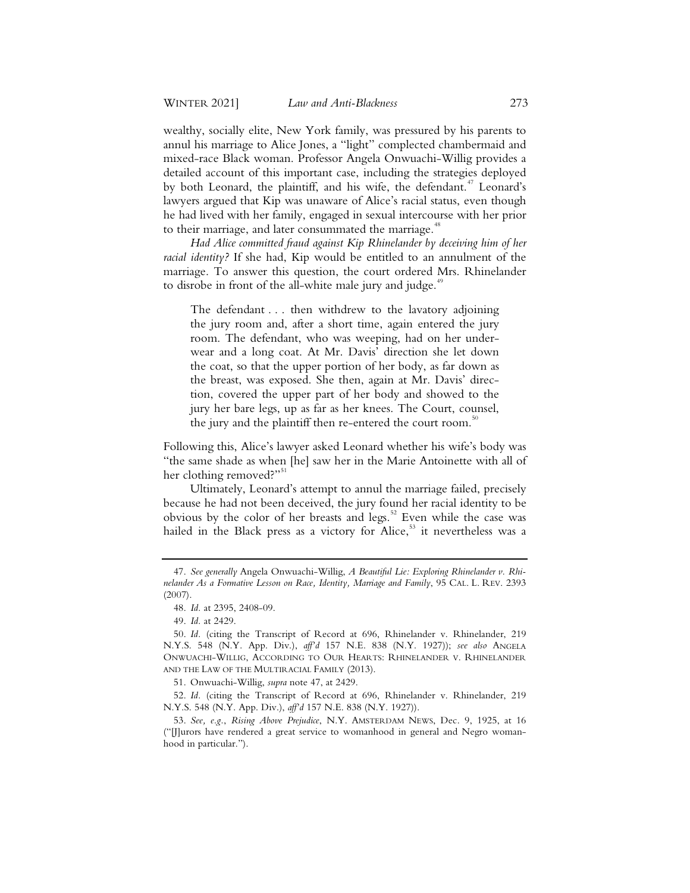wealthy, socially elite, New York family, was pressured by his parents to annul his marriage to Alice Jones, a "light" complected chambermaid and mixed-race Black woman. Professor Angela Onwuachi-Willig provides a detailed account of this important case, including the strategies deployed by both Leonard, the plaintiff, and his wife, the defendant.[47] Leonard's lawyers argued that Kip was unaware of Alice's racial status, even though he had lived with her family, engaged in sexual intercourse with her prior to their marriage, and later consummated the marriage.[48]

*Had Alice committed fraud against Kip Rhinelander by deceiving him of her racial identity?* If she had, Kip would be entitled to an annulment of the marriage. To answer this question, the court ordered Mrs. Rhinelander to disrobe in front of the all-white male jury and judge.[49]

> The defendant . . . then withdrew to the lavatory adjoining the jury room and, after a short time, again entered the jury room. The defendant, who was weeping, had on her underwear and a long coat. At Mr. Davis' direction she let down the coat, so that the upper portion of her body, as far down as the breast, was exposed. She then, again at Mr. Davis' direction, covered the upper part of her body and showed to the jury her bare legs, up as far as her knees. The Court, counsel, the jury and the plaintiff then re-entered the court room.[50]

Following this, Alice's lawyer asked Leonard whether his wife's body was "the same shade as when [he] saw her in the Marie Antoinette with all of her clothing removed?"[51]

Ultimately, Leonard's attempt to annul the marriage failed, precisely because he had not been deceived, the jury found her racial identity to be obvious by the color of her breasts and legs.[52] Even while the case was hailed in the Black press as a victory for Alice,[53] it nevertheless was a

---

47. *See generally* Angela Onwuachi-Willig, *A Beautiful Lie: Exploring Rhinelander v. Rhinelander As a Formative Lesson on Race, Identity, Marriage and Family*, 95 CAL. L. REV. 2393 (2007).

48. *Id.* at 2395, 2408-09.

49. *Id.* at 2429.

50. *Id.* (citing the Transcript of Record at 696, Rhinelander v. Rhinelander, 219 N.Y.S. 548 (N.Y. App. Div.), *aff'd* 157 N.E. 838 (N.Y. 1927)); *see also* ANGELA ONWUACHI-WILLIG, ACCORDING TO OUR HEARTS: RHINELANDER V. RHINELANDER AND THE LAW OF THE MULTIRACIAL FAMILY (2013).

51. Onwuachi-Willig, *supra* note 47, at 2429.

52. *Id.* (citing the Transcript of Record at 696, Rhinelander v. Rhinelander, 219 N.Y.S. 548 (N.Y. App. Div.), *aff'd* 157 N.E. 838 (N.Y. 1927)).

53. *See, e.g.*, *Rising Above Prejudice*, N.Y. AMSTERDAM NEWS, Dec. 9, 1925, at 16 ("[J]urors have rendered a great service to womanhood in general and Negro womanhood in particular.").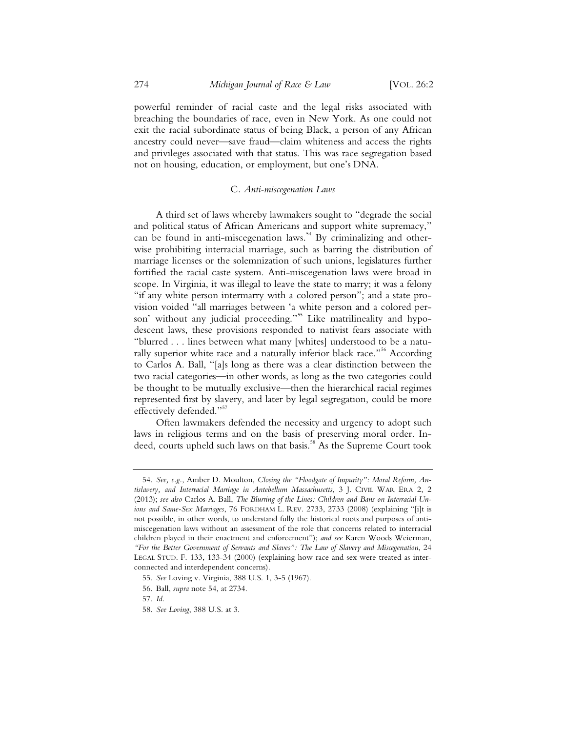powerful reminder of racial caste and the legal risks associated with breaching the boundaries of race, even in New York. As one could not exit the racial subordinate status of being Black, a person of any African ancestry could never—save fraud—claim whiteness and access the rights and privileges associated with that status. This was race segregation based not on housing, education, or employment, but one's DNA.

### C. *Anti-miscegenation Laws*

A third set of laws whereby lawmakers sought to "degrade the social and political status of African Americans and support white supremacy," can be found in anti-miscegenation laws.[54] By criminalizing and otherwise prohibiting interracial marriage, such as barring the distribution of marriage licenses or the solemnization of such unions, legislatures further fortified the racial caste system. Anti-miscegenation laws were broad in scope. In Virginia, it was illegal to leave the state to marry; it was a felony "if any white person intermarry with a colored person"; and a state provision voided "all marriages between 'a white person and a colored person' without any judicial proceeding."[55] Like matrilineality and hypodescent laws, these provisions responded to nativist fears associate with "blurred . . . lines between what many [whites] understood to be a naturally superior white race and a naturally inferior black race."[56] According to Carlos A. Ball, "[a]s long as there was a clear distinction between the two racial categories—in other words, as long as the two categories could be thought to be mutually exclusive—then the hierarchical racial regimes represented first by slavery, and later by legal segregation, could be more effectively defended."[57]

Often lawmakers defended the necessity and urgency to adopt such laws in religious terms and on the basis of preserving moral order. Indeed, courts upheld such laws on that basis.[58] As the Supreme Court took

---

54. *See, e.g.*, Amber D. Moulton, *Closing the "Floodgate of Impurity": Moral Reform, Antislavery, and Interracial Marriage in Antebellum Massachusetts*, 3 J. CIVIL WAR ERA 2, 2 (2013); *see also* Carlos A. Ball, *The Blurring of the Lines: Children and Bans on Interracial Unions and Same-Sex Marriages*, 76 FORDHAM L. REV. 2733, 2733 (2008) (explaining "[i]t is not possible, in other words, to understand fully the historical roots and purposes of anti-miscegenation laws without an assessment of the role that concerns related to interracial children played in their enactment and enforcement"); *and see* Karen Woods Weierman, *"For the Better Government of Servants and Slaves": The Law of Slavery and Miscegenation*, 24 LEGAL STUD. F. 133, 133-34 (2000) (explaining how race and sex were treated as interconnected and interdependent concerns).

55. *See* Loving v. Virginia, 388 U.S. 1, 3-5 (1967).

56. Ball, *supra* note 54, at 2734.

57. *Id.*

58. *See Loving*, 388 U.S. at 3.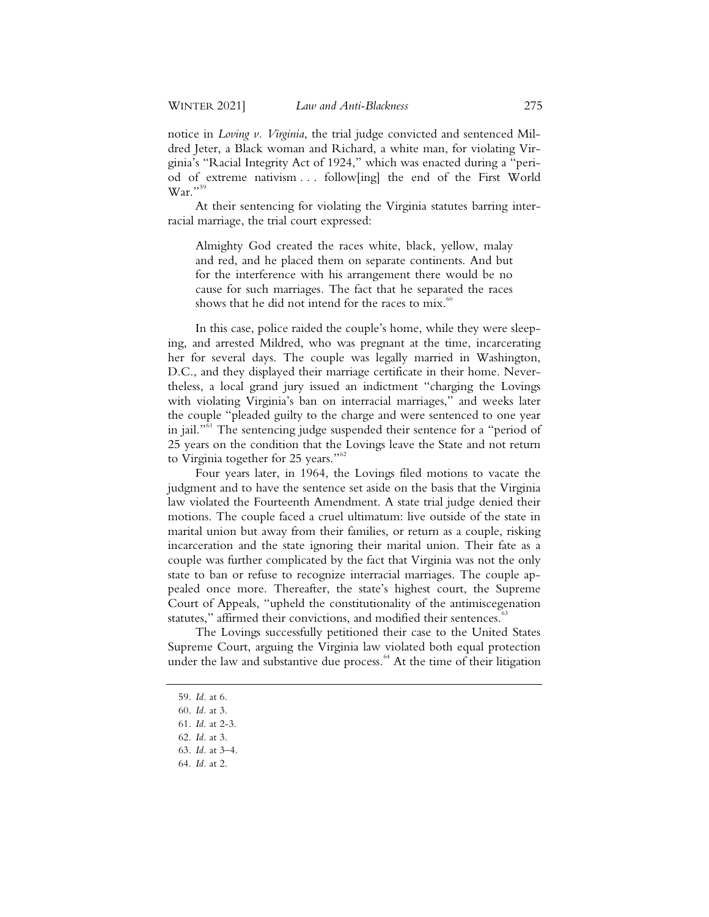notice in *Loving v. Virginia*, the trial judge convicted and sentenced Mildred Jeter, a Black woman and Richard, a white man, for violating Virginia's "Racial Integrity Act of 1924," which was enacted during a "period of extreme nativism . . . follow[ing] the end of the First World War."[59]

At their sentencing for violating the Virginia statutes barring interracial marriage, the trial court expressed:

> Almighty God created the races white, black, yellow, malay and red, and he placed them on separate continents. And but for the interference with his arrangement there would be no cause for such marriages. The fact that he separated the races shows that he did not intend for the races to mix.[60]

In this case, police raided the couple's home, while they were sleeping, and arrested Mildred, who was pregnant at the time, incarcerating her for several days. The couple was legally married in Washington, D.C., and they displayed their marriage certificate in their home. Nevertheless, a local grand jury issued an indictment "charging the Lovings with violating Virginia's ban on interracial marriages," and weeks later the couple "pleaded guilty to the charge and were sentenced to one year in jail."[61] The sentencing judge suspended their sentence for a "period of 25 years on the condition that the Lovings leave the State and not return to Virginia together for 25 years."[62]

Four years later, in 1964, the Lovings filed motions to vacate the judgment and to have the sentence set aside on the basis that the Virginia law violated the Fourteenth Amendment. A state trial judge denied their motions. The couple faced a cruel ultimatum: live outside of the state in marital union but away from their families, or return as a couple, risking incarceration and the state ignoring their marital union. Their fate as a couple was further complicated by the fact that Virginia was not the only state to ban or refuse to recognize interracial marriages. The couple appealed once more. Thereafter, the state's highest court, the Supreme Court of Appeals, "upheld the constitutionality of the antimiscegenation statutes," affirmed their convictions, and modified their sentences.[63]

The Lovings successfully petitioned their case to the United States Supreme Court, arguing the Virginia law violated both equal protection under the law and substantive due process.[64] At the time of their litigation

59. *Id.* at 6.

60. *Id.* at 3.

61. *Id.* at 2-3.

62. *Id.* at 3.

63. *Id.* at 3–4.

64. *Id.* at 2.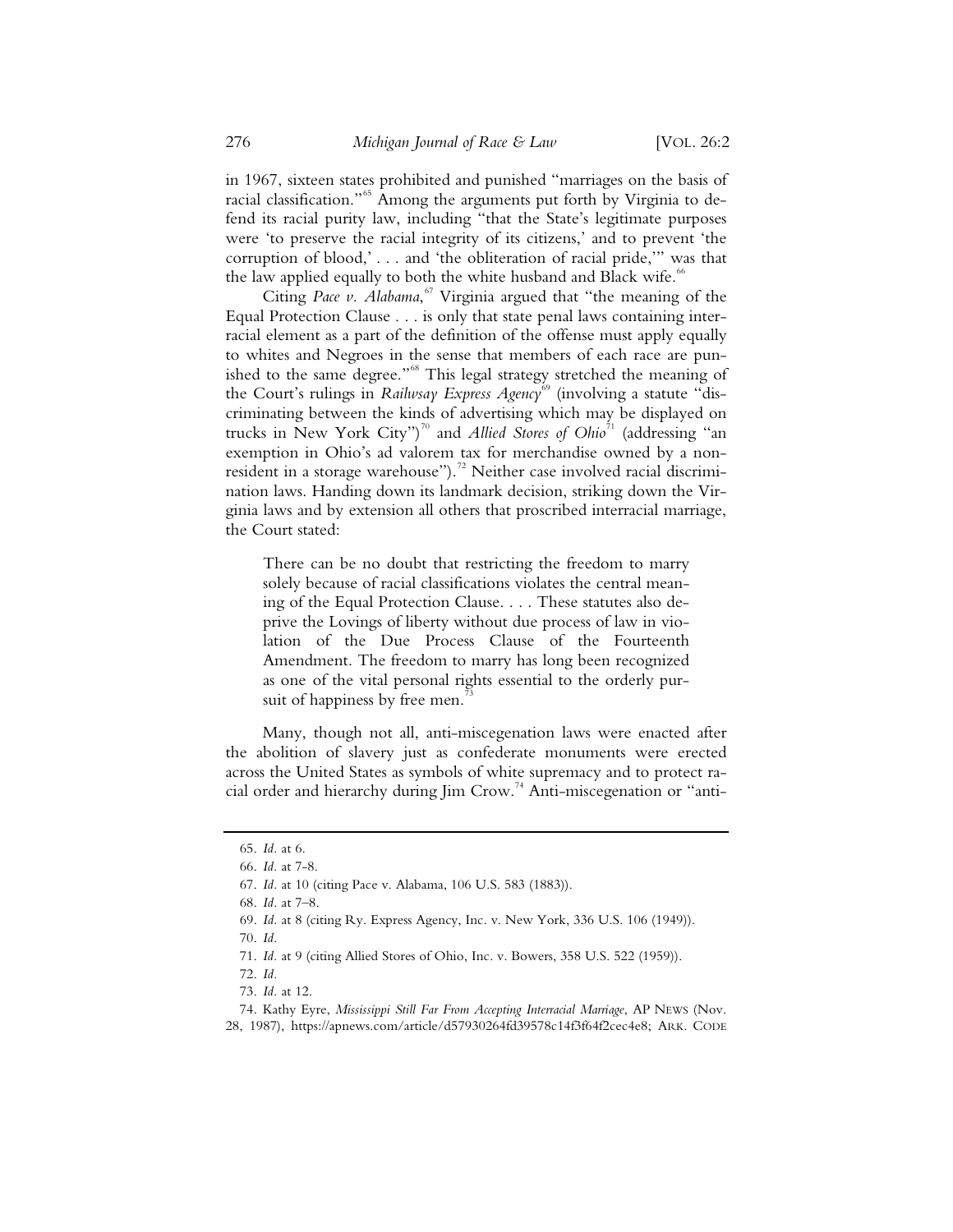in 1967, sixteen states prohibited and punished "marriages on the basis of racial classification."[65] Among the arguments put forth by Virginia to defend its racial purity law, including "that the State's legitimate purposes were 'to preserve the racial integrity of its citizens,' and to prevent 'the corruption of blood,' . . . and 'the obliteration of racial pride,'" was that the law applied equally to both the white husband and Black wife.[66]

Citing *Pace v. Alabama*,[67] Virginia argued that "the meaning of the Equal Protection Clause . . . is only that state penal laws containing interracial element as a part of the definition of the offense must apply equally to whites and Negroes in the sense that members of each race are punished to the same degree."[68] This legal strategy stretched the meaning of the Court's rulings in *Railwsay Express Agency*[69] (involving a statute "discriminating between the kinds of advertising which may be displayed on trucks in New York City")[70] and *Allied Stores of Ohio*[71] (addressing "an exemption in Ohio's ad valorem tax for merchandise owned by a nonresident in a storage warehouse").[72] Neither case involved racial discrimination laws. Handing down its landmark decision, striking down the Virginia laws and by extension all others that proscribed interracial marriage, the Court stated:

> There can be no doubt that restricting the freedom to marry solely because of racial classifications violates the central meaning of the Equal Protection Clause. . . . These statutes also deprive the Lovings of liberty without due process of law in violation of the Due Process Clause of the Fourteenth Amendment. The freedom to marry has long been recognized as one of the vital personal rights essential to the orderly pursuit of happiness by free men.[73]

Many, though not all, anti-miscegenation laws were enacted after the abolition of slavery just as confederate monuments were erected across the United States as symbols of white supremacy and to protect racial order and hierarchy during Jim Crow.[74] Anti-miscegenation or "anti-

---

65. *Id.* at 6.

66. *Id.* at 7-8.

67. *Id.* at 10 (citing Pace v. Alabama, 106 U.S. 583 (1883)).

68. *Id.* at 7–8.

69. *Id.* at 8 (citing Ry. Express Agency, Inc. v. New York, 336 U.S. 106 (1949)).

70. *Id.*

71. *Id.* at 9 (citing Allied Stores of Ohio, Inc. v. Bowers, 358 U.S. 522 (1959)).

72. *Id.*

73. *Id.* at 12.

74. Kathy Eyre, *Mississippi Still Far From Accepting Interracial Marriage*, AP NEWS (Nov. 28, 1987), https://apnews.com/article/d57930264fd39578c14f3f64f2cec4e8; ARK. CODE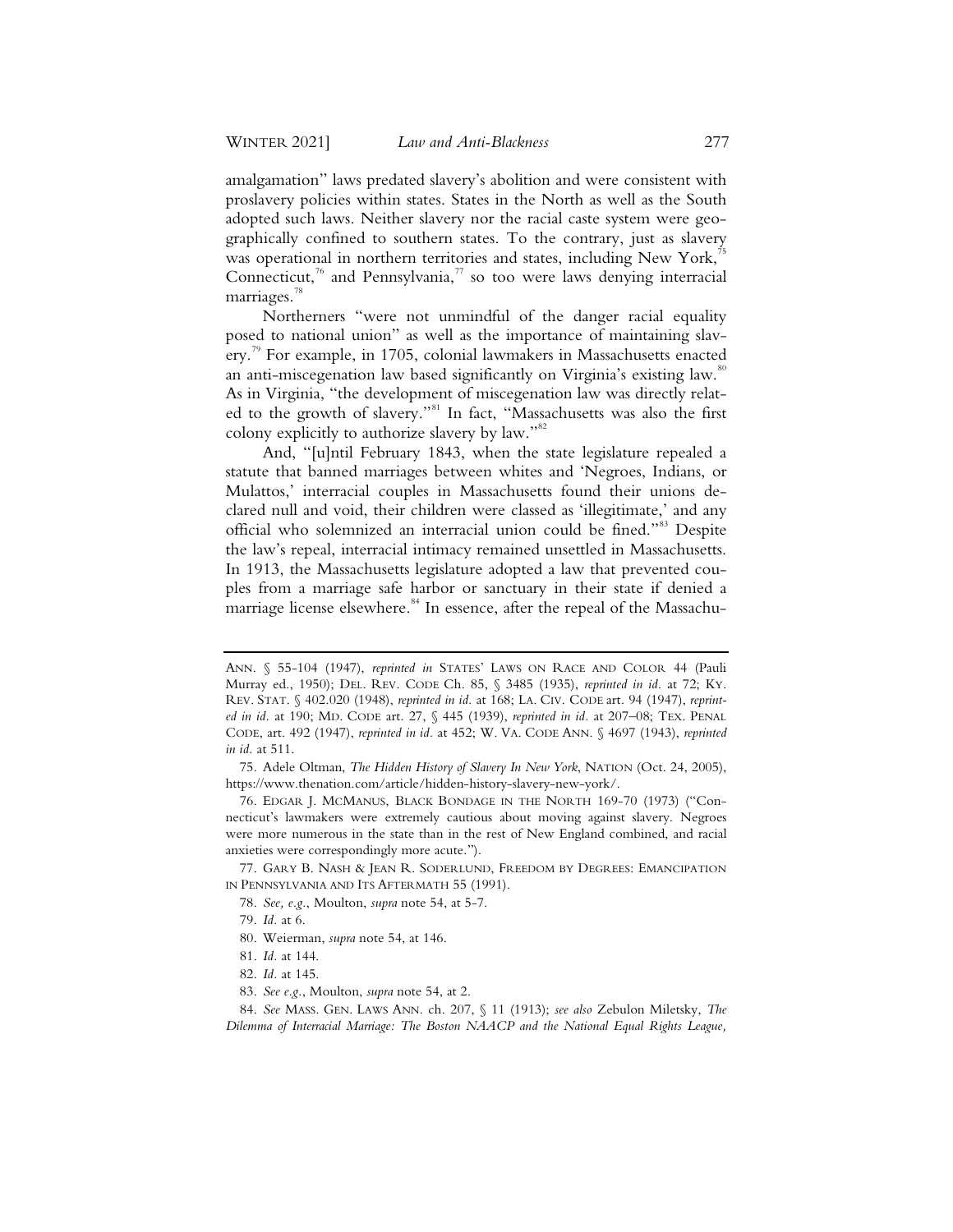amalgamation" laws predated slavery's abolition and were consistent with proslavery policies within states. States in the North as well as the South adopted such laws. Neither slavery nor the racial caste system were geographically confined to southern states. To the contrary, just as slavery was operational in northern territories and states, including New York,[75] Connecticut,[76] and Pennsylvania,[77] so too were laws denying interracial marriages.[78]

Northerners "were not unmindful of the danger racial equality posed to national union" as well as the importance of maintaining slavery.[79] For example, in 1705, colonial lawmakers in Massachusetts enacted an anti-miscegenation law based significantly on Virginia's existing law.[80] As in Virginia, "the development of miscegenation law was directly related to the growth of slavery."[81] In fact, "Massachusetts was also the first colony explicitly to authorize slavery by law."[82]

And, "[u]ntil February 1843, when the state legislature repealed a statute that banned marriages between whites and 'Negroes, Indians, or Mulattos,' interracial couples in Massachusetts found their unions declared null and void, their children were classed as 'illegitimate,' and any official who solemnized an interracial union could be fined."[83] Despite the law's repeal, interracial intimacy remained unsettled in Massachusetts. In 1913, the Massachusetts legislature adopted a law that prevented couples from a marriage safe harbor or sanctuary in their state if denied a marriage license elsewhere.[84] In essence, after the repeal of the Massachu-

---

ANN. § 55-104 (1947), *reprinted in* STATES' LAWS ON RACE AND COLOR 44 (Pauli Murray ed., 1950); DEL. REV. CODE Ch. 85, § 3485 (1935), *reprinted in id.* at 72; KY. REV. STAT. § 402.020 (1948), *reprinted in id.* at 168; LA. CIV. CODE art. 94 (1947), *reprinted in id.* at 190; MD. CODE art. 27, § 445 (1939), *reprinted in id.* at 207–08; TEX. PENAL CODE, art. 492 (1947), *reprinted in id.* at 452; W. VA. CODE ANN. § 4697 (1943), *reprinted in id.* at 511.

75. Adele Oltman, *The Hidden History of Slavery In New York*, NATION (Oct. 24, 2005), https://www.thenation.com/article/hidden-history-slavery-new-york/.

76. EDGAR J. MCMANUS, BLACK BONDAGE IN THE NORTH 169-70 (1973) ("Connecticut's lawmakers were extremely cautious about moving against slavery. Negroes were more numerous in the state than in the rest of New England combined, and racial anxieties were correspondingly more acute.").

77. GARY B. NASH & JEAN R. SODERLUND, FREEDOM BY DEGREES: EMANCIPATION IN PENNSYLVANIA AND ITS AFTERMATH 55 (1991).

78. *See, e.g.*, Moulton, *supra* note 54, at 5-7.

79. *Id.* at 6.

80. Weierman, *supra* note 54, at 146.

81. *Id.* at 144.

82. *Id.* at 145.

83. *See e.g.*, Moulton, *supra* note 54, at 2.

84. *See* MASS. GEN. LAWS ANN. ch. 207, § 11 (1913); *see also* Zebulon Miletsky, *The Dilemma of Interracial Marriage: The Boston NAACP and the National Equal Rights League,*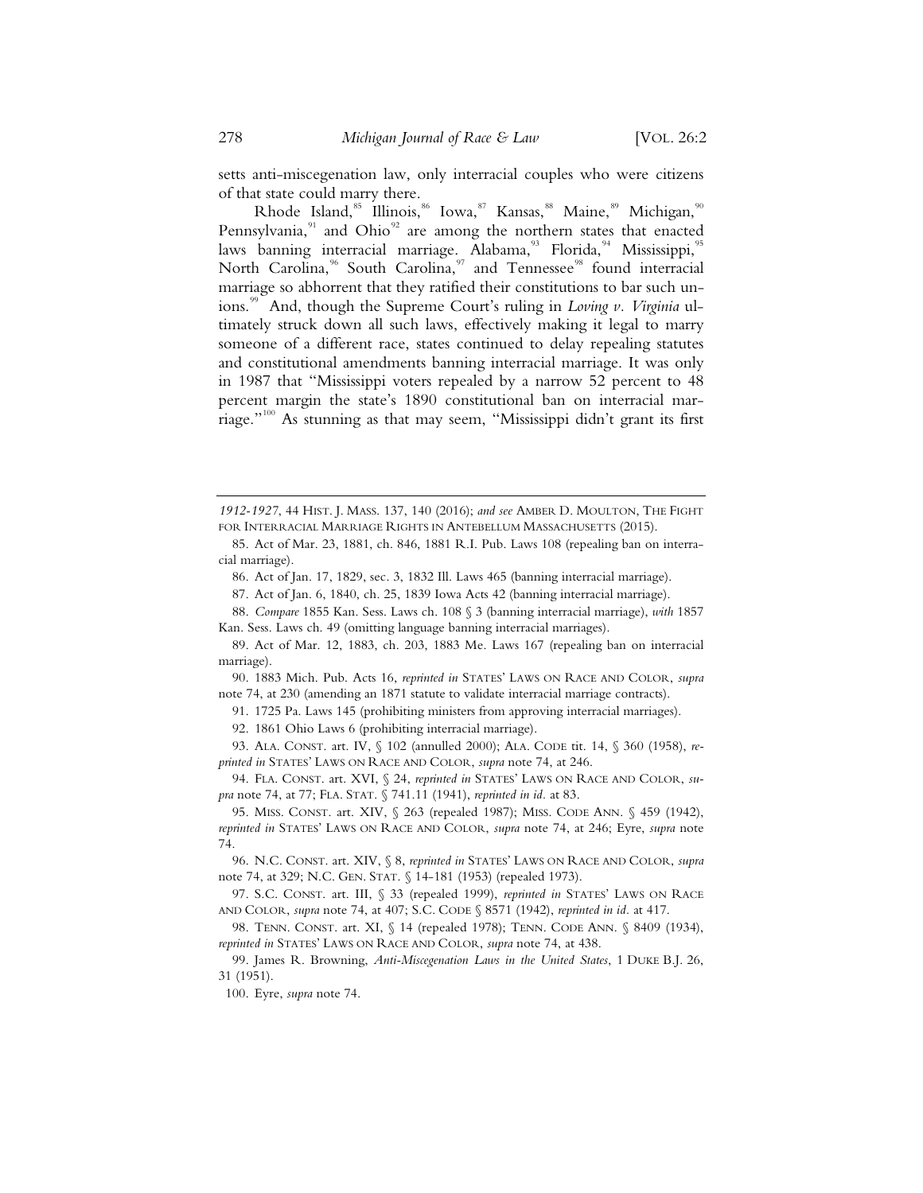setts anti-miscegenation law, only interracial couples who were citizens of that state could marry there.

Rhode Island,[85] Illinois,[86] Iowa,[87] Kansas,[88] Maine,[89] Michigan,[90] Pennsylvania,[91] and Ohio[92] are among the northern states that enacted laws banning interracial marriage. Alabama,[93] Florida,[94] Mississippi,[95] North Carolina,[96] South Carolina,[97] and Tennessee[98] found interracial marriage so abhorrent that they ratified their constitutions to bar such unions.[99] And, though the Supreme Court's ruling in *Loving v. Virginia* ultimately struck down all such laws, effectively making it legal to marry someone of a different race, states continued to delay repealing statutes and constitutional amendments banning interracial marriage. It was only in 1987 that "Mississippi voters repealed by a narrow 52 percent to 48 percent margin the state's 1890 constitutional ban on interracial marriage."[100] As stunning as that may seem, "Mississippi didn't grant its first

---

*1912-1927*, 44 HIST. J. MASS. 137, 140 (2016); *and see* AMBER D. MOULTON, THE FIGHT FOR INTERRACIAL MARRIAGE RIGHTS IN ANTEBELLUM MASSACHUSETTS (2015).

85. Act of Mar. 23, 1881, ch. 846, 1881 R.I. Pub. Laws 108 (repealing ban on interracial marriage).

86. Act of Jan. 17, 1829, sec. 3, 1832 Ill. Laws 465 (banning interracial marriage).

87. Act of Jan. 6, 1840, ch. 25, 1839 Iowa Acts 42 (banning interracial marriage).

88. *Compare* 1855 Kan. Sess. Laws ch. 108 § 3 (banning interracial marriage), *with* 1857 Kan. Sess. Laws ch. 49 (omitting language banning interracial marriages).

89. Act of Mar. 12, 1883, ch. 203, 1883 Me. Laws 167 (repealing ban on interracial marriage).

90. 1883 Mich. Pub. Acts 16, *reprinted in* STATES' LAWS ON RACE AND COLOR, *supra* note 74, at 230 (amending an 1871 statute to validate interracial marriage contracts).

91. 1725 Pa. Laws 145 (prohibiting ministers from approving interracial marriages).

92. 1861 Ohio Laws 6 (prohibiting interracial marriage).

93. ALA. CONST. art. IV, § 102 (annulled 2000); ALA. CODE tit. 14, § 360 (1958), *reprinted in* STATES' LAWS ON RACE AND COLOR, *supra* note 74, at 246.

94. FLA. CONST. art. XVI, § 24, *reprinted in* STATES' LAWS ON RACE AND COLOR, *supra* note 74, at 77; FLA. STAT. § 741.11 (1941), *reprinted in id.* at 83.

95. MISS. CONST. art. XIV, § 263 (repealed 1987); MISS. CODE ANN. § 459 (1942), *reprinted in* STATES' LAWS ON RACE AND COLOR, *supra* note 74, at 246; Eyre, *supra* note 74.

96. N.C. CONST. art. XIV, § 8, *reprinted in* STATES' LAWS ON RACE AND COLOR, *supra* note 74, at 329; N.C. GEN. STAT. § 14-181 (1953) (repealed 1973).

97. S.C. CONST. art. III, § 33 (repealed 1999), *reprinted in* STATES' LAWS ON RACE AND COLOR, *supra* note 74, at 407; S.C. CODE § 8571 (1942), *reprinted in id.* at 417.

98. TENN. CONST. art. XI, § 14 (repealed 1978); TENN. CODE ANN. § 8409 (1934), *reprinted in* STATES' LAWS ON RACE AND COLOR, *supra* note 74, at 438.

99. James R. Browning, *Anti-Miscegenation Laws in the United States*, 1 DUKE B.J. 26, 31 (1951).

100. Eyre, *supra* note 74.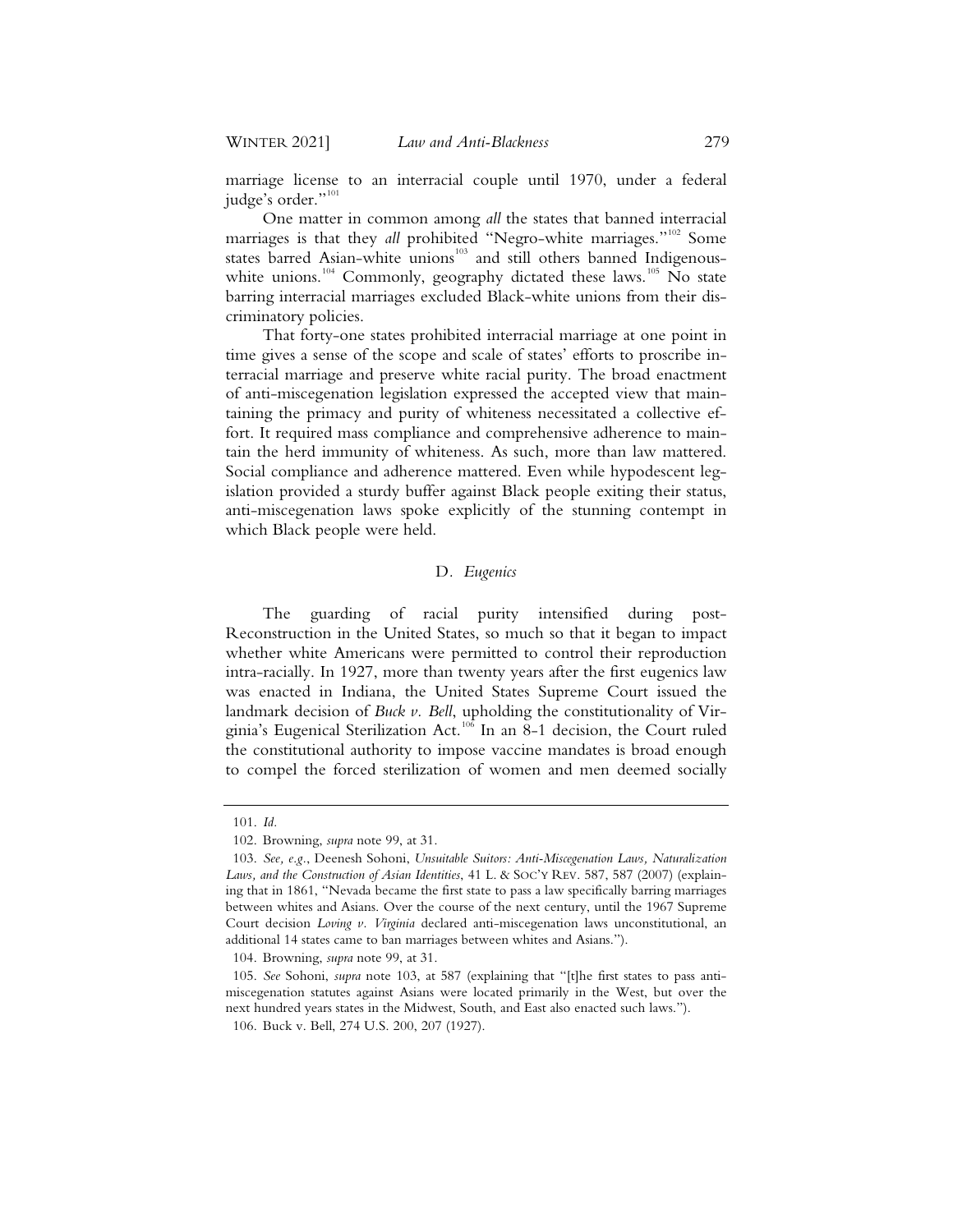marriage license to an interracial couple until 1970, under a federal judge's order."[101]

One matter in common among *all* the states that banned interracial marriages is that they *all* prohibited "Negro-white marriages."[102] Some states barred Asian-white unions[103] and still others banned Indigenous-white unions.[104] Commonly, geography dictated these laws.[105] No state barring interracial marriages excluded Black-white unions from their discriminatory policies.

That forty-one states prohibited interracial marriage at one point in time gives a sense of the scope and scale of states' efforts to proscribe interracial marriage and preserve white racial purity. The broad enactment of anti-miscegenation legislation expressed the accepted view that maintaining the primacy and purity of whiteness necessitated a collective effort. It required mass compliance and comprehensive adherence to maintain the herd immunity of whiteness. As such, more than law mattered. Social compliance and adherence mattered. Even while hypodescent legislation provided a sturdy buffer against Black people exiting their status, anti-miscegenation laws spoke explicitly of the stunning contempt in which Black people were held.

### D. *Eugenics*

The guarding of racial purity intensified during post-Reconstruction in the United States, so much so that it began to impact whether white Americans were permitted to control their reproduction intra-racially. In 1927, more than twenty years after the first eugenics law was enacted in Indiana, the United States Supreme Court issued the landmark decision of *Buck v. Bell*, upholding the constitutionality of Virginia's Eugenical Sterilization Act.[106] In an 8-1 decision, the Court ruled the constitutional authority to impose vaccine mandates is broad enough to compel the forced sterilization of women and men deemed socially

---

101. *Id.*

102. Browning, *supra* note 99, at 31.

103. *See, e.g.*, Deenesh Sohoni, *Unsuitable Suitors: Anti-Miscegenation Laws, Naturalization Laws, and the Construction of Asian Identities*, 41 L. & SOC'Y REV. 587, 587 (2007) (explaining that in 1861, "Nevada became the first state to pass a law specifically barring marriages between whites and Asians. Over the course of the next century, until the 1967 Supreme Court decision *Loving v. Virginia* declared anti-miscegenation laws unconstitutional, an additional 14 states came to ban marriages between whites and Asians.").

104. Browning, *supra* note 99, at 31.

105. *See* Sohoni, *supra* note 103, at 587 (explaining that "[t]he first states to pass anti-miscegenation statutes against Asians were located primarily in the West, but over the next hundred years states in the Midwest, South, and East also enacted such laws.").

106. Buck v. Bell, 274 U.S. 200, 207 (1927).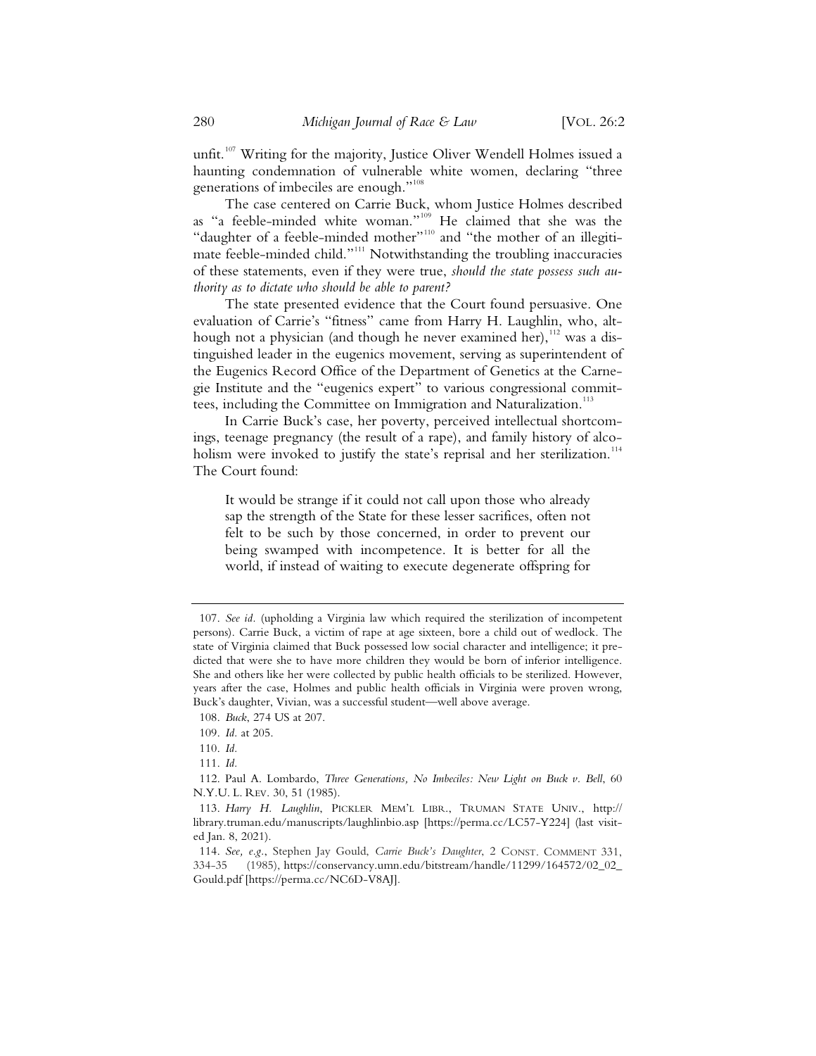unfit.[107] Writing for the majority, Justice Oliver Wendell Holmes issued a haunting condemnation of vulnerable white women, declaring "three generations of imbeciles are enough."[108]

The case centered on Carrie Buck, whom Justice Holmes described as "a feeble-minded white woman."[109] He claimed that she was the "daughter of a feeble-minded mother"[110] and "the mother of an illegitimate feeble-minded child."[111] Notwithstanding the troubling inaccuracies of these statements, even if they were true, *should the state possess such authority as to dictate who should be able to parent?*

The state presented evidence that the Court found persuasive. One evaluation of Carrie's "fitness" came from Harry H. Laughlin, who, although not a physician (and though he never examined her),[112] was a distinguished leader in the eugenics movement, serving as superintendent of the Eugenics Record Office of the Department of Genetics at the Carnegie Institute and the "eugenics expert" to various congressional committees, including the Committee on Immigration and Naturalization.[113]

In Carrie Buck's case, her poverty, perceived intellectual shortcomings, teenage pregnancy (the result of a rape), and family history of alcoholism were invoked to justify the state's reprisal and her sterilization.[114] The Court found:

> It would be strange if it could not call upon those who already sap the strength of the State for these lesser sacrifices, often not felt to be such by those concerned, in order to prevent our being swamped with incompetence. It is better for all the world, if instead of waiting to execute degenerate offspring for

---

107. *See id.* (upholding a Virginia law which required the sterilization of incompetent persons). Carrie Buck, a victim of rape at age sixteen, bore a child out of wedlock. The state of Virginia claimed that Buck possessed low social character and intelligence; it predicted that were she to have more children they would be born of inferior intelligence. She and others like her were collected by public health officials to be sterilized. However, years after the case, Holmes and public health officials in Virginia were proven wrong, Buck's daughter, Vivian, was a successful student—well above average.

108. *Buck*, 274 US at 207.

109. *Id.* at 205.

110. *Id.*

111. *Id.*

112. Paul A. Lombardo, *Three Generations, No Imbeciles: New Light on Buck v. Bell*, 60 N.Y.U. L. REV. 30, 51 (1985).

113. *Harry H. Laughlin*, PICKLER MEM'L LIBR., TRUMAN STATE UNIV., http://library.truman.edu/manuscripts/laughlinbio.asp [https://perma.cc/LC57-Y224] (last visited Jan. 8, 2021).

114. *See, e.g.*, Stephen Jay Gould, *Carrie Buck's Daughter*, 2 CONST. COMMENT 331, 334-35 (1985), https://conservancy.umn.edu/bitstream/handle/11299/164572/02_02_Gould.pdf [https://perma.cc/NC6D-V8AJ].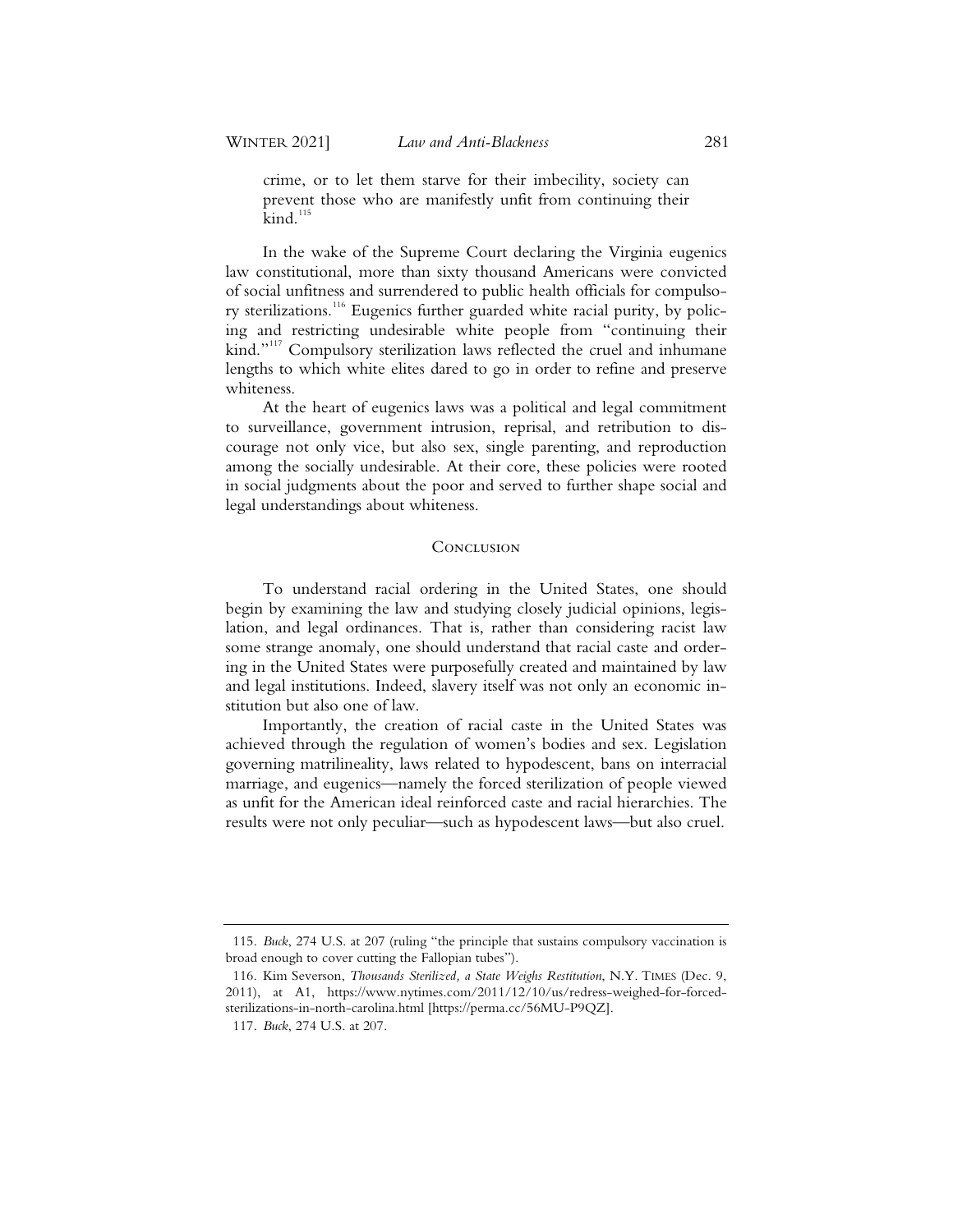crime, or to let them starve for their imbecility, society can prevent those who are manifestly unfit from continuing their kind.[115]

In the wake of the Supreme Court declaring the Virginia eugenics law constitutional, more than sixty thousand Americans were convicted of social unfitness and surrendered to public health officials for compulsory sterilizations.[116] Eugenics further guarded white racial purity, by policing and restricting undesirable white people from "continuing their kind."[117] Compulsory sterilization laws reflected the cruel and inhumane lengths to which white elites dared to go in order to refine and preserve whiteness.

At the heart of eugenics laws was a political and legal commitment to surveillance, government intrusion, reprisal, and retribution to discourage not only vice, but also sex, single parenting, and reproduction among the socially undesirable. At their core, these policies were rooted in social judgments about the poor and served to further shape social and legal understandings about whiteness.

## Conclusion

To understand racial ordering in the United States, one should begin by examining the law and studying closely judicial opinions, legislation, and legal ordinances. That is, rather than considering racist law some strange anomaly, one should understand that racial caste and ordering in the United States were purposefully created and maintained by law and legal institutions. Indeed, slavery itself was not only an economic institution but also one of law.

Importantly, the creation of racial caste in the United States was achieved through the regulation of women's bodies and sex. Legislation governing matrilineality, laws related to hypodescent, bans on interracial marriage, and eugenics—namely the forced sterilization of people viewed as unfit for the American ideal reinforced caste and racial hierarchies. The results were not only peculiar—such as hypodescent laws—but also cruel.

---

115. *Buck*, 274 U.S. at 207 (ruling "the principle that sustains compulsory vaccination is broad enough to cover cutting the Fallopian tubes").

116. Kim Severson, *Thousands Sterilized, a State Weighs Restitution*, N.Y. TIMES (Dec. 9, 2011), at A1, https://www.nytimes.com/2011/12/10/us/redress-weighed-for-forced-sterilizations-in-north-carolina.html [https://perma.cc/56MU-P9QZ].

117. *Buck*, 274 U.S. at 207.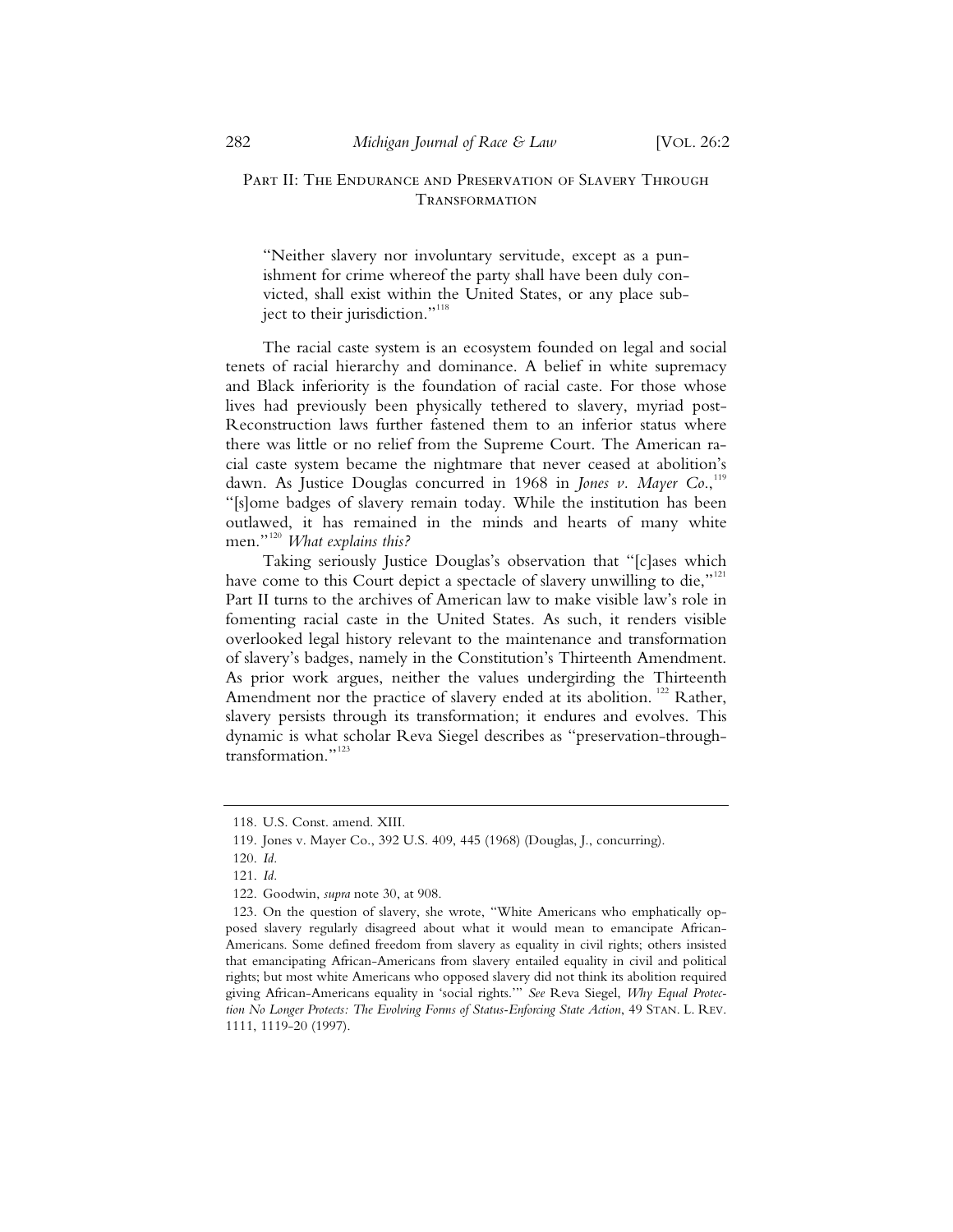## Part II: The Endurance and Preservation of Slavery Through Transformation

> "Neither slavery nor involuntary servitude, except as a punishment for crime whereof the party shall have been duly convicted, shall exist within the United States, or any place subject to their jurisdiction."[118]

The racial caste system is an ecosystem founded on legal and social tenets of racial hierarchy and dominance. A belief in white supremacy and Black inferiority is the foundation of racial caste. For those whose lives had previously been physically tethered to slavery, myriad post-Reconstruction laws further fastened them to an inferior status where there was little or no relief from the Supreme Court. The American racial caste system became the nightmare that never ceased at abolition's dawn. As Justice Douglas concurred in 1968 in *Jones v. Mayer Co.*,[119] "[s]ome badges of slavery remain today. While the institution has been outlawed, it has remained in the minds and hearts of many white men."[120] *What explains this?*

Taking seriously Justice Douglas's observation that "[c]ases which have come to this Court depict a spectacle of slavery unwilling to die,"[121] Part II turns to the archives of American law to make visible law's role in fomenting racial caste in the United States. As such, it renders visible overlooked legal history relevant to the maintenance and transformation of slavery's badges, namely in the Constitution's Thirteenth Amendment. As prior work argues, neither the values undergirding the Thirteenth Amendment nor the practice of slavery ended at its abolition.[122] Rather, slavery persists through its transformation; it endures and evolves. This dynamic is what scholar Reva Siegel describes as "preservation-through-transformation."[123]

---

118. U.S. Const. amend. XIII.

119. Jones v. Mayer Co., 392 U.S. 409, 445 (1968) (Douglas, J., concurring).

120. *Id.*

121. *Id.*

122. Goodwin, *supra* note 30, at 908.

123. On the question of slavery, she wrote, "White Americans who emphatically opposed slavery regularly disagreed about what it would mean to emancipate African-Americans. Some defined freedom from slavery as equality in civil rights; others insisted that emancipating African-Americans from slavery entailed equality in civil and political rights; but most white Americans who opposed slavery did not think its abolition required giving African-Americans equality in 'social rights.'" *See* Reva Siegel, *Why Equal Protection No Longer Protects: The Evolving Forms of Status-Enforcing State Action*, 49 Stan. L. Rev. 1111, 1119-20 (1997).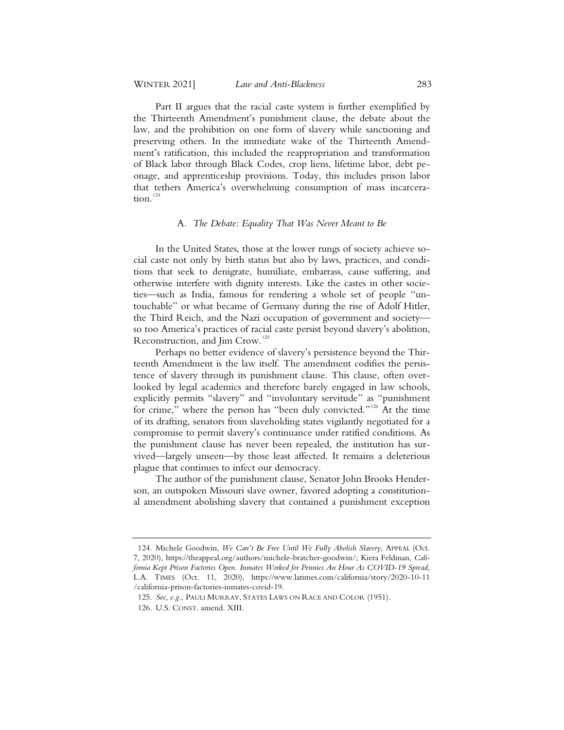Part II argues that the racial caste system is further exemplified by the Thirteenth Amendment's punishment clause, the debate about the law, and the prohibition on one form of slavery while sanctioning and preserving others. In the immediate wake of the Thirteenth Amendment's ratification, this included the reappropriation and transformation of Black labor through Black Codes, crop liens, lifetime labor, debt peonage, and apprenticeship provisions. Today, this includes prison labor that tethers America's overwhelming consumption of mass incarceration.[124]

### A. *The Debate: Equality That Was Never Meant to Be*

In the United States, those at the lower rungs of society achieve social caste not only by birth status but also by laws, practices, and conditions that seek to denigrate, humiliate, embarrass, cause suffering, and otherwise interfere with dignity interests. Like the castes in other societies—such as India, famous for rendering a whole set of people "untouchable" or what became of Germany during the rise of Adolf Hitler, the Third Reich, and the Nazi occupation of government and society—so too America's practices of racial caste persist beyond slavery's abolition, Reconstruction, and Jim Crow.[125]

Perhaps no better evidence of slavery's persistence beyond the Thirteenth Amendment is the law itself. The amendment codifies the persistence of slavery through its punishment clause. This clause, often overlooked by legal academics and therefore barely engaged in law schools, explicitly permits "slavery" and "involuntary servitude" as "punishment for crime," where the person has "been duly convicted."[126] At the time of its drafting, senators from slaveholding states vigilantly negotiated for a compromise to permit slavery's continuance under ratified conditions. As the punishment clause has never been repealed, the institution has survived—largely unseen—by those least affected. It remains a deleterious plague that continues to infect our democracy.

The author of the punishment clause, Senator John Brooks Henderson, an outspoken Missouri slave owner, favored adopting a constitutional amendment abolishing slavery that contained a punishment exception

---

124. Michele Goodwin, *We Can't Be Free Until We Fully Abolish Slavery*, APPEAL (Oct. 7, 2020), https://theappeal.org/authors/michele-bratcher-goodwin/; Kiera Feldman, *California Kept Prison Factories Open. Inmates Worked for Pennies An Hour As COVID-19 Spread*, L.A. TIMES (Oct. 11, 2020), https://www.latimes.com/california/story/2020-10-11/california-prison-factories-inmates-covid-19.

125. *See, e.g.*, PAULI MURRAY, STATES LAWS ON RACE AND COLOR (1951).

126. U.S. CONST. amend. XIII.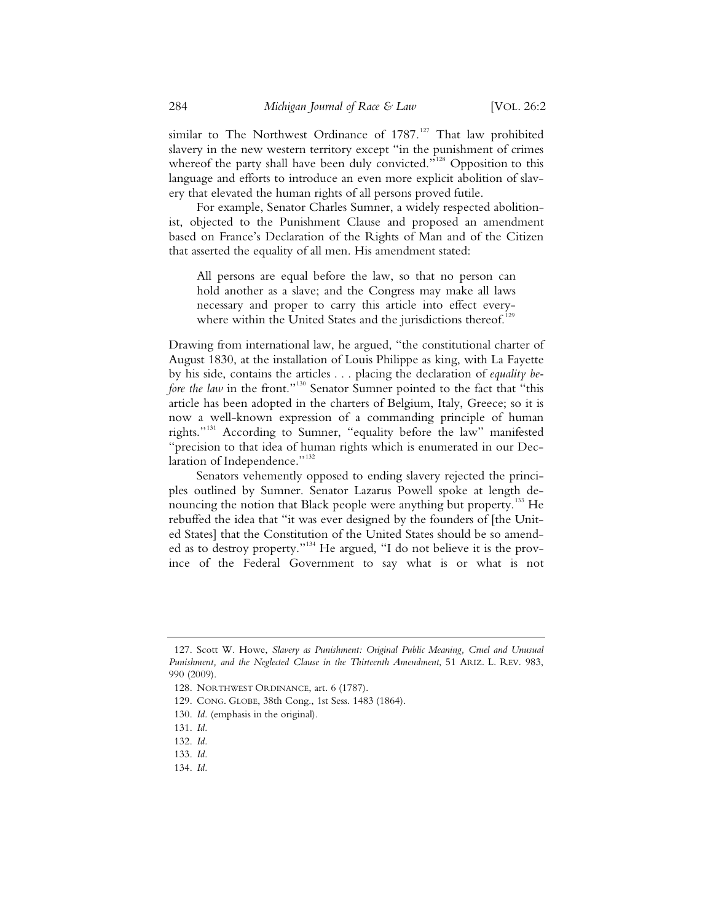similar to The Northwest Ordinance of 1787.[127] That law prohibited slavery in the new western territory except "in the punishment of crimes whereof the party shall have been duly convicted."[128] Opposition to this language and efforts to introduce an even more explicit abolition of slavery that elevated the human rights of all persons proved futile.

For example, Senator Charles Sumner, a widely respected abolitionist, objected to the Punishment Clause and proposed an amendment based on France's Declaration of the Rights of Man and of the Citizen that asserted the equality of all men. His amendment stated:

> All persons are equal before the law, so that no person can hold another as a slave; and the Congress may make all laws necessary and proper to carry this article into effect everywhere within the United States and the jurisdictions thereof.[129]

Drawing from international law, he argued, "the constitutional charter of August 1830, at the installation of Louis Philippe as king, with La Fayette by his side, contains the articles . . . placing the declaration of *equality before the law* in the front."[130] Senator Sumner pointed to the fact that "this article has been adopted in the charters of Belgium, Italy, Greece; so it is now a well-known expression of a commanding principle of human rights."[131] According to Sumner, "equality before the law" manifested "precision to that idea of human rights which is enumerated in our Declaration of Independence."[132]

Senators vehemently opposed to ending slavery rejected the principles outlined by Sumner. Senator Lazarus Powell spoke at length denouncing the notion that Black people were anything but property.[133] He rebuffed the idea that "it was ever designed by the founders of [the United States] that the Constitution of the United States should be so amended as to destroy property."[134] He argued, "I do not believe it is the province of the Federal Government to say what is or what is not

---

127. Scott W. Howe, *Slavery as Punishment: Original Public Meaning, Cruel and Unusual Punishment, and the Neglected Clause in the Thirteenth Amendment*, 51 ARIZ. L. REV. 983, 990 (2009).

128. NORTHWEST ORDINANCE, art. 6 (1787).

129. CONG. GLOBE, 38th Cong., 1st Sess. 1483 (1864).

130. *Id.* (emphasis in the original).

131. *Id.*

132. *Id.*

133. *Id.*

134. *Id.*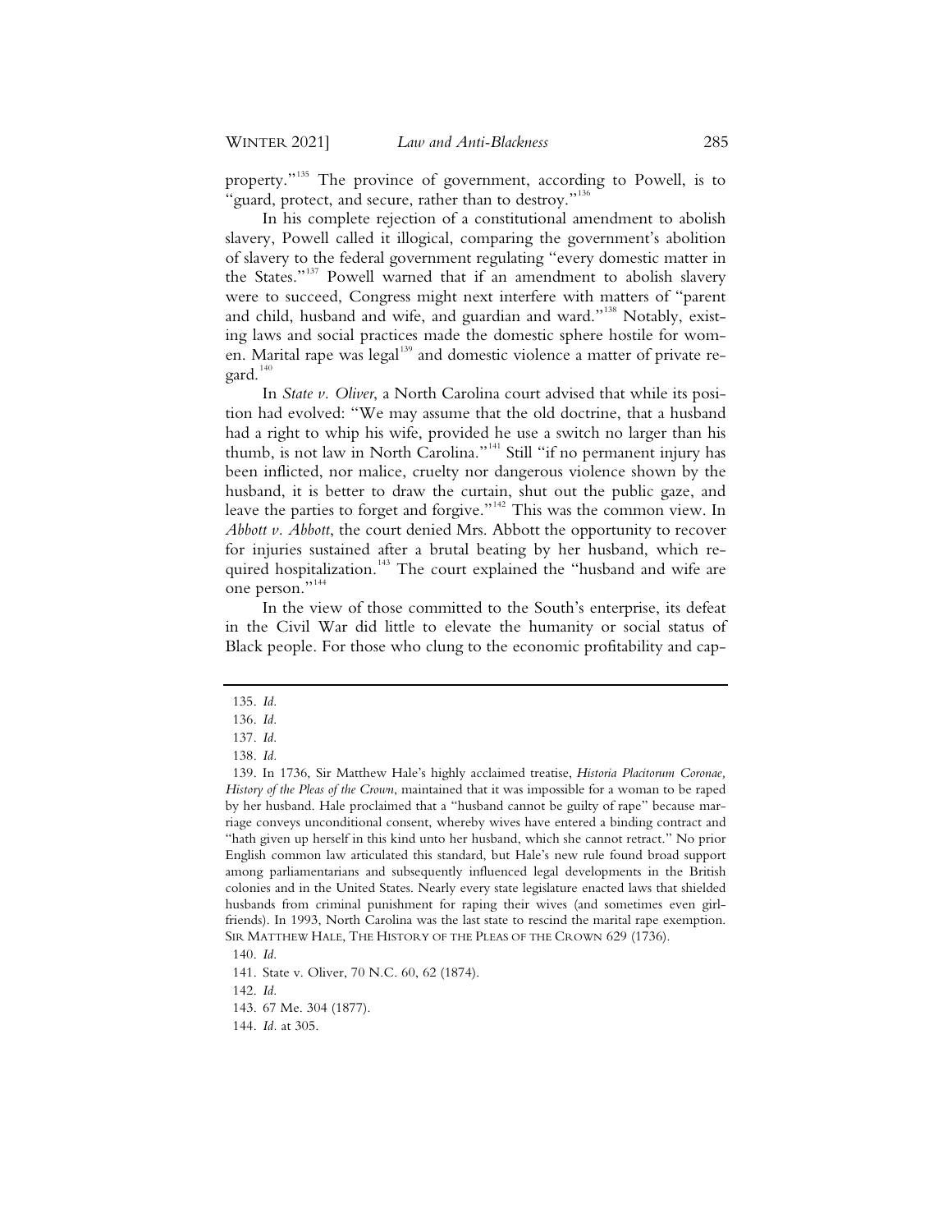property."[135] The province of government, according to Powell, is to "guard, protect, and secure, rather than to destroy."[136]

In his complete rejection of a constitutional amendment to abolish slavery, Powell called it illogical, comparing the government's abolition of slavery to the federal government regulating "every domestic matter in the States."[137] Powell warned that if an amendment to abolish slavery were to succeed, Congress might next interfere with matters of "parent and child, husband and wife, and guardian and ward."[138] Notably, existing laws and social practices made the domestic sphere hostile for women. Marital rape was legal[139] and domestic violence a matter of private regard.[140]

In *State v. Oliver*, a North Carolina court advised that while its position had evolved: "We may assume that the old doctrine, that a husband had a right to whip his wife, provided he use a switch no larger than his thumb, is not law in North Carolina."[141] Still "if no permanent injury has been inflicted, nor malice, cruelty nor dangerous violence shown by the husband, it is better to draw the curtain, shut out the public gaze, and leave the parties to forget and forgive."[142] This was the common view. In *Abbott v. Abbott*, the court denied Mrs. Abbott the opportunity to recover for injuries sustained after a brutal beating by her husband, which required hospitalization.[143] The court explained the "husband and wife are one person."[144]

In the view of those committed to the South's enterprise, its defeat in the Civil War did little to elevate the humanity or social status of Black people. For those who clung to the economic profitability and cap-

---

135. *Id.*

136. *Id.*

137. *Id.*

138. *Id.*

139. In 1736, Sir Matthew Hale's highly acclaimed treatise, *Historia Placitorum Coronae, History of the Pleas of the Crown*, maintained that it was impossible for a woman to be raped by her husband. Hale proclaimed that a "husband cannot be guilty of rape" because marriage conveys unconditional consent, whereby wives have entered a binding contract and "hath given up herself in this kind unto her husband, which she cannot retract." No prior English common law articulated this standard, but Hale's new rule found broad support among parliamentarians and subsequently influenced legal developments in the British colonies and in the United States. Nearly every state legislature enacted laws that shielded husbands from criminal punishment for raping their wives (and sometimes even girlfriends). In 1993, North Carolina was the last state to rescind the marital rape exemption. SIR MATTHEW HALE, THE HISTORY OF THE PLEAS OF THE CROWN 629 (1736).

140. *Id.*

141. State v. Oliver, 70 N.C. 60, 62 (1874).

142. *Id.*

143. 67 Me. 304 (1877).

144. *Id.* at 305.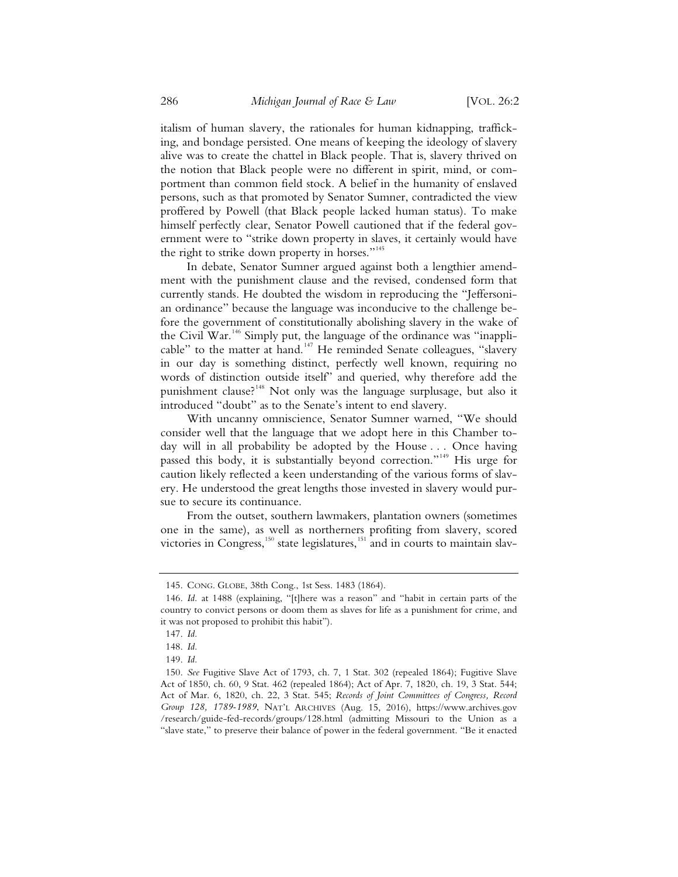italism of human slavery, the rationales for human kidnapping, trafficking, and bondage persisted. One means of keeping the ideology of slavery alive was to create the chattel in Black people. That is, slavery thrived on the notion that Black people were no different in spirit, mind, or comportment than common field stock. A belief in the humanity of enslaved persons, such as that promoted by Senator Sumner, contradicted the view proffered by Powell (that Black people lacked human status). To make himself perfectly clear, Senator Powell cautioned that if the federal government were to "strike down property in slaves, it certainly would have the right to strike down property in horses."[145]

In debate, Senator Sumner argued against both a lengthier amendment with the punishment clause and the revised, condensed form that currently stands. He doubted the wisdom in reproducing the "Jeffersonian ordinance" because the language was inconducive to the challenge before the government of constitutionally abolishing slavery in the wake of the Civil War.[146] Simply put, the language of the ordinance was "inapplicable" to the matter at hand.[147] He reminded Senate colleagues, "slavery in our day is something distinct, perfectly well known, requiring no words of distinction outside itself" and queried, why therefore add the punishment clause?[148] Not only was the language surplusage, but also it introduced "doubt" as to the Senate's intent to end slavery.

With uncanny omniscience, Senator Sumner warned, "We should consider well that the language that we adopt here in this Chamber today will in all probability be adopted by the House . . . Once having passed this body, it is substantially beyond correction."[149] His urge for caution likely reflected a keen understanding of the various forms of slavery. He understood the great lengths those invested in slavery would pursue to secure its continuance.

From the outset, southern lawmakers, plantation owners (sometimes one in the same), as well as northerners profiting from slavery, scored victories in Congress,[150] state legislatures,[151] and in courts to maintain slav-

---

145. CONG. GLOBE, 38th Cong., 1st Sess. 1483 (1864).

146. *Id.* at 1488 (explaining, "[t]here was a reason" and "habit in certain parts of the country to convict persons or doom them as slaves for life as a punishment for crime, and it was not proposed to prohibit this habit").

147. *Id.*

148. *Id.*

149. *Id.*

150. *See* Fugitive Slave Act of 1793, ch. 7, 1 Stat. 302 (repealed 1864); Fugitive Slave Act of 1850, ch. 60, 9 Stat. 462 (repealed 1864); Act of Apr. 7, 1820, ch. 19, 3 Stat. 544; Act of Mar. 6, 1820, ch. 22, 3 Stat. 545; *Records of Joint Committees of Congress, Record Group 128, 1789-1989*, NAT'L ARCHIVES (Aug. 15, 2016), https://www.archives.gov/research/guide-fed-records/groups/128.html (admitting Missouri to the Union as a "slave state," to preserve their balance of power in the federal government. "Be it enacted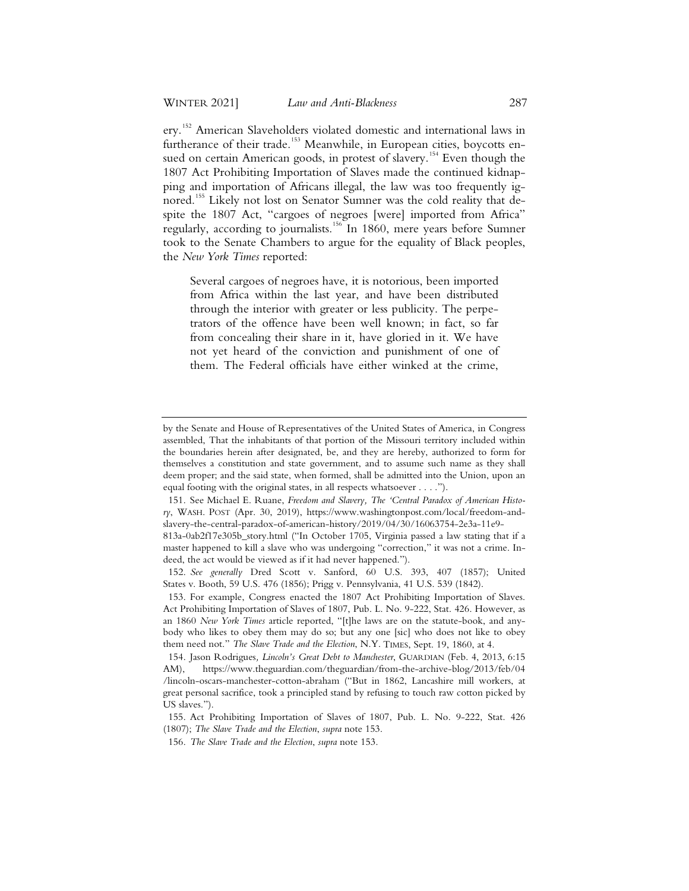ery.[152] American Slaveholders violated domestic and international laws in furtherance of their trade.[153] Meanwhile, in European cities, boycotts ensued on certain American goods, in protest of slavery.[154] Even though the 1807 Act Prohibiting Importation of Slaves made the continued kidnapping and importation of Africans illegal, the law was too frequently ignored.[155] Likely not lost on Senator Sumner was the cold reality that despite the 1807 Act, "cargoes of negroes [were] imported from Africa" regularly, according to journalists.[156] In 1860, mere years before Sumner took to the Senate Chambers to argue for the equality of Black peoples, the *New York Times* reported:

> Several cargoes of negroes have, it is notorious, been imported from Africa within the last year, and have been distributed through the interior with greater or less publicity. The perpetrators of the offence have been well known; in fact, so far from concealing their share in it, have gloried in it. We have not yet heard of the conviction and punishment of one of them. The Federal officials have either winked at the crime,

---

by the Senate and House of Representatives of the United States of America, in Congress assembled, That the inhabitants of that portion of the Missouri territory included within the boundaries herein after designated, be, and they are hereby, authorized to form for themselves a constitution and state government, and to assume such name as they shall deem proper; and the said state, when formed, shall be admitted into the Union, upon an equal footing with the original states, in all respects whatsoever . . . .").

151. See Michael E. Ruane, *Freedom and Slavery, The 'Central Paradox of American History*, WASH. POST (Apr. 30, 2019), https://www.washingtonpost.com/local/freedom-and-slavery-the-central-paradox-of-american-history/2019/04/30/16063754-2e3a-11e9-813a-0ab2f17e305b_story.html ("In October 1705, Virginia passed a law stating that if a master happened to kill a slave who was undergoing "correction," it was not a crime. Indeed, the act would be viewed as if it had never happened.").

152. *See generally* Dred Scott v. Sanford, 60 U.S. 393, 407 (1857); United States v. Booth, 59 U.S. 476 (1856); Prigg v. Pennsylvania, 41 U.S. 539 (1842).

153. For example, Congress enacted the 1807 Act Prohibiting Importation of Slaves. Act Prohibiting Importation of Slaves of 1807, Pub. L. No. 9-222, Stat. 426. However, as an 1860 *New York Times* article reported, "[t]he laws are on the statute-book, and anybody who likes to obey them may do so; but any one [sic] who does not like to obey them need not." *The Slave Trade and the Election*, N.Y. TIMES, Sept. 19, 1860, at 4.

154. Jason Rodrigues*, Lincoln's Great Debt to Manchester*, GUARDIAN (Feb. 4, 2013, 6:15 AM), https://www.theguardian.com/theguardian/from-the-archive-blog/2013/feb/04/lincoln-oscars-manchester-cotton-abraham ("But in 1862, Lancashire mill workers, at great personal sacrifice, took a principled stand by refusing to touch raw cotton picked by US slaves.").

155. Act Prohibiting Importation of Slaves of 1807, Pub. L. No. 9-222, Stat. 426 (1807); *The Slave Trade and the Election*, *supra* note 153.

156. *The Slave Trade and the Election*, *supra* note 153.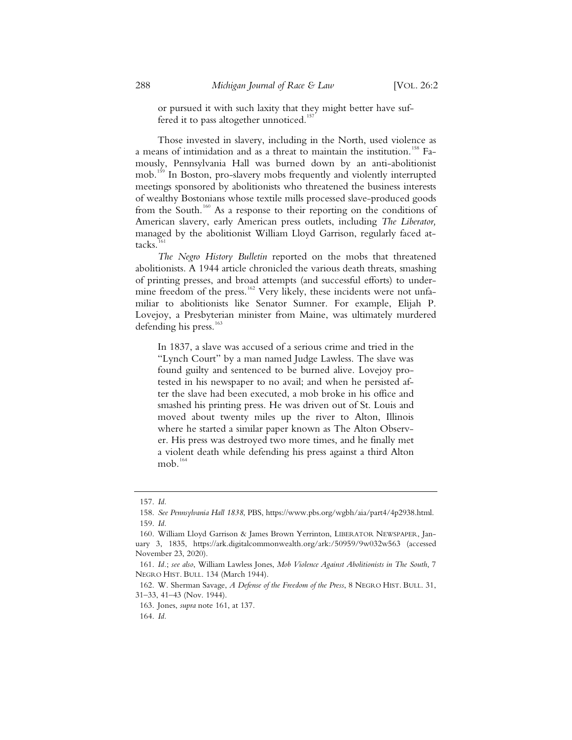> or pursued it with such laxity that they might better have suffered it to pass altogether unnoticed.[157]

Those invested in slavery, including in the North, used violence as a means of intimidation and as a threat to maintain the institution.[158] Famously, Pennsylvania Hall was burned down by an anti-abolitionist mob.[159] In Boston, pro-slavery mobs frequently and violently interrupted meetings sponsored by abolitionists who threatened the business interests of wealthy Bostonians whose textile mills processed slave-produced goods from the South.[160] As a response to their reporting on the conditions of American slavery, early American press outlets, including *The Liberator,* managed by the abolitionist William Lloyd Garrison, regularly faced attacks.[161]

*The Negro History Bulletin* reported on the mobs that threatened abolitionists. A 1944 article chronicled the various death threats, smashing of printing presses, and broad attempts (and successful efforts) to undermine freedom of the press.[162] Very likely, these incidents were not unfamiliar to abolitionists like Senator Sumner. For example, Elijah P. Lovejoy, a Presbyterian minister from Maine, was ultimately murdered defending his press.[163]

> In 1837, a slave was accused of a serious crime and tried in the "Lynch Court" by a man named Judge Lawless. The slave was found guilty and sentenced to be burned alive. Lovejoy protested in his newspaper to no avail; and when he persisted after the slave had been executed, a mob broke in his office and smashed his printing press. He was driven out of St. Louis and moved about twenty miles up the river to Alton, Illinois where he started a similar paper known as The Alton Observer. His press was destroyed two more times, and he finally met a violent death while defending his press against a third Alton mob.[164]

---

157. *Id.*

158. *See Pennsylvania Hall 1838*, PBS, https://www.pbs.org/wgbh/aia/part4/4p2938.html.

159. *Id.*

160. William Lloyd Garrison & James Brown Yerrinton, LIBERATOR NEWSPAPER, January 3, 1835, https://ark.digitalcommonwealth.org/ark:/50959/9w032w563 (accessed November 23, 2020).

161. *Id.*; *see also*, William Lawless Jones, *Mob Violence Against Abolitionists in The South*, 7 NEGRO HIST. BULL. 134 (March 1944).

162. W. Sherman Savage, *A Defense of the Freedom of the Press*, 8 NEGRO HIST. BULL. 31, 31–33, 41–43 (Nov. 1944).

163. Jones, *supra* note 161, at 137.

164. *Id.*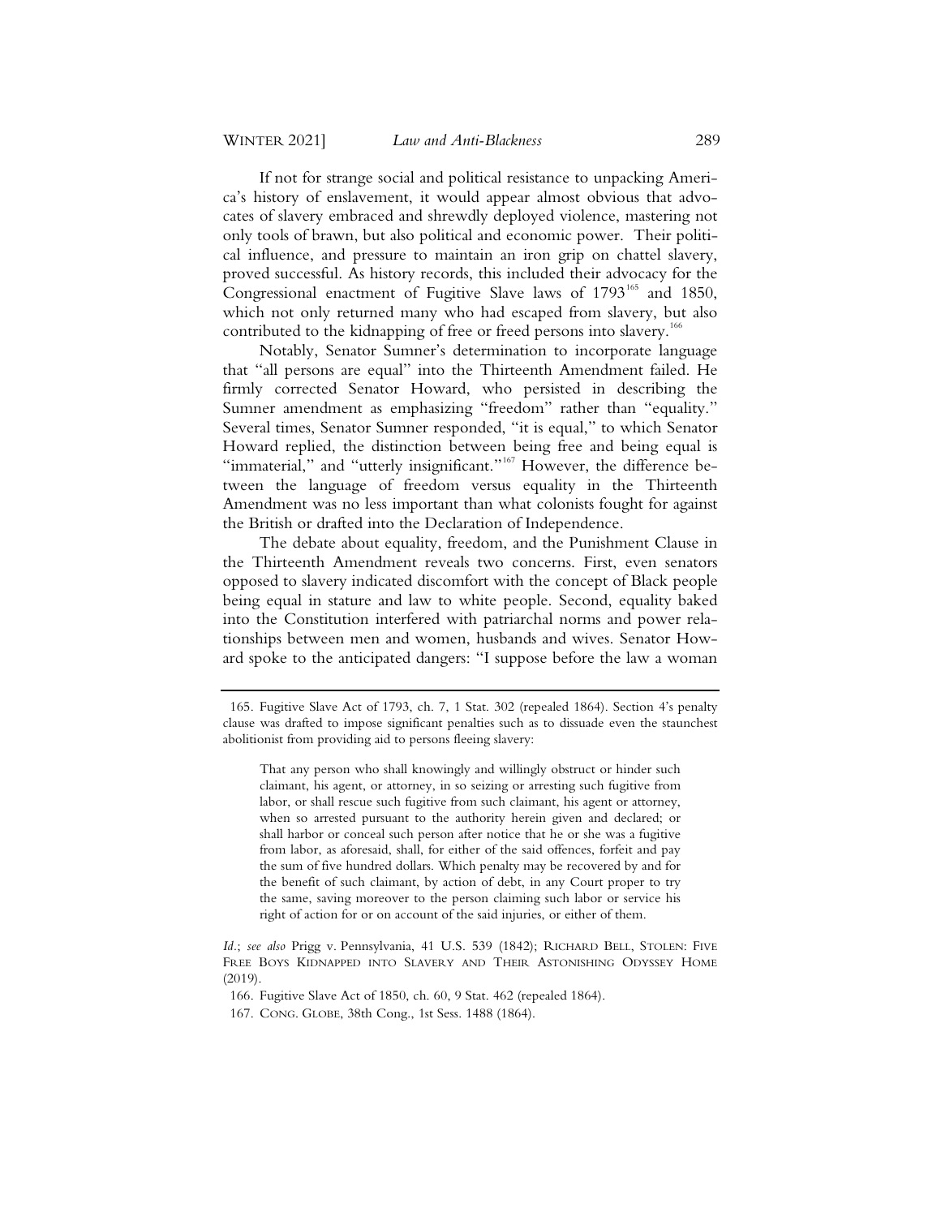If not for strange social and political resistance to unpacking America's history of enslavement, it would appear almost obvious that advocates of slavery embraced and shrewdly deployed violence, mastering not only tools of brawn, but also political and economic power. Their political influence, and pressure to maintain an iron grip on chattel slavery, proved successful. As history records, this included their advocacy for the Congressional enactment of Fugitive Slave laws of 1793[165] and 1850, which not only returned many who had escaped from slavery, but also contributed to the kidnapping of free or freed persons into slavery.[166]

Notably, Senator Sumner's determination to incorporate language that "all persons are equal" into the Thirteenth Amendment failed. He firmly corrected Senator Howard, who persisted in describing the Sumner amendment as emphasizing "freedom" rather than "equality." Several times, Senator Sumner responded, "it is equal," to which Senator Howard replied, the distinction between being free and being equal is "immaterial," and "utterly insignificant."[167] However, the difference between the language of freedom versus equality in the Thirteenth Amendment was no less important than what colonists fought for against the British or drafted into the Declaration of Independence.

The debate about equality, freedom, and the Punishment Clause in the Thirteenth Amendment reveals two concerns. First, even senators opposed to slavery indicated discomfort with the concept of Black people being equal in stature and law to white people. Second, equality baked into the Constitution interfered with patriarchal norms and power relationships between men and women, husbands and wives. Senator Howard spoke to the anticipated dangers: "I suppose before the law a woman

---

165. Fugitive Slave Act of 1793, ch. 7, 1 Stat. 302 (repealed 1864). Section 4's penalty clause was drafted to impose significant penalties such as to dissuade even the staunchest abolitionist from providing aid to persons fleeing slavery:

> That any person who shall knowingly and willingly obstruct or hinder such claimant, his agent, or attorney, in so seizing or arresting such fugitive from labor, or shall rescue such fugitive from such claimant, his agent or attorney, when so arrested pursuant to the authority herein given and declared; or shall harbor or conceal such person after notice that he or she was a fugitive from labor, as aforesaid, shall, for either of the said offences, forfeit and pay the sum of five hundred dollars. Which penalty may be recovered by and for the benefit of such claimant, by action of debt, in any Court proper to try the same, saving moreover to the person claiming such labor or service his right of action for or on account of the said injuries, or either of them.

*Id.*; *see also* Prigg v. Pennsylvania, 41 U.S. 539 (1842); RICHARD BELL, STOLEN: FIVE FREE BOYS KIDNAPPED INTO SLAVERY AND THEIR ASTONISHING ODYSSEY HOME (2019).

166. Fugitive Slave Act of 1850, ch. 60, 9 Stat. 462 (repealed 1864).

167. CONG. GLOBE, 38th Cong., 1st Sess. 1488 (1864).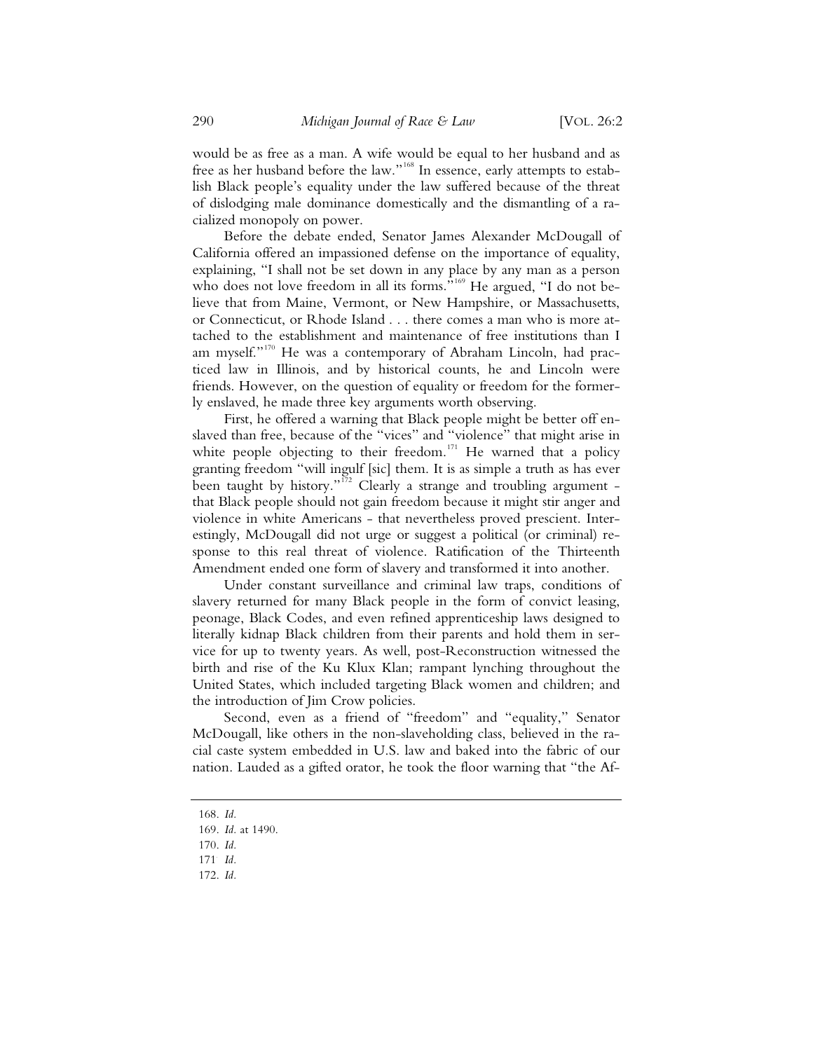would be as free as a man. A wife would be equal to her husband and as free as her husband before the law."[168] In essence, early attempts to establish Black people's equality under the law suffered because of the threat of dislodging male dominance domestically and the dismantling of a racialized monopoly on power.

Before the debate ended, Senator James Alexander McDougall of California offered an impassioned defense on the importance of equality, explaining, "I shall not be set down in any place by any man as a person who does not love freedom in all its forms."[169] He argued, "I do not believe that from Maine, Vermont, or New Hampshire, or Massachusetts, or Connecticut, or Rhode Island . . . there comes a man who is more attached to the establishment and maintenance of free institutions than I am myself."[170] He was a contemporary of Abraham Lincoln, had practiced law in Illinois, and by historical counts, he and Lincoln were friends. However, on the question of equality or freedom for the formerly enslaved, he made three key arguments worth observing.

First, he offered a warning that Black people might be better off enslaved than free, because of the "vices" and "violence" that might arise in white people objecting to their freedom.[171] He warned that a policy granting freedom "will ingulf [sic] them. It is as simple a truth as has ever been taught by history."[172] Clearly a strange and troubling argument - that Black people should not gain freedom because it might stir anger and violence in white Americans - that nevertheless proved prescient. Interestingly, McDougall did not urge or suggest a political (or criminal) response to this real threat of violence. Ratification of the Thirteenth Amendment ended one form of slavery and transformed it into another.

Under constant surveillance and criminal law traps, conditions of slavery returned for many Black people in the form of convict leasing, peonage, Black Codes, and even refined apprenticeship laws designed to literally kidnap Black children from their parents and hold them in service for up to twenty years. As well, post-Reconstruction witnessed the birth and rise of the Ku Klux Klan; rampant lynching throughout the United States, which included targeting Black women and children; and the introduction of Jim Crow policies.

Second, even as a friend of "freedom" and "equality," Senator McDougall, like others in the non-slaveholding class, believed in the racial caste system embedded in U.S. law and baked into the fabric of our nation. Lauded as a gifted orator, he took the floor warning that "the Af-

168. *Id.*

169. *Id.* at 1490.

170. *Id.*

171 *Id.*

172. *Id.*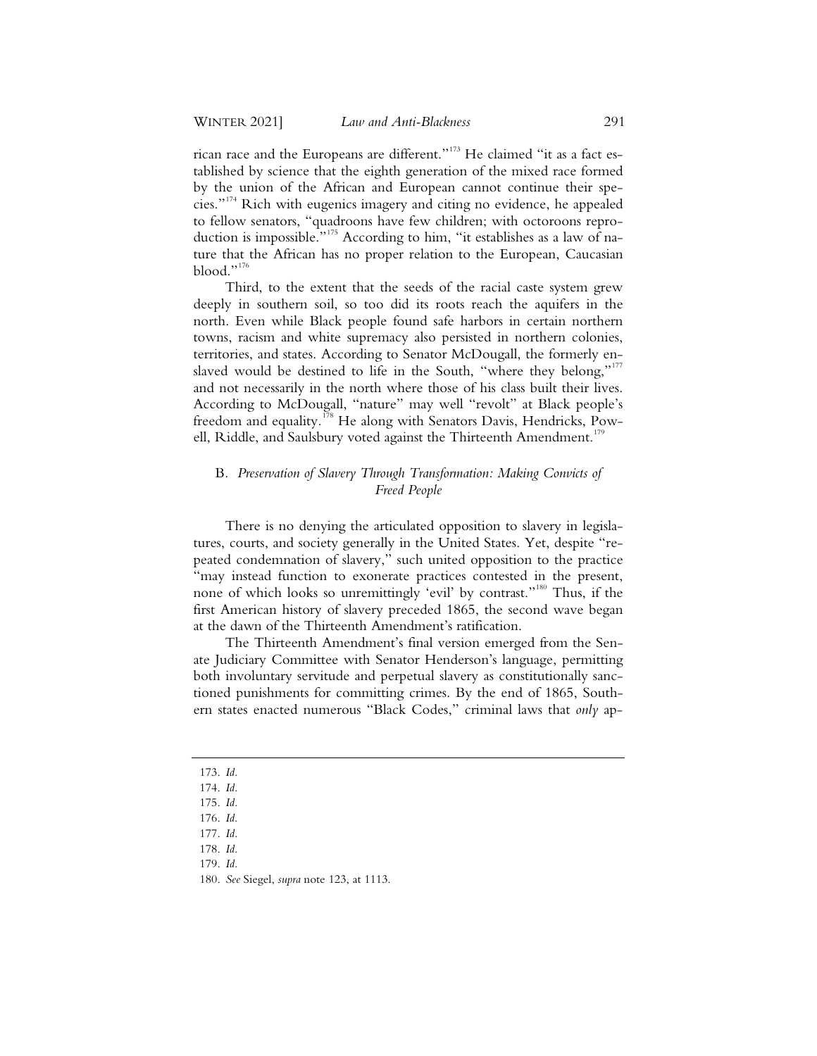rican race and the Europeans are different."[173] He claimed "it as a fact established by science that the eighth generation of the mixed race formed by the union of the African and European cannot continue their species."[174] Rich with eugenics imagery and citing no evidence, he appealed to fellow senators, "quadroons have few children; with octoroons reproduction is impossible."[175] According to him, "it establishes as a law of nature that the African has no proper relation to the European, Caucasian blood."[176]

Third, to the extent that the seeds of the racial caste system grew deeply in southern soil, so too did its roots reach the aquifers in the north. Even while Black people found safe harbors in certain northern towns, racism and white supremacy also persisted in northern colonies, territories, and states. According to Senator McDougall, the formerly enslaved would be destined to life in the South, "where they belong,"[177] and not necessarily in the north where those of his class built their lives. According to McDougall, "nature" may well "revolt" at Black people's freedom and equality.[178] He along with Senators Davis, Hendricks, Powell, Riddle, and Saulsbury voted against the Thirteenth Amendment.[179]

### B. *Preservation of Slavery Through Transformation: Making Convicts of Freed People*

There is no denying the articulated opposition to slavery in legislatures, courts, and society generally in the United States. Yet, despite "repeated condemnation of slavery," such united opposition to the practice "may instead function to exonerate practices contested in the present, none of which looks so unremittingly 'evil' by contrast."[180] Thus, if the first American history of slavery preceded 1865, the second wave began at the dawn of the Thirteenth Amendment's ratification.

The Thirteenth Amendment's final version emerged from the Senate Judiciary Committee with Senator Henderson's language, permitting both involuntary servitude and perpetual slavery as constitutionally sanctioned punishments for committing crimes. By the end of 1865, Southern states enacted numerous "Black Codes," criminal laws that *only* ap-

173. *Id.*
174. *Id.*
175. *Id.*
176. *Id.*
177. *Id.*
178. *Id.*
179. *Id.*
180. *See* Siegel, *supra* note 123, at 1113.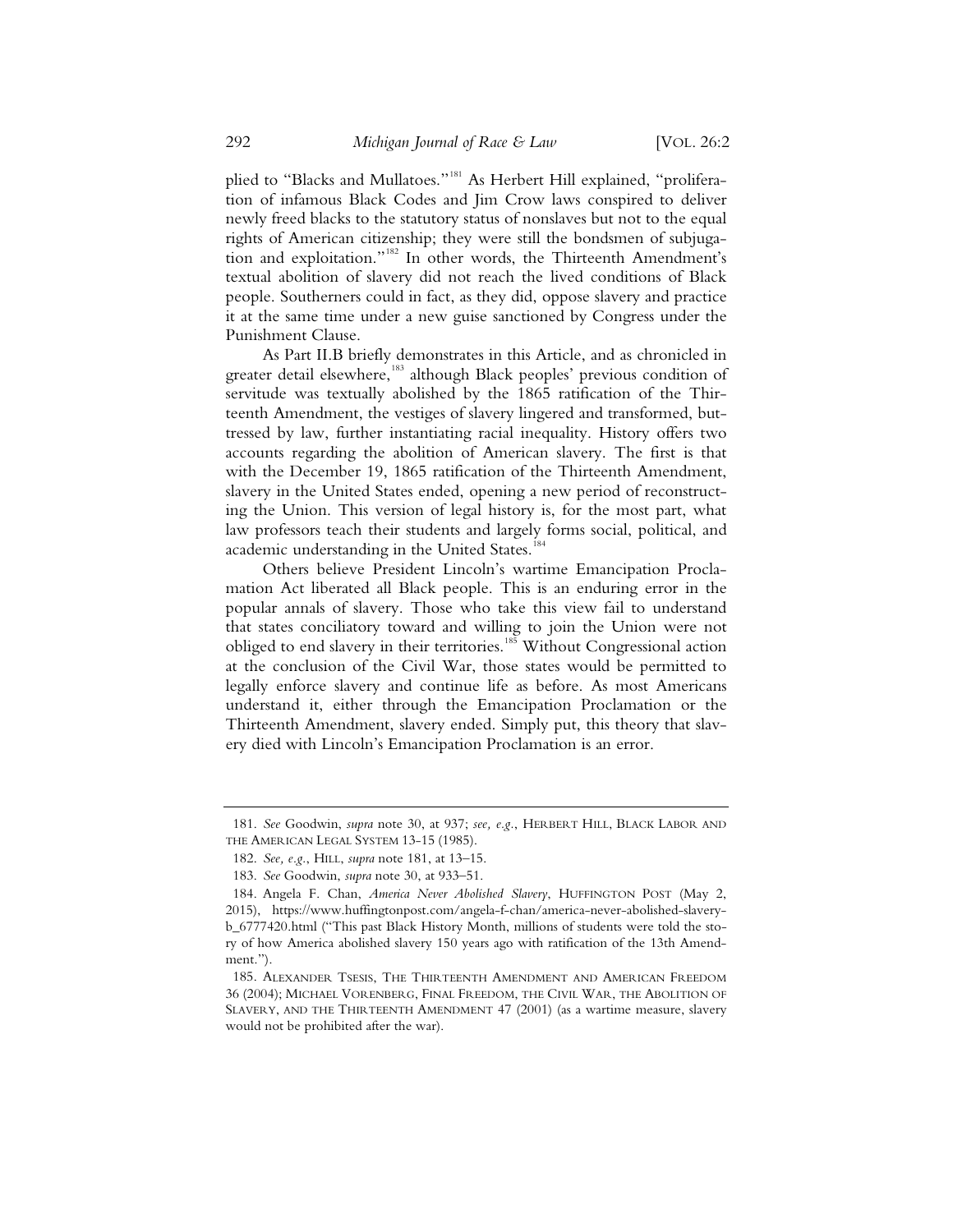plied to "Blacks and Mullatoes."[181] As Herbert Hill explained, "proliferation of infamous Black Codes and Jim Crow laws conspired to deliver newly freed blacks to the statutory status of nonslaves but not to the equal rights of American citizenship; they were still the bondsmen of subjugation and exploitation."[182] In other words, the Thirteenth Amendment's textual abolition of slavery did not reach the lived conditions of Black people. Southerners could in fact, as they did, oppose slavery and practice it at the same time under a new guise sanctioned by Congress under the Punishment Clause.

As Part II.B briefly demonstrates in this Article, and as chronicled in greater detail elsewhere,[183] although Black peoples' previous condition of servitude was textually abolished by the 1865 ratification of the Thirteenth Amendment, the vestiges of slavery lingered and transformed, buttressed by law, further instantiating racial inequality. History offers two accounts regarding the abolition of American slavery. The first is that with the December 19, 1865 ratification of the Thirteenth Amendment, slavery in the United States ended, opening a new period of reconstructing the Union. This version of legal history is, for the most part, what law professors teach their students and largely forms social, political, and academic understanding in the United States.[184]

Others believe President Lincoln's wartime Emancipation Proclamation Act liberated all Black people. This is an enduring error in the popular annals of slavery. Those who take this view fail to understand that states conciliatory toward and willing to join the Union were not obliged to end slavery in their territories.[185] Without Congressional action at the conclusion of the Civil War, those states would be permitted to legally enforce slavery and continue life as before. As most Americans understand it, either through the Emancipation Proclamation or the Thirteenth Amendment, slavery ended. Simply put, this theory that slavery died with Lincoln's Emancipation Proclamation is an error.

---

181. *See* Goodwin, *supra* note 30, at 937; *see, e.g.*, HERBERT HILL, BLACK LABOR AND THE AMERICAN LEGAL SYSTEM 13-15 (1985).

182. *See, e.g.*, HILL, *supra* note 181, at 13–15.

183. *See* Goodwin, *supra* note 30, at 933–51.

184. Angela F. Chan, *America Never Abolished Slavery*, HUFFINGTON POST (May 2, 2015), https://www.huffingtonpost.com/angela-f-chan/america-never-abolished-slavery-b_6777420.html ("This past Black History Month, millions of students were told the story of how America abolished slavery 150 years ago with ratification of the 13th Amendment.").

185. ALEXANDER TSESIS, THE THIRTEENTH AMENDMENT AND AMERICAN FREEDOM 36 (2004); MICHAEL VORENBERG, FINAL FREEDOM, THE CIVIL WAR, THE ABOLITION OF SLAVERY, AND THE THIRTEENTH AMENDMENT 47 (2001) (as a wartime measure, slavery would not be prohibited after the war).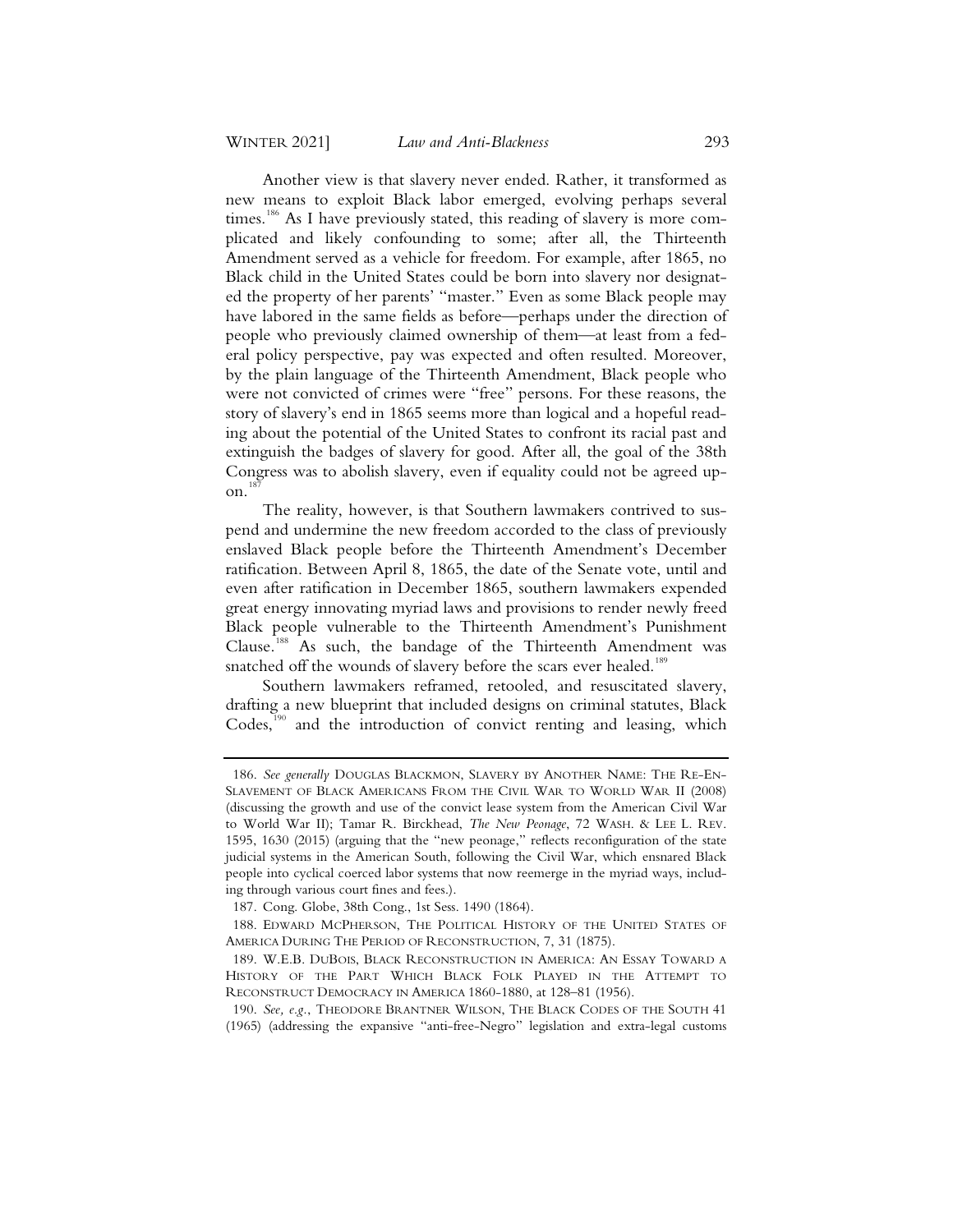Another view is that slavery never ended. Rather, it transformed as new means to exploit Black labor emerged, evolving perhaps several times.[186] As I have previously stated, this reading of slavery is more complicated and likely confounding to some; after all, the Thirteenth Amendment served as a vehicle for freedom. For example, after 1865, no Black child in the United States could be born into slavery nor designated the property of her parents' "master." Even as some Black people may have labored in the same fields as before—perhaps under the direction of people who previously claimed ownership of them—at least from a federal policy perspective, pay was expected and often resulted. Moreover, by the plain language of the Thirteenth Amendment, Black people who were not convicted of crimes were "free" persons. For these reasons, the story of slavery's end in 1865 seems more than logical and a hopeful reading about the potential of the United States to confront its racial past and extinguish the badges of slavery for good. After all, the goal of the 38th Congress was to abolish slavery, even if equality could not be agreed upon.[187]

The reality, however, is that Southern lawmakers contrived to suspend and undermine the new freedom accorded to the class of previously enslaved Black people before the Thirteenth Amendment's December ratification. Between April 8, 1865, the date of the Senate vote, until and even after ratification in December 1865, southern lawmakers expended great energy innovating myriad laws and provisions to render newly freed Black people vulnerable to the Thirteenth Amendment's Punishment Clause.[188] As such, the bandage of the Thirteenth Amendment was snatched off the wounds of slavery before the scars ever healed.[189]

Southern lawmakers reframed, retooled, and resuscitated slavery, drafting a new blueprint that included designs on criminal statutes, Black Codes,[190] and the introduction of convict renting and leasing, which

---

186. *See generally* DOUGLAS BLACKMON, SLAVERY BY ANOTHER NAME: THE RE-ENSLAVEMENT OF BLACK AMERICANS FROM THE CIVIL WAR TO WORLD WAR II (2008) (discussing the growth and use of the convict lease system from the American Civil War to World War II); Tamar R. Birckhead, *The New Peonage*, 72 WASH. & LEE L. REV. 1595, 1630 (2015) (arguing that the "new peonage," reflects reconfiguration of the state judicial systems in the American South, following the Civil War, which ensnared Black people into cyclical coerced labor systems that now reemerge in the myriad ways, including through various court fines and fees.).

187. Cong. Globe, 38th Cong., 1st Sess. 1490 (1864).

188. EDWARD MCPHERSON, THE POLITICAL HISTORY OF THE UNITED STATES OF AMERICA DURING THE PERIOD OF RECONSTRUCTION, 7, 31 (1875).

189. W.E.B. DUBOIS, BLACK RECONSTRUCTION IN AMERICA: AN ESSAY TOWARD A HISTORY OF THE PART WHICH BLACK FOLK PLAYED IN THE ATTEMPT TO RECONSTRUCT DEMOCRACY IN AMERICA 1860-1880, at 128–81 (1956).

190. *See, e.g.*, THEODORE BRANTNER WILSON, THE BLACK CODES OF THE SOUTH 41 (1965) (addressing the expansive "anti-free-Negro" legislation and extra-legal customs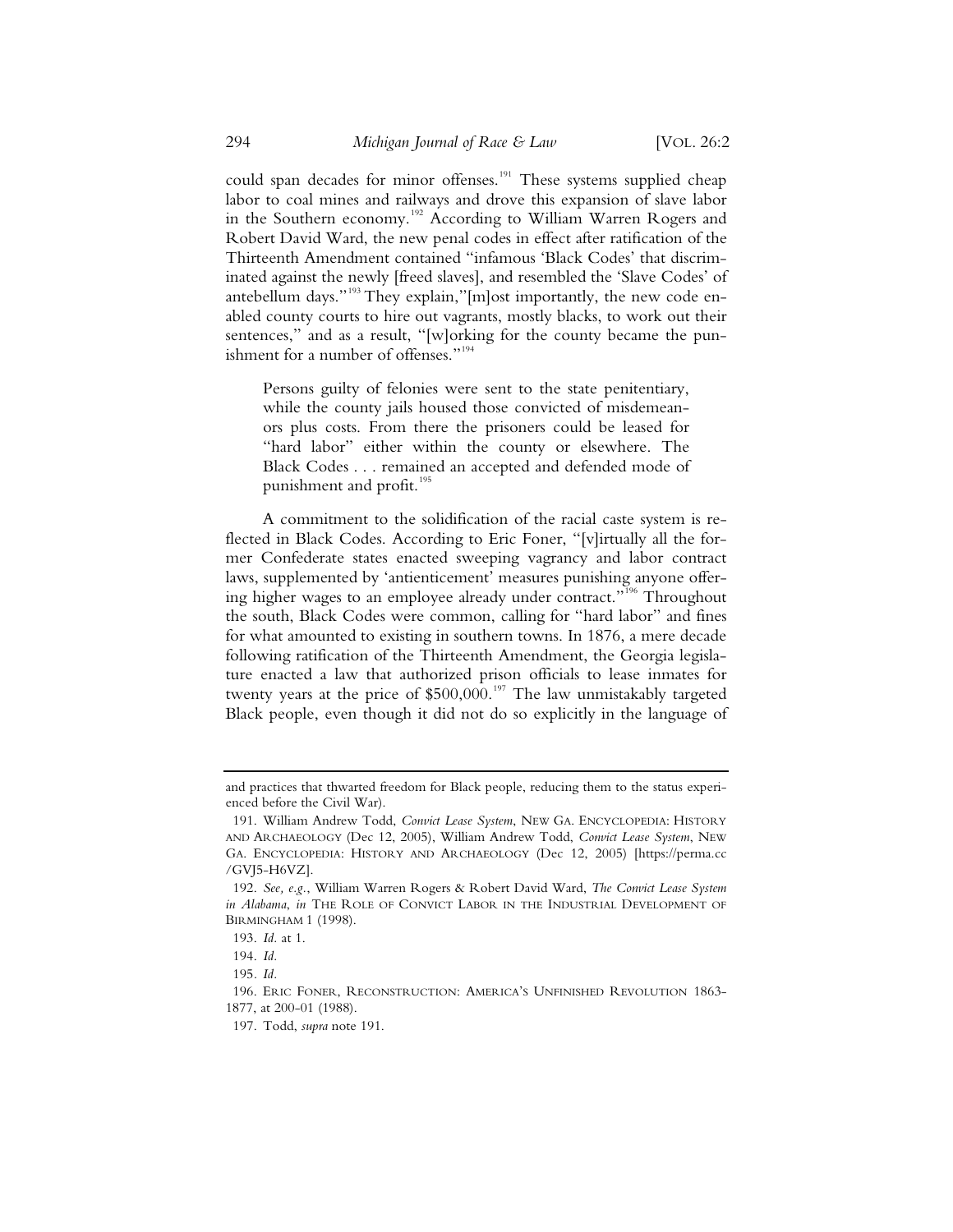could span decades for minor offenses.[191] These systems supplied cheap labor to coal mines and railways and drove this expansion of slave labor in the Southern economy.[192] According to William Warren Rogers and Robert David Ward, the new penal codes in effect after ratification of the Thirteenth Amendment contained "infamous 'Black Codes' that discriminated against the newly [freed slaves], and resembled the 'Slave Codes' of antebellum days."[193] They explain,"[m]ost importantly, the new code enabled county courts to hire out vagrants, mostly blacks, to work out their sentences," and as a result, "[w]orking for the county became the punishment for a number of offenses."[194]

> Persons guilty of felonies were sent to the state penitentiary, while the county jails housed those convicted of misdemeanors plus costs. From there the prisoners could be leased for "hard labor" either within the county or elsewhere. The Black Codes . . . remained an accepted and defended mode of punishment and profit.[195]

A commitment to the solidification of the racial caste system is reflected in Black Codes. According to Eric Foner, "[v]irtually all the former Confederate states enacted sweeping vagrancy and labor contract laws, supplemented by 'antienticement' measures punishing anyone offering higher wages to an employee already under contract."[196] Throughout the south, Black Codes were common, calling for "hard labor" and fines for what amounted to existing in southern towns. In 1876, a mere decade following ratification of the Thirteenth Amendment, the Georgia legislature enacted a law that authorized prison officials to lease inmates for twenty years at the price of $500,000.[197] The law unmistakably targeted Black people, even though it did not do so explicitly in the language of

---

and practices that thwarted freedom for Black people, reducing them to the status experienced before the Civil War).

191. William Andrew Todd, *Convict Lease System*, NEW GA. ENCYCLOPEDIA: HISTORY AND ARCHAEOLOGY (Dec 12, 2005), William Andrew Todd, *Convict Lease System*, NEW GA. ENCYCLOPEDIA: HISTORY AND ARCHAEOLOGY (Dec 12, 2005) [https://perma.cc/GVJ5-H6VZ].

192. *See, e.g.*, William Warren Rogers & Robert David Ward, *The Convict Lease System in Alabama*, *in* THE ROLE OF CONVICT LABOR IN THE INDUSTRIAL DEVELOPMENT OF BIRMINGHAM 1 (1998).

193. *Id.* at 1.

194. *Id.*

195. *Id.*

196. ERIC FONER, RECONSTRUCTION: AMERICA'S UNFINISHED REVOLUTION 1863-1877, at 200-01 (1988).

197. Todd, *supra* note 191.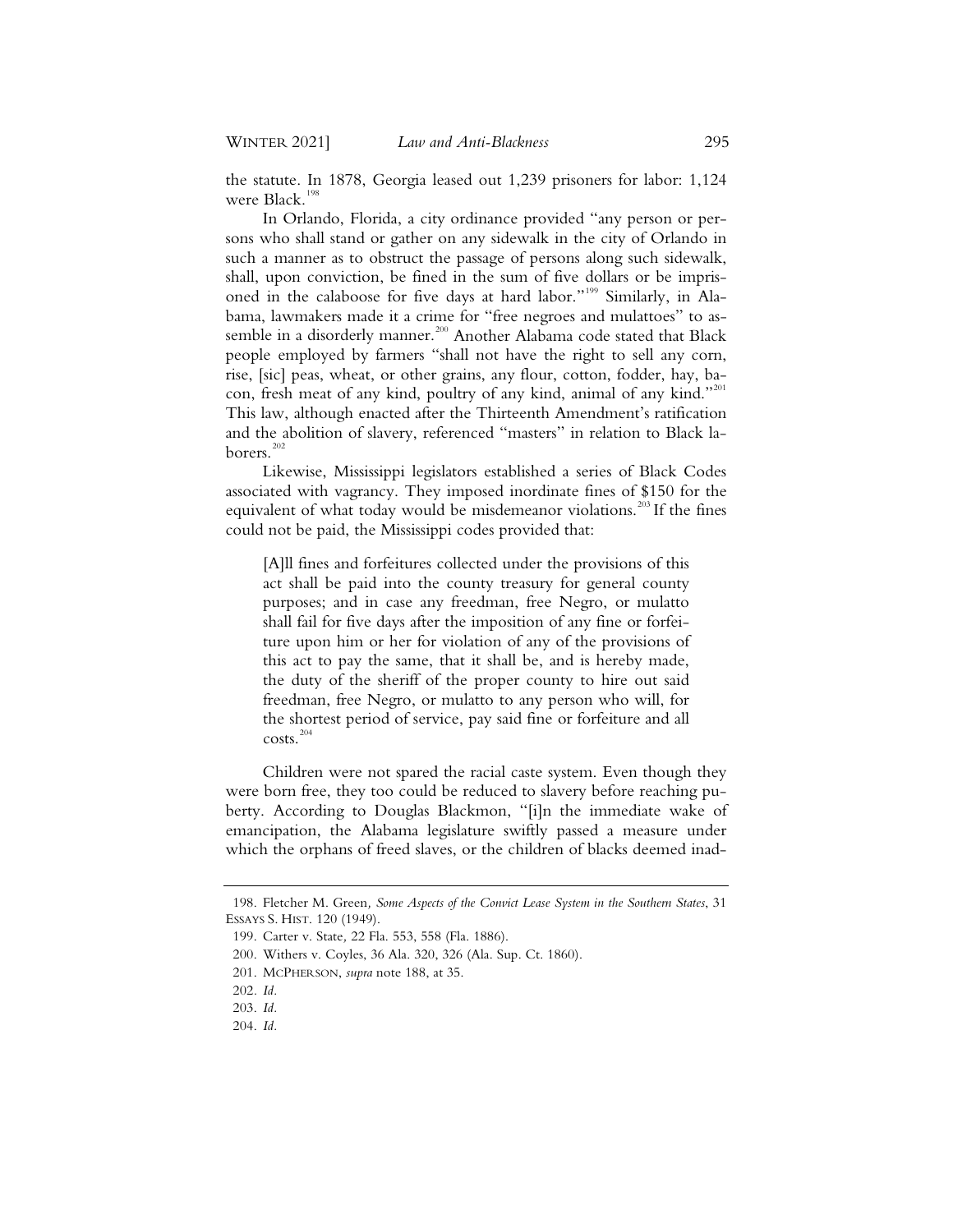the statute. In 1878, Georgia leased out 1,239 prisoners for labor: 1,124 were Black.[198]

In Orlando, Florida, a city ordinance provided "any person or persons who shall stand or gather on any sidewalk in the city of Orlando in such a manner as to obstruct the passage of persons along such sidewalk, shall, upon conviction, be fined in the sum of five dollars or be imprisoned in the calaboose for five days at hard labor."[199] Similarly, in Alabama, lawmakers made it a crime for "free negroes and mulattoes" to assemble in a disorderly manner.[200] Another Alabama code stated that Black people employed by farmers "shall not have the right to sell any corn, rise, [sic] peas, wheat, or other grains, any flour, cotton, fodder, hay, bacon, fresh meat of any kind, poultry of any kind, animal of any kind."[201] This law, although enacted after the Thirteenth Amendment's ratification and the abolition of slavery, referenced "masters" in relation to Black laborers.[202]

Likewise, Mississippi legislators established a series of Black Codes associated with vagrancy. They imposed inordinate fines of $150 for the equivalent of what today would be misdemeanor violations.[203] If the fines could not be paid, the Mississippi codes provided that:

> [A]ll fines and forfeitures collected under the provisions of this act shall be paid into the county treasury for general county purposes; and in case any freedman, free Negro, or mulatto shall fail for five days after the imposition of any fine or forfeiture upon him or her for violation of any of the provisions of this act to pay the same, that it shall be, and is hereby made, the duty of the sheriff of the proper county to hire out said freedman, free Negro, or mulatto to any person who will, for the shortest period of service, pay said fine or forfeiture and all costs.[204]

Children were not spared the racial caste system. Even though they were born free, they too could be reduced to slavery before reaching puberty. According to Douglas Blackmon, "[i]n the immediate wake of emancipation, the Alabama legislature swiftly passed a measure under which the orphans of freed slaves, or the children of blacks deemed inad-

---

198. Fletcher M. Green, *Some Aspects of the Convict Lease System in the Southern States*, 31 ESSAYS S. HIST. 120 (1949).

199. Carter v. State, 22 Fla. 553, 558 (Fla. 1886).

200. Withers v. Coyles, 36 Ala. 320, 326 (Ala. Sup. Ct. 1860).

201. MCPHERSON, *supra* note 188, at 35.

202. *Id.*

203. *Id.*

204. *Id.*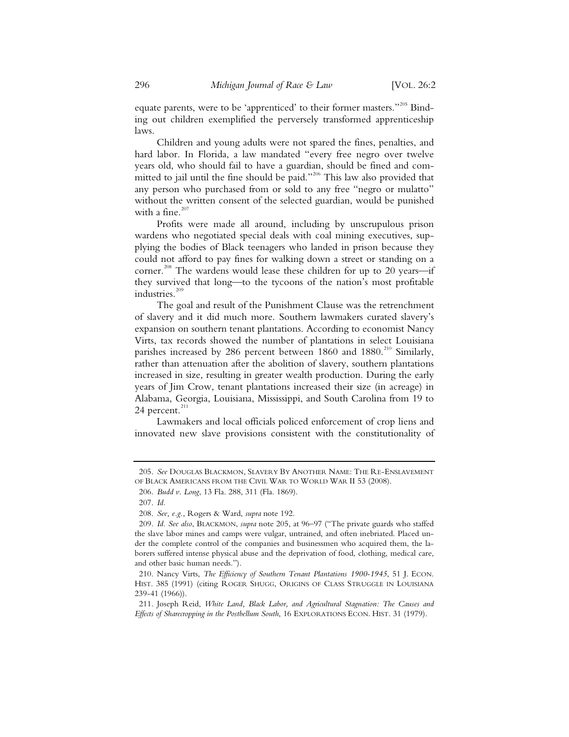equate parents, were to be 'apprenticed' to their former masters."[205] Binding out children exemplified the perversely transformed apprenticeship laws.

Children and young adults were not spared the fines, penalties, and hard labor. In Florida, a law mandated "every free negro over twelve years old, who should fail to have a guardian, should be fined and committed to jail until the fine should be paid."[206] This law also provided that any person who purchased from or sold to any free "negro or mulatto" without the written consent of the selected guardian, would be punished with a fine.[207]

Profits were made all around, including by unscrupulous prison wardens who negotiated special deals with coal mining executives, supplying the bodies of Black teenagers who landed in prison because they could not afford to pay fines for walking down a street or standing on a corner.[208] The wardens would lease these children for up to 20 years—if they survived that long—to the tycoons of the nation's most profitable industries.[209]

The goal and result of the Punishment Clause was the retrenchment of slavery and it did much more. Southern lawmakers curated slavery's expansion on southern tenant plantations. According to economist Nancy Virts, tax records showed the number of plantations in select Louisiana parishes increased by 286 percent between 1860 and 1880.[210] Similarly, rather than attenuation after the abolition of slavery, southern plantations increased in size, resulting in greater wealth production. During the early years of Jim Crow, tenant plantations increased their size (in acreage) in Alabama, Georgia, Louisiana, Mississippi, and South Carolina from 19 to 24 percent.[211]

Lawmakers and local officials policed enforcement of crop liens and innovated new slave provisions consistent with the constitutionality of

---

205. *See* DOUGLAS BLACKMON, SLAVERY BY ANOTHER NAME: THE RE-ENSLAVEMENT OF BLACK AMERICANS FROM THE CIVIL WAR TO WORLD WAR II 53 (2008).

206. *Budd v. Long*, 13 Fla. 288, 311 (Fla. 1869).

207. *Id.*

208. *See, e.g.*, Rogers & Ward, *supra* note 192.

209. *Id. See also*, BLACKMON, *supra* note 205, at 96–97 ("The private guards who staffed the slave labor mines and camps were vulgar, untrained, and often inebriated. Placed under the complete control of the companies and businessmen who acquired them, the laborers suffered intense physical abuse and the deprivation of food, clothing, medical care, and other basic human needs.").

210. Nancy Virts, *The Efficiency of Southern Tenant Plantations 1900-1945*, 51 J. ECON. HIST. 385 (1991) (citing ROGER SHUGG, ORIGINS OF CLASS STRUGGLE IN LOUISIANA 239-41 (1966)).

211. Joseph Reid, *White Land, Black Labor, and Agricultural Stagnation: The Causes and Effects of Sharecropping in the Postbellum South*, 16 EXPLORATIONS ECON. HIST. 31 (1979).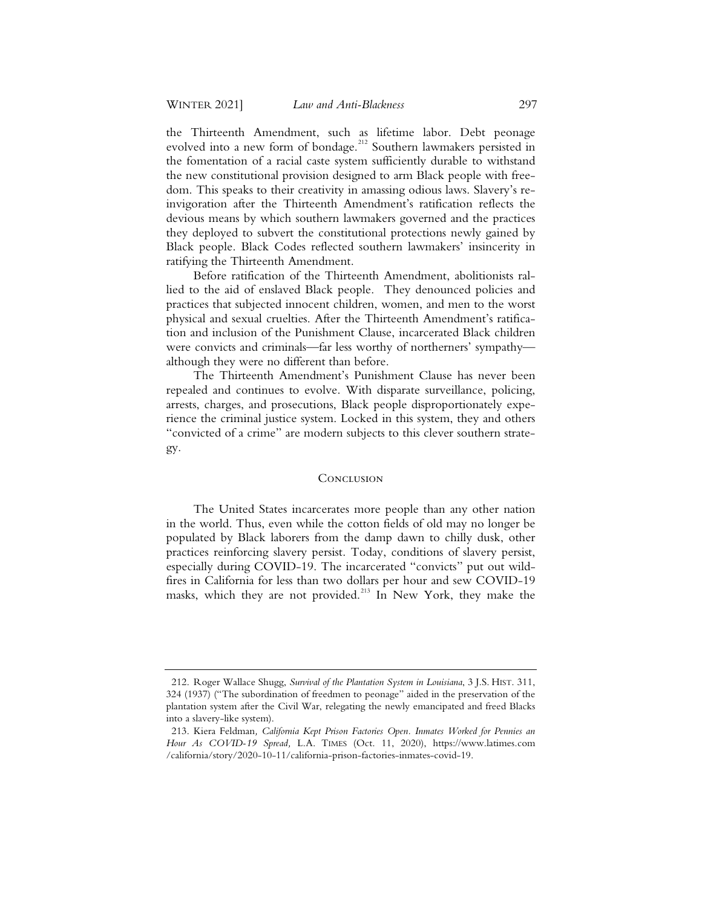the Thirteenth Amendment, such as lifetime labor. Debt peonage evolved into a new form of bondage.[212] Southern lawmakers persisted in the fomentation of a racial caste system sufficiently durable to withstand the new constitutional provision designed to arm Black people with freedom. This speaks to their creativity in amassing odious laws. Slavery's reinvigoration after the Thirteenth Amendment's ratification reflects the devious means by which southern lawmakers governed and the practices they deployed to subvert the constitutional protections newly gained by Black people. Black Codes reflected southern lawmakers' insincerity in ratifying the Thirteenth Amendment.

Before ratification of the Thirteenth Amendment, abolitionists rallied to the aid of enslaved Black people. They denounced policies and practices that subjected innocent children, women, and men to the worst physical and sexual cruelties. After the Thirteenth Amendment's ratification and inclusion of the Punishment Clause, incarcerated Black children were convicts and criminals—far less worthy of northerners' sympathy—although they were no different than before.

The Thirteenth Amendment's Punishment Clause has never been repealed and continues to evolve. With disparate surveillance, policing, arrests, charges, and prosecutions, Black people disproportionately experience the criminal justice system. Locked in this system, they and others "convicted of a crime" are modern subjects to this clever southern strategy.

## Conclusion

The United States incarcerates more people than any other nation in the world. Thus, even while the cotton fields of old may no longer be populated by Black laborers from the damp dawn to chilly dusk, other practices reinforcing slavery persist. Today, conditions of slavery persist, especially during COVID-19. The incarcerated "convicts" put out wildfires in California for less than two dollars per hour and sew COVID-19 masks, which they are not provided.[213] In New York, they make the

---

212. Roger Wallace Shugg, *Survival of the Plantation System in Louisiana*, 3 J.S. Hist. 311, 324 (1937) ("The subordination of freedmen to peonage" aided in the preservation of the plantation system after the Civil War, relegating the newly emancipated and freed Blacks into a slavery-like system).

213. Kiera Feldman, *California Kept Prison Factories Open. Inmates Worked for Pennies an Hour As COVID-19 Spread*, L.A. Times (Oct. 11, 2020), https://www.latimes.com/california/story/2020-10-11/california-prison-factories-inmates-covid-19.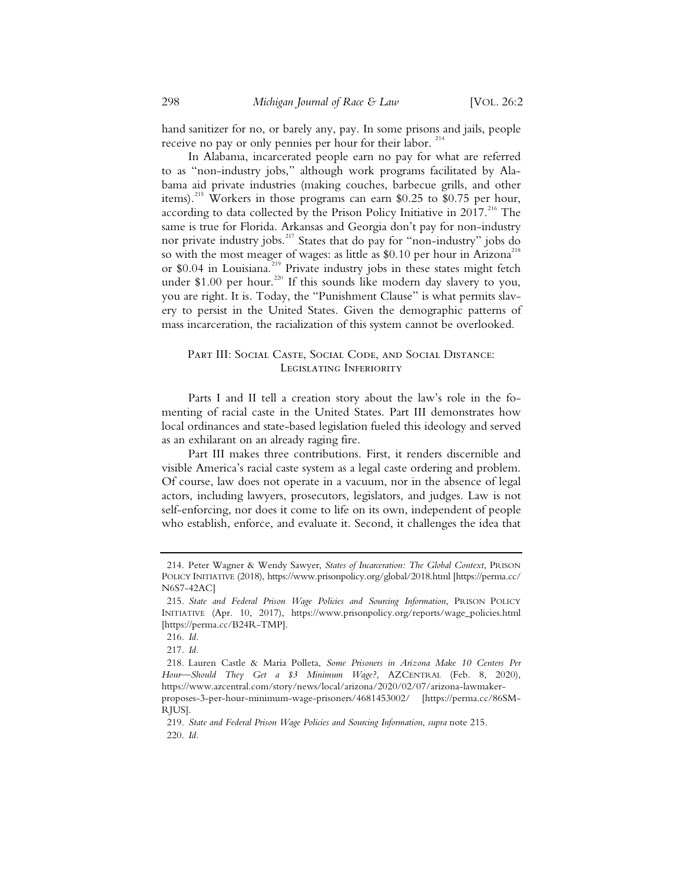hand sanitizer for no, or barely any, pay. In some prisons and jails, people receive no pay or only pennies per hour for their labor. [214]

In Alabama, incarcerated people earn no pay for what are referred to as "non-industry jobs," although work programs facilitated by Alabama aid private industries (making couches, barbecue grills, and other items).[215] Workers in those programs can earn $0.25 to $0.75 per hour, according to data collected by the Prison Policy Initiative in 2017.[216] The same is true for Florida. Arkansas and Georgia don't pay for non-industry nor private industry jobs.[217] States that do pay for "non-industry" jobs do so with the most meager of wages: as little as $0.10 per hour in Arizona[218] or $0.04 in Louisiana.[219] Private industry jobs in these states might fetch under $1.00 per hour.[220] If this sounds like modern day slavery to you, you are right. It is. Today, the "Punishment Clause" is what permits slavery to persist in the United States. Given the demographic patterns of mass incarceration, the racialization of this system cannot be overlooked.

## Part III: Social Caste, Social Code, and Social Distance: Legislating Inferiority

Parts I and II tell a creation story about the law's role in the fomenting of racial caste in the United States. Part III demonstrates how local ordinances and state-based legislation fueled this ideology and served as an exhilarant on an already raging fire.

Part III makes three contributions. First, it renders discernible and visible America's racial caste system as a legal caste ordering and problem. Of course, law does not operate in a vacuum, nor in the absence of legal actors, including lawyers, prosecutors, legislators, and judges. Law is not self-enforcing, nor does it come to life on its own, independent of people who establish, enforce, and evaluate it. Second, it challenges the idea that

---

214. Peter Wagner & Wendy Sawyer, *States of Incarceration: The Global Context*, Prison Policy Initiative (2018), https://www.prisonpolicy.org/global/2018.html [https://perma.cc/N6S7-42AC]

215. *State and Federal Prison Wage Policies and Sourcing Information*, Prison Policy Initiative (Apr. 10, 2017), https://www.prisonpolicy.org/reports/wage_policies.html [https://perma.cc/B24R-TMP].

216. *Id.*

217. *Id.*

218. Lauren Castle & Maria Polleta, *Some Prisoners in Arizona Make 10 Centers Per Hour—Should They Get a $3 Minimum Wage?,* AZCentral (Feb. 8, 2020), https://www.azcentral.com/story/news/local/arizona/2020/02/07/arizona-lawmaker-proposes-3-per-hour-minimum-wage-prisoners/4681453002/ [https://perma.cc/86SM-RJUS].

219. *State and Federal Prison Wage Policies and Sourcing Information*, *supra* note 215.

220. *Id.*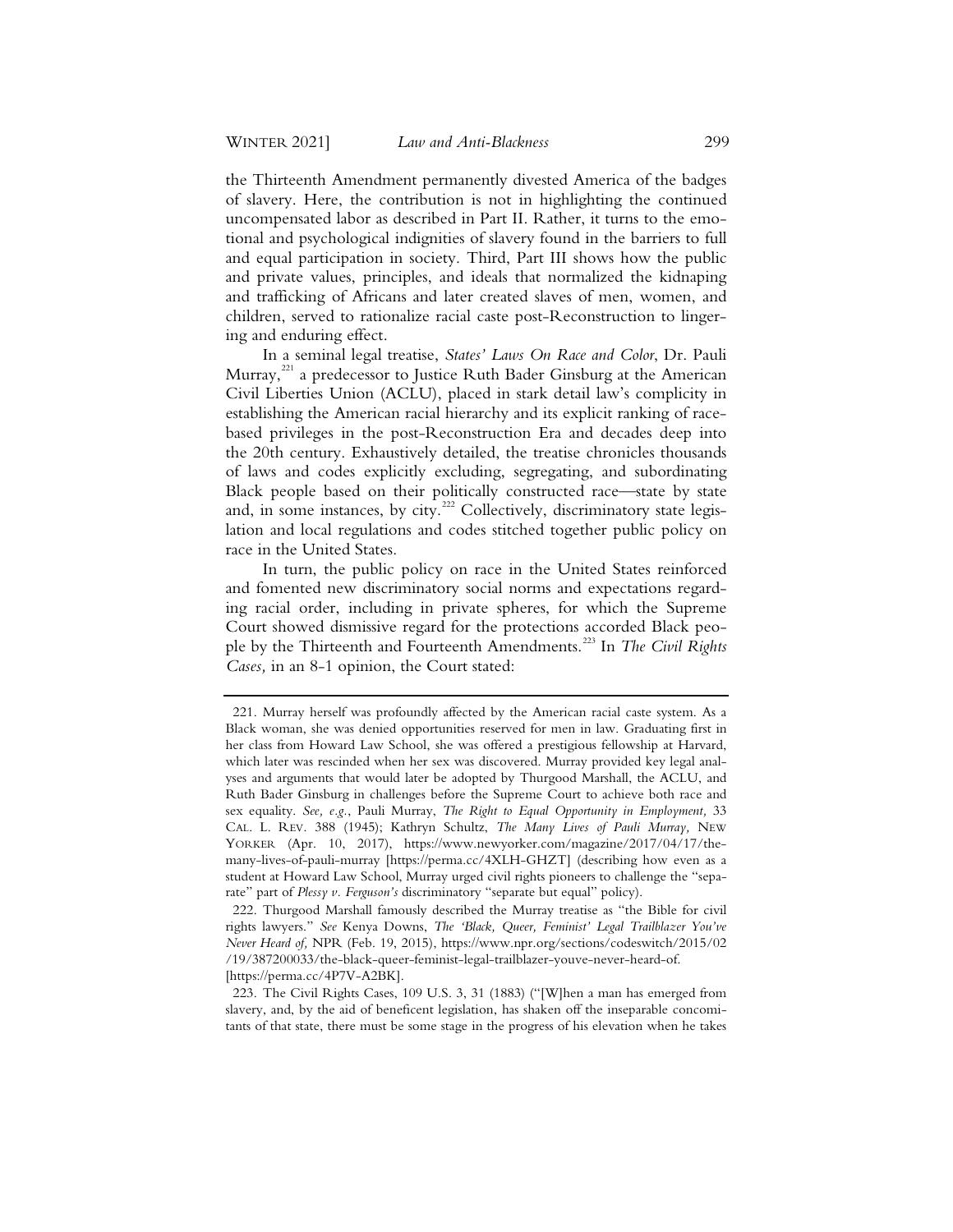the Thirteenth Amendment permanently divested America of the badges of slavery. Here, the contribution is not in highlighting the continued uncompensated labor as described in Part II. Rather, it turns to the emotional and psychological indignities of slavery found in the barriers to full and equal participation in society. Third, Part III shows how the public and private values, principles, and ideals that normalized the kidnaping and trafficking of Africans and later created slaves of men, women, and children, served to rationalize racial caste post-Reconstruction to lingering and enduring effect.

In a seminal legal treatise, *States' Laws On Race and Color*, Dr. Pauli Murray,[221] a predecessor to Justice Ruth Bader Ginsburg at the American Civil Liberties Union (ACLU), placed in stark detail law's complicity in establishing the American racial hierarchy and its explicit ranking of race-based privileges in the post-Reconstruction Era and decades deep into the 20th century. Exhaustively detailed, the treatise chronicles thousands of laws and codes explicitly excluding, segregating, and subordinating Black people based on their politically constructed race—state by state and, in some instances, by city.[222] Collectively, discriminatory state legislation and local regulations and codes stitched together public policy on race in the United States.

In turn, the public policy on race in the United States reinforced and fomented new discriminatory social norms and expectations regarding racial order, including in private spheres, for which the Supreme Court showed dismissive regard for the protections accorded Black people by the Thirteenth and Fourteenth Amendments.[223] In *The Civil Rights Cases,* in an 8-1 opinion, the Court stated:

---

221. Murray herself was profoundly affected by the American racial caste system. As a Black woman, she was denied opportunities reserved for men in law. Graduating first in her class from Howard Law School, she was offered a prestigious fellowship at Harvard, which later was rescinded when her sex was discovered. Murray provided key legal analyses and arguments that would later be adopted by Thurgood Marshall, the ACLU, and Ruth Bader Ginsburg in challenges before the Supreme Court to achieve both race and sex equality. *See, e.g.*, Pauli Murray, *The Right to Equal Opportunity in Employment,* 33 CAL. L. REV. 388 (1945); Kathryn Schultz, *The Many Lives of Pauli Murray,* NEW YORKER (Apr. 10, 2017), https://www.newyorker.com/magazine/2017/04/17/the-many-lives-of-pauli-murray [https://perma.cc/4XLH-GHZT] (describing how even as a student at Howard Law School, Murray urged civil rights pioneers to challenge the "separate" part of *Plessy v. Ferguson's* discriminatory "separate but equal" policy).

222. Thurgood Marshall famously described the Murray treatise as "the Bible for civil rights lawyers." *See* Kenya Downs, *The 'Black, Queer, Feminist' Legal Trailblazer You've Never Heard of,* NPR (Feb. 19, 2015), https://www.npr.org/sections/codeswitch/2015/02/19/387200033/the-black-queer-feminist-legal-trailblazer-youve-never-heard-of. [https://perma.cc/4P7V-A2BK].

223. The Civil Rights Cases, 109 U.S. 3, 31 (1883) ("[W]hen a man has emerged from slavery, and, by the aid of beneficent legislation, has shaken off the inseparable concomitants of that state, there must be some stage in the progress of his elevation when he takes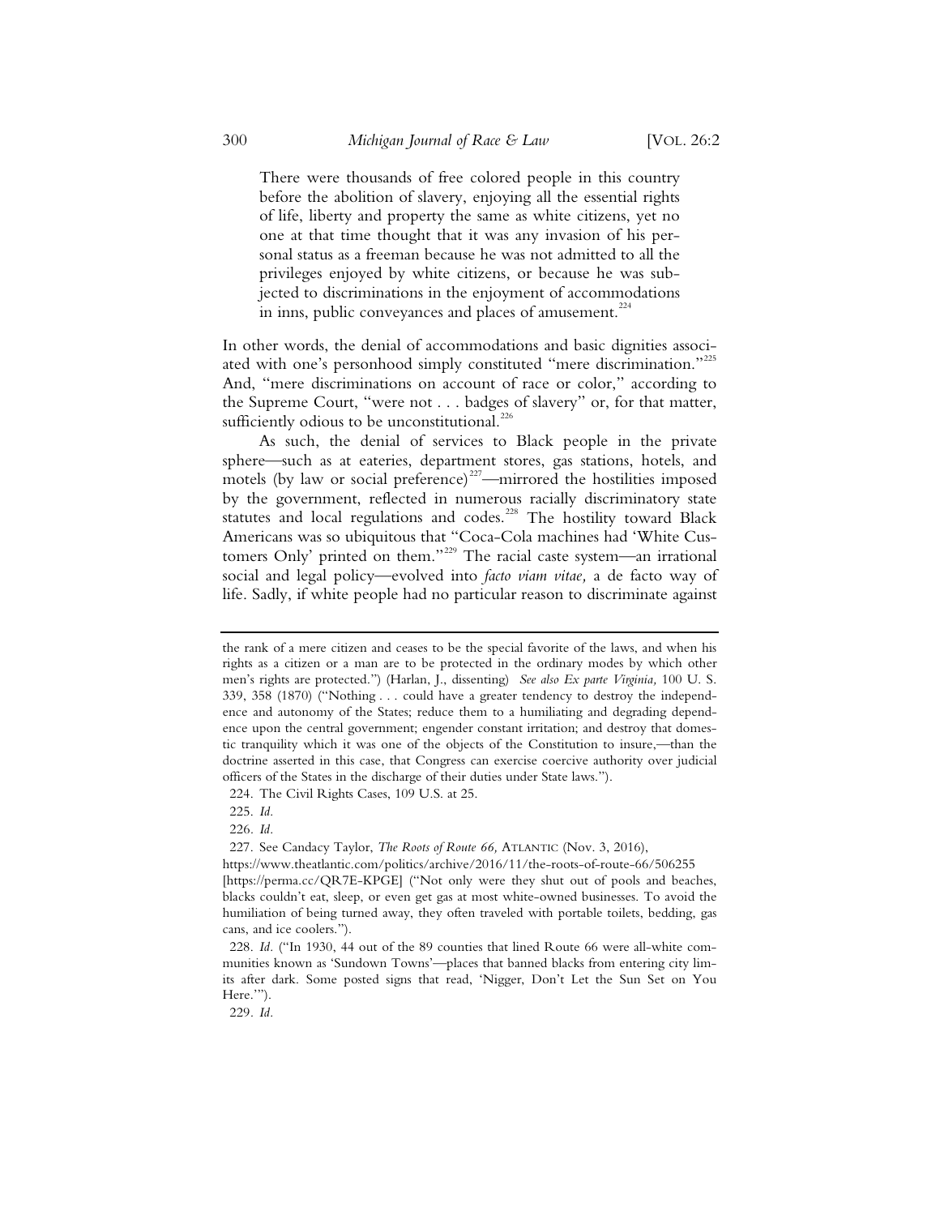> There were thousands of free colored people in this country before the abolition of slavery, enjoying all the essential rights of life, liberty and property the same as white citizens, yet no one at that time thought that it was any invasion of his personal status as a freeman because he was not admitted to all the privileges enjoyed by white citizens, or because he was subjected to discriminations in the enjoyment of accommodations in inns, public conveyances and places of amusement.[224]

In other words, the denial of accommodations and basic dignities associated with one's personhood simply constituted "mere discrimination."[225] And, "mere discriminations on account of race or color," according to the Supreme Court, "were not . . . badges of slavery" or, for that matter, sufficiently odious to be unconstitutional.[226]

As such, the denial of services to Black people in the private sphere—such as at eateries, department stores, gas stations, hotels, and motels (by law or social preference)[227]—mirrored the hostilities imposed by the government, reflected in numerous racially discriminatory state statutes and local regulations and codes.[228] The hostility toward Black Americans was so ubiquitous that "Coca-Cola machines had 'White Customers Only' printed on them."[229] The racial caste system—an irrational social and legal policy—evolved into *facto viam vitae,* a de facto way of life. Sadly, if white people had no particular reason to discriminate against

---

the rank of a mere citizen and ceases to be the special favorite of the laws, and when his rights as a citizen or a man are to be protected in the ordinary modes by which other men's rights are protected.") (Harlan, J., dissenting) *See also Ex parte Virginia,* 100 U. S. 339, 358 (1870) ("Nothing . . . could have a greater tendency to destroy the independence and autonomy of the States; reduce them to a humiliating and degrading dependence upon the central government; engender constant irritation; and destroy that domestic tranquility which it was one of the objects of the Constitution to insure,—than the doctrine asserted in this case, that Congress can exercise coercive authority over judicial officers of the States in the discharge of their duties under State laws.").

224. The Civil Rights Cases, 109 U.S. at 25.

225. *Id.*

226. *Id.*

227. See Candacy Taylor, *The Roots of Route 66,* ATLANTIC (Nov. 3, 2016), https://www.theatlantic.com/politics/archive/2016/11/the-roots-of-route-66/506255 [https://perma.cc/QR7E-KPGE] ("Not only were they shut out of pools and beaches, blacks couldn't eat, sleep, or even get gas at most white-owned businesses. To avoid the humiliation of being turned away, they often traveled with portable toilets, bedding, gas cans, and ice coolers.").

228. *Id.* ("In 1930, 44 out of the 89 counties that lined Route 66 were all-white communities known as 'Sundown Towns'—places that banned blacks from entering city limits after dark. Some posted signs that read, 'Nigger, Don't Let the Sun Set on You Here.'").

229. *Id.*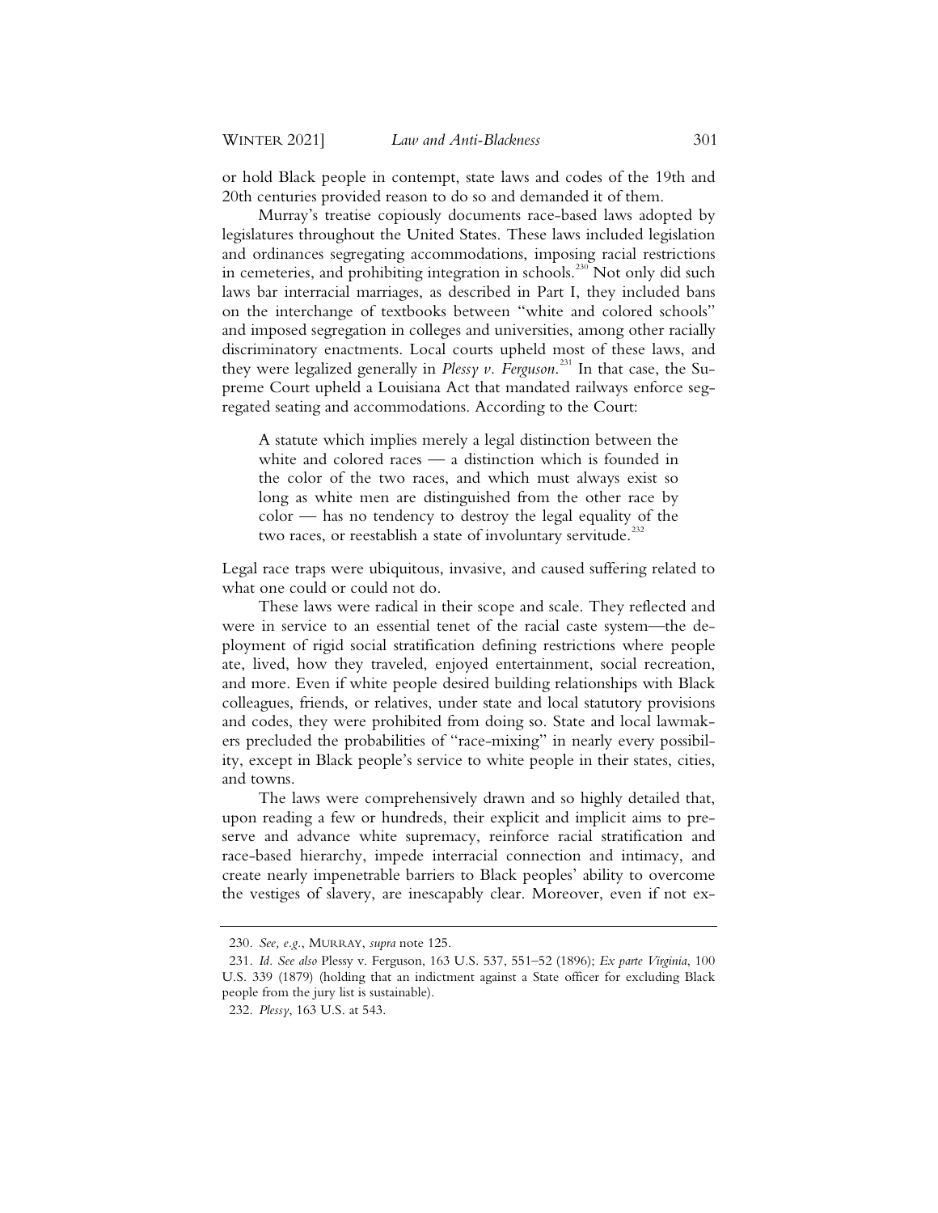or hold Black people in contempt, state laws and codes of the 19th and 20th centuries provided reason to do so and demanded it of them.

Murray's treatise copiously documents race-based laws adopted by legislatures throughout the United States. These laws included legislation and ordinances segregating accommodations, imposing racial restrictions in cemeteries, and prohibiting integration in schools.[230] Not only did such laws bar interracial marriages, as described in Part I, they included bans on the interchange of textbooks between "white and colored schools" and imposed segregation in colleges and universities, among other racially discriminatory enactments. Local courts upheld most of these laws, and they were legalized generally in *Plessy v. Ferguson*.[231] In that case, the Supreme Court upheld a Louisiana Act that mandated railways enforce segregated seating and accommodations. According to the Court:

> A statute which implies merely a legal distinction between the white and colored races — a distinction which is founded in the color of the two races, and which must always exist so long as white men are distinguished from the other race by color — has no tendency to destroy the legal equality of the two races, or reestablish a state of involuntary servitude.[232]

Legal race traps were ubiquitous, invasive, and caused suffering related to what one could or could not do.

These laws were radical in their scope and scale. They reflected and were in service to an essential tenet of the racial caste system—the deployment of rigid social stratification defining restrictions where people ate, lived, how they traveled, enjoyed entertainment, social recreation, and more. Even if white people desired building relationships with Black colleagues, friends, or relatives, under state and local statutory provisions and codes, they were prohibited from doing so. State and local lawmakers precluded the probabilities of "race-mixing" in nearly every possibility, except in Black people's service to white people in their states, cities, and towns.

The laws were comprehensively drawn and so highly detailed that, upon reading a few or hundreds, their explicit and implicit aims to preserve and advance white supremacy, reinforce racial stratification and race-based hierarchy, impede interracial connection and intimacy, and create nearly impenetrable barriers to Black peoples' ability to overcome the vestiges of slavery, are inescapably clear. Moreover, even if not ex-

---

230. *See, e.g.*, MURRAY, *supra* note 125.

231. *Id. See also* Plessy v. Ferguson, 163 U.S. 537, 551–52 (1896); *Ex parte Virginia*, 100 U.S. 339 (1879) (holding that an indictment against a State officer for excluding Black people from the jury list is sustainable).

232. *Plessy*, 163 U.S. at 543.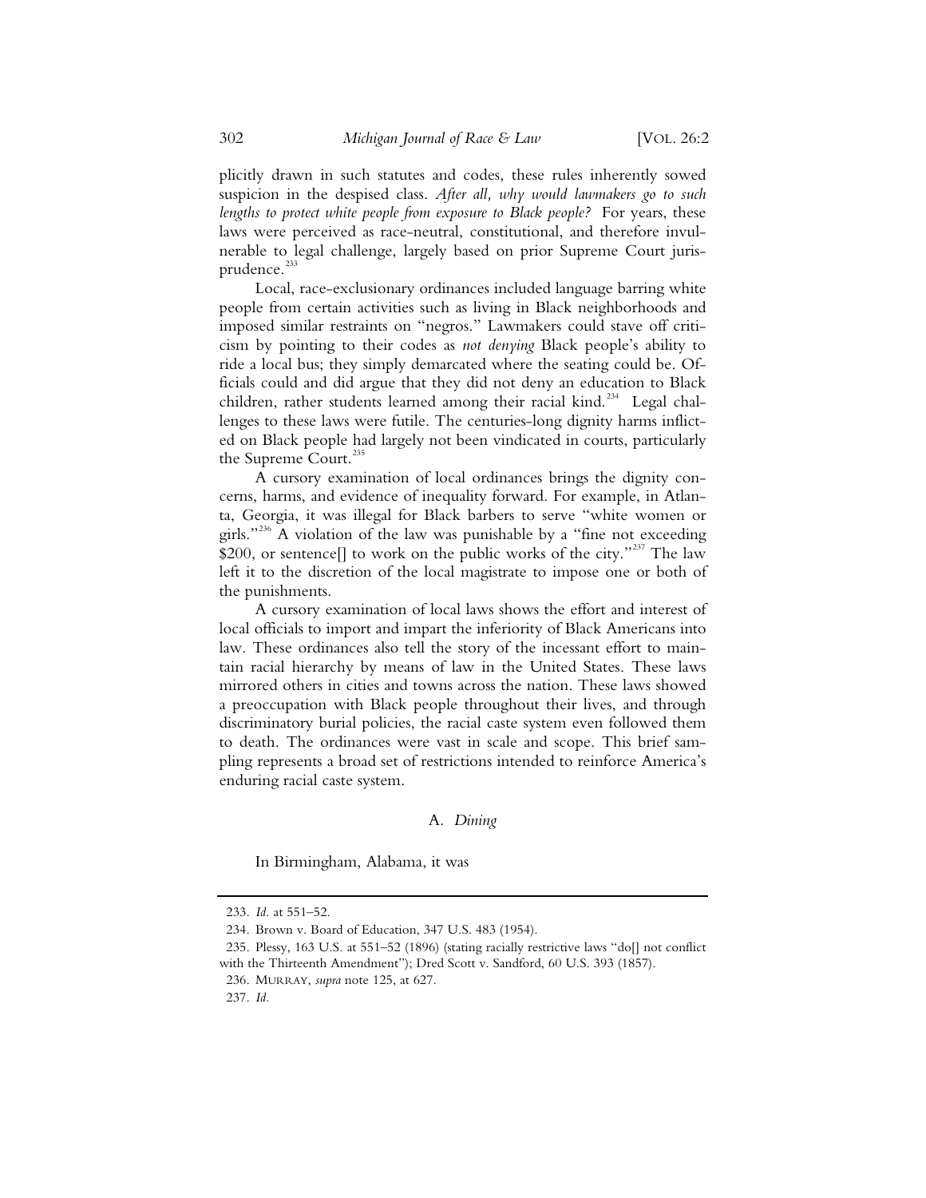plicitly drawn in such statutes and codes, these rules inherently sowed suspicion in the despised class. *After all, why would lawmakers go to such lengths to protect white people from exposure to Black people?* For years, these laws were perceived as race-neutral, constitutional, and therefore invulnerable to legal challenge, largely based on prior Supreme Court jurisprudence.[233]

Local, race-exclusionary ordinances included language barring white people from certain activities such as living in Black neighborhoods and imposed similar restraints on "negros." Lawmakers could stave off criticism by pointing to their codes as *not denying* Black people's ability to ride a local bus; they simply demarcated where the seating could be. Officials could and did argue that they did not deny an education to Black children, rather students learned among their racial kind.[234] Legal challenges to these laws were futile. The centuries-long dignity harms inflicted on Black people had largely not been vindicated in courts, particularly the Supreme Court.[235]

A cursory examination of local ordinances brings the dignity concerns, harms, and evidence of inequality forward. For example, in Atlanta, Georgia, it was illegal for Black barbers to serve "white women or girls."[236] A violation of the law was punishable by a "fine not exceeding $200, or sentence[] to work on the public works of the city."[237] The law left it to the discretion of the local magistrate to impose one or both of the punishments.

A cursory examination of local laws shows the effort and interest of local officials to import and impart the inferiority of Black Americans into law. These ordinances also tell the story of the incessant effort to maintain racial hierarchy by means of law in the United States. These laws mirrored others in cities and towns across the nation. These laws showed a preoccupation with Black people throughout their lives, and through discriminatory burial policies, the racial caste system even followed them to death. The ordinances were vast in scale and scope. This brief sampling represents a broad set of restrictions intended to reinforce America's enduring racial caste system.

### A. *Dining*

In Birmingham, Alabama, it was

---

233. *Id.* at 551–52.

234. Brown v. Board of Education, 347 U.S. 483 (1954).

235. Plessy, 163 U.S. at 551–52 (1896) (stating racially restrictive laws "do[] not conflict with the Thirteenth Amendment"); Dred Scott v. Sandford, 60 U.S. 393 (1857).

236. MURRAY, *supra* note 125, at 627.

237. *Id.*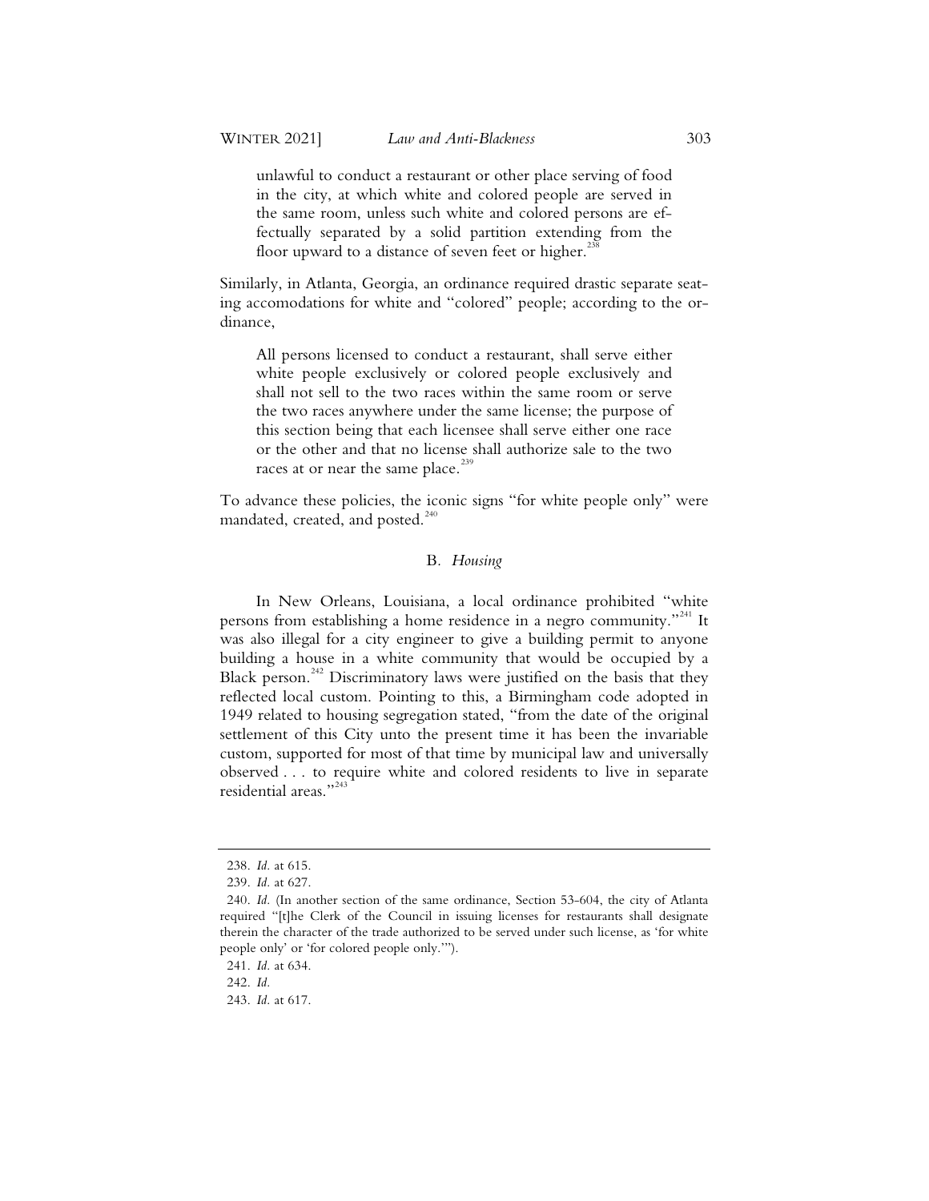> unlawful to conduct a restaurant or other place serving of food in the city, at which white and colored people are served in the same room, unless such white and colored persons are effectually separated by a solid partition extending from the floor upward to a distance of seven feet or higher.[238]

Similarly, in Atlanta, Georgia, an ordinance required drastic separate seating accomodations for white and "colored" people; according to the ordinance,

> All persons licensed to conduct a restaurant, shall serve either white people exclusively or colored people exclusively and shall not sell to the two races within the same room or serve the two races anywhere under the same license; the purpose of this section being that each licensee shall serve either one race or the other and that no license shall authorize sale to the two races at or near the same place.[239]

To advance these policies, the iconic signs "for white people only" were mandated, created, and posted.[240]

### B. *Housing*

In New Orleans, Louisiana, a local ordinance prohibited "white persons from establishing a home residence in a negro community."[241] It was also illegal for a city engineer to give a building permit to anyone building a house in a white community that would be occupied by a Black person.[242] Discriminatory laws were justified on the basis that they reflected local custom. Pointing to this, a Birmingham code adopted in 1949 related to housing segregation stated, "from the date of the original settlement of this City unto the present time it has been the invariable custom, supported for most of that time by municipal law and universally observed . . . to require white and colored residents to live in separate residential areas."[243]

---

238. *Id.* at 615.

239. *Id.* at 627.

240. *Id.* (In another section of the same ordinance, Section 53-604, the city of Atlanta required "[t]he Clerk of the Council in issuing licenses for restaurants shall designate therein the character of the trade authorized to be served under such license, as 'for white people only' or 'for colored people only.'").

241. *Id.* at 634.

242. *Id.*

243. *Id.* at 617.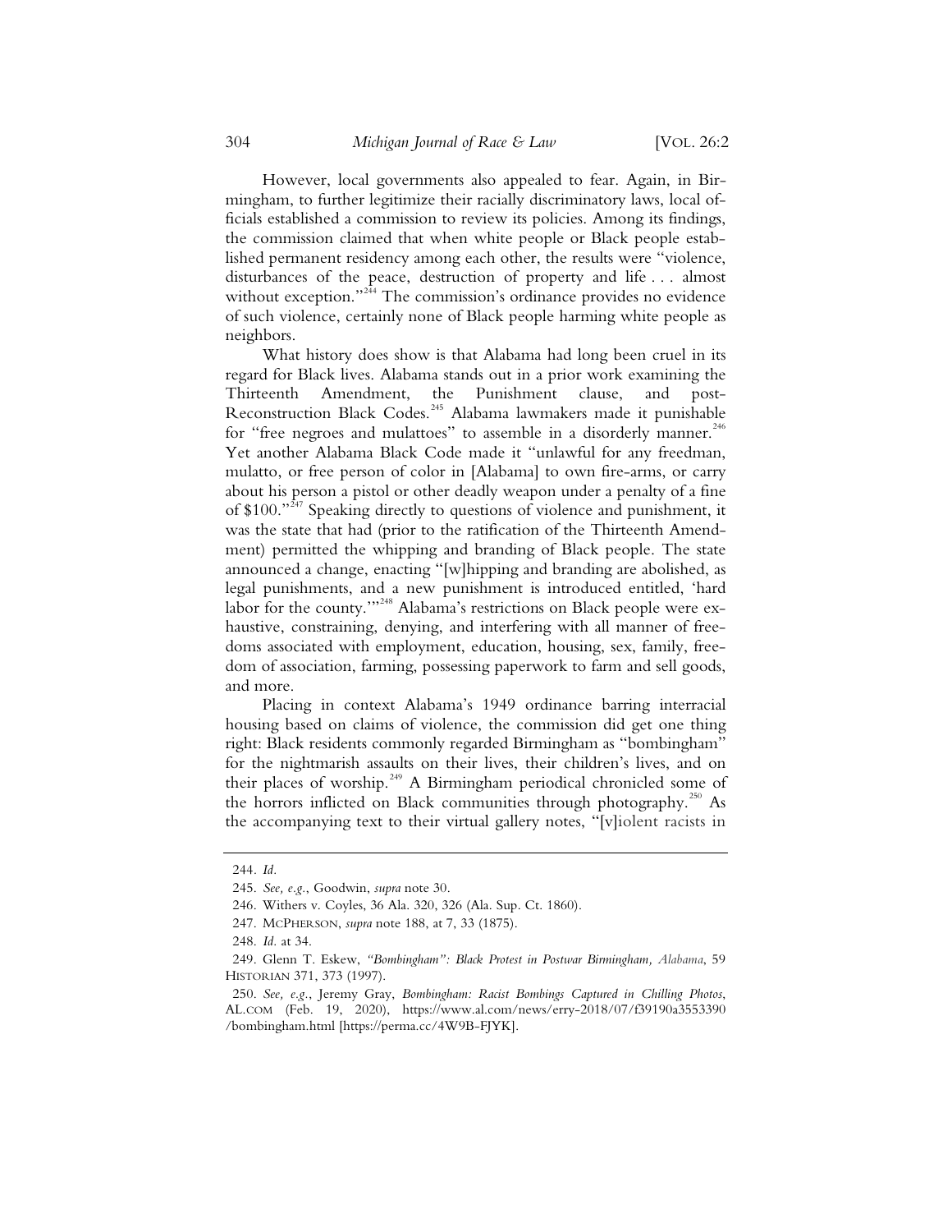However, local governments also appealed to fear. Again, in Birmingham, to further legitimize their racially discriminatory laws, local officials established a commission to review its policies. Among its findings, the commission claimed that when white people or Black people established permanent residency among each other, the results were "violence, disturbances of the peace, destruction of property and life . . . almost without exception."[244] The commission's ordinance provides no evidence of such violence, certainly none of Black people harming white people as neighbors.

What history does show is that Alabama had long been cruel in its regard for Black lives. Alabama stands out in a prior work examining the Thirteenth Amendment, the Punishment clause, and post-Reconstruction Black Codes.[245] Alabama lawmakers made it punishable for "free negroes and mulattoes" to assemble in a disorderly manner.[246] Yet another Alabama Black Code made it "unlawful for any freedman, mulatto, or free person of color in [Alabama] to own fire-arms, or carry about his person a pistol or other deadly weapon under a penalty of a fine of $100."[247] Speaking directly to questions of violence and punishment, it was the state that had (prior to the ratification of the Thirteenth Amendment) permitted the whipping and branding of Black people. The state announced a change, enacting "[w]hipping and branding are abolished, as legal punishments, and a new punishment is introduced entitled, 'hard labor for the county.'"[248] Alabama's restrictions on Black people were exhaustive, constraining, denying, and interfering with all manner of freedoms associated with employment, education, housing, sex, family, freedom of association, farming, possessing paperwork to farm and sell goods, and more.

Placing in context Alabama's 1949 ordinance barring interracial housing based on claims of violence, the commission did get one thing right: Black residents commonly regarded Birmingham as "bombingham" for the nightmarish assaults on their lives, their children's lives, and on their places of worship.[249] A Birmingham periodical chronicled some of the horrors inflicted on Black communities through photography.[250] As the accompanying text to their virtual gallery notes, "[v]iolent racists in

---

244. *Id.*

245. *See, e.g.*, Goodwin, *supra* note 30.

246. Withers v. Coyles, 36 Ala. 320, 326 (Ala. Sup. Ct. 1860).

247. MCPHERSON, *supra* note 188, at 7, 33 (1875).

248. *Id.* at 34.

249. Glenn T. Eskew, *"Bombingham": Black Protest in Postwar Birmingham, Alabama*, 59 HISTORIAN 371, 373 (1997).

250. *See, e.g.*, Jeremy Gray, *Bombingham: Racist Bombings Captured in Chilling Photos*, AL.COM (Feb. 19, 2020), https://www.al.com/news/erry-2018/07/f39190a3553390/bombingham.html [https://perma.cc/4W9B-FJYK].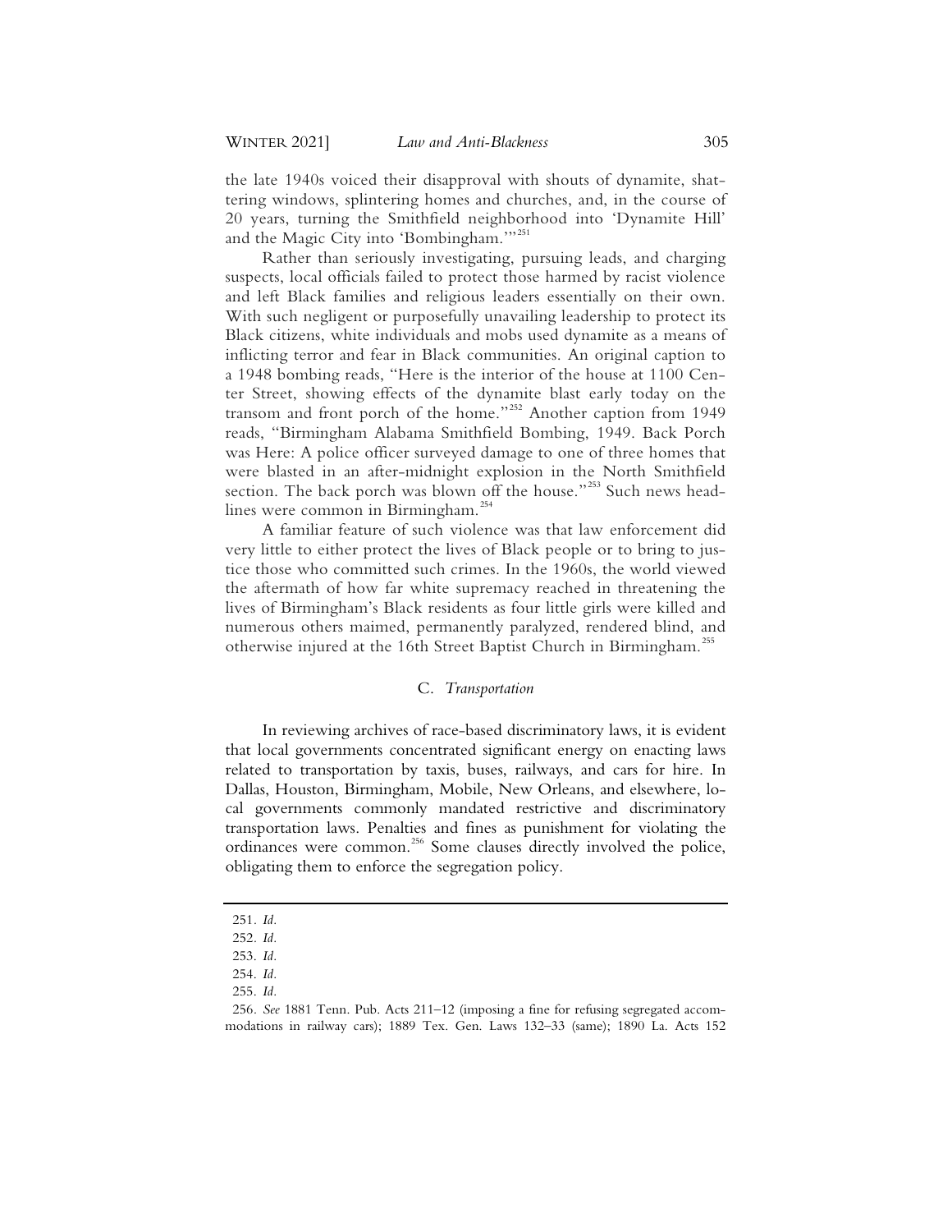the late 1940s voiced their disapproval with shouts of dynamite, shattering windows, splintering homes and churches, and, in the course of 20 years, turning the Smithfield neighborhood into 'Dynamite Hill' and the Magic City into 'Bombingham.'"[251]

Rather than seriously investigating, pursuing leads, and charging suspects, local officials failed to protect those harmed by racist violence and left Black families and religious leaders essentially on their own. With such negligent or purposefully unavailing leadership to protect its Black citizens, white individuals and mobs used dynamite as a means of inflicting terror and fear in Black communities. An original caption to a 1948 bombing reads, "Here is the interior of the house at 1100 Center Street, showing effects of the dynamite blast early today on the transom and front porch of the home."[252] Another caption from 1949 reads, "Birmingham Alabama Smithfield Bombing, 1949. Back Porch was Here: A police officer surveyed damage to one of three homes that were blasted in an after-midnight explosion in the North Smithfield section. The back porch was blown off the house."[253] Such news headlines were common in Birmingham.[254]

A familiar feature of such violence was that law enforcement did very little to either protect the lives of Black people or to bring to justice those who committed such crimes. In the 1960s, the world viewed the aftermath of how far white supremacy reached in threatening the lives of Birmingham's Black residents as four little girls were killed and numerous others maimed, permanently paralyzed, rendered blind, and otherwise injured at the 16th Street Baptist Church in Birmingham.[255]

### C. *Transportation*

In reviewing archives of race-based discriminatory laws, it is evident that local governments concentrated significant energy on enacting laws related to transportation by taxis, buses, railways, and cars for hire. In Dallas, Houston, Birmingham, Mobile, New Orleans, and elsewhere, local governments commonly mandated restrictive and discriminatory transportation laws. Penalties and fines as punishment for violating the ordinances were common.[256] Some clauses directly involved the police, obligating them to enforce the segregation policy.

---

251. *Id.*

252. *Id.*

253. *Id.*

254. *Id.*

255. *Id.*

256. *See* 1881 Tenn. Pub. Acts 211–12 (imposing a fine for refusing segregated accommodations in railway cars); 1889 Tex. Gen. Laws 132–33 (same); 1890 La. Acts 152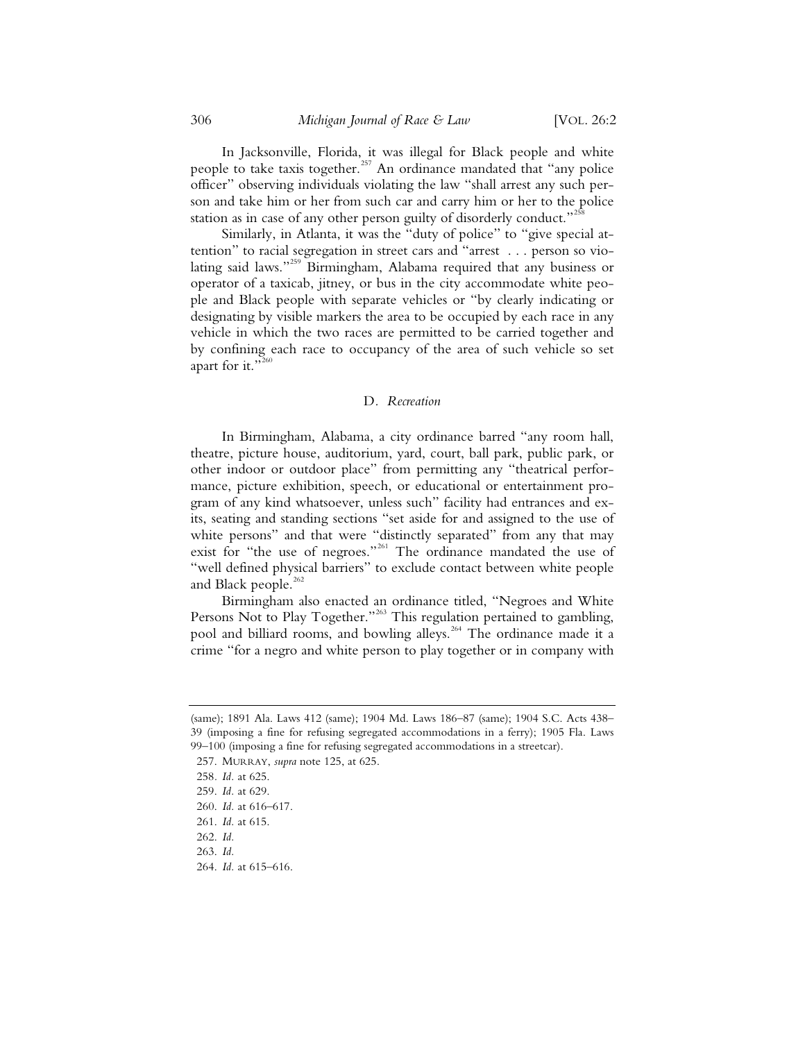In Jacksonville, Florida, it was illegal for Black people and white people to take taxis together.[257] An ordinance mandated that "any police officer" observing individuals violating the law "shall arrest any such person and take him or her from such car and carry him or her to the police station as in case of any other person guilty of disorderly conduct."[258]

Similarly, in Atlanta, it was the "duty of police" to "give special attention" to racial segregation in street cars and "arrest . . . person so violating said laws."[259] Birmingham, Alabama required that any business or operator of a taxicab, jitney, or bus in the city accommodate white people and Black people with separate vehicles or "by clearly indicating or designating by visible markers the area to be occupied by each race in any vehicle in which the two races are permitted to be carried together and by confining each race to occupancy of the area of such vehicle so set apart for it."[260]

### D. *Recreation*

In Birmingham, Alabama, a city ordinance barred "any room hall, theatre, picture house, auditorium, yard, court, ball park, public park, or other indoor or outdoor place" from permitting any "theatrical performance, picture exhibition, speech, or educational or entertainment program of any kind whatsoever, unless such" facility had entrances and exits, seating and standing sections "set aside for and assigned to the use of white persons" and that were "distinctly separated" from any that may exist for "the use of negroes."[261] The ordinance mandated the use of "well defined physical barriers" to exclude contact between white people and Black people.[262]

Birmingham also enacted an ordinance titled, "Negroes and White Persons Not to Play Together."[263] This regulation pertained to gambling, pool and billiard rooms, and bowling alleys.[264] The ordinance made it a crime "for a negro and white person to play together or in company with

---

(same); 1891 Ala. Laws 412 (same); 1904 Md. Laws 186–87 (same); 1904 S.C. Acts 438–39 (imposing a fine for refusing segregated accommodations in a ferry); 1905 Fla. Laws 99–100 (imposing a fine for refusing segregated accommodations in a streetcar).

257. MURRAY, *supra* note 125, at 625.

258. *Id.* at 625.

259. *Id.* at 629.

260. *Id.* at 616–617.

261. *Id.* at 615.

262. *Id.*

263. *Id.*

264. *Id.* at 615–616.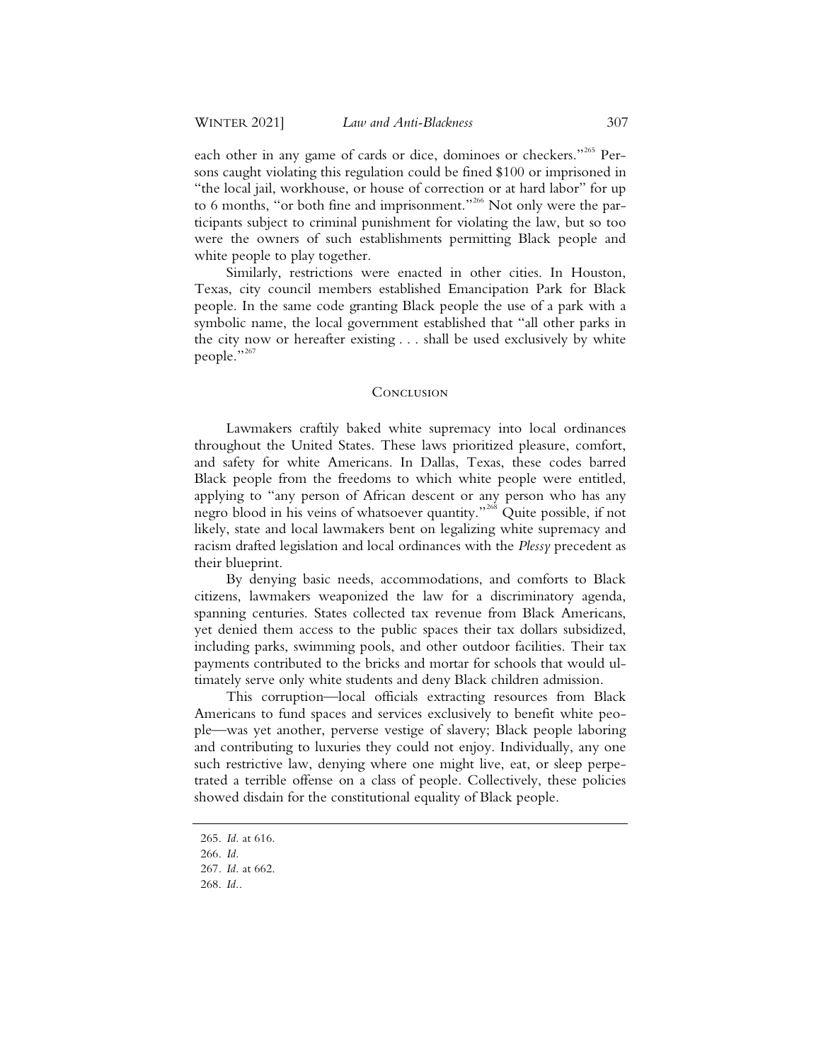each other in any game of cards or dice, dominoes or checkers."[265] Persons caught violating this regulation could be fined $100 or imprisoned in "the local jail, workhouse, or house of correction or at hard labor" for up to 6 months, "or both fine and imprisonment."[266] Not only were the participants subject to criminal punishment for violating the law, but so too were the owners of such establishments permitting Black people and white people to play together.

Similarly, restrictions were enacted in other cities. In Houston, Texas, city council members established Emancipation Park for Black people. In the same code granting Black people the use of a park with a symbolic name, the local government established that "all other parks in the city now or hereafter existing . . . shall be used exclusively by white people."[267]

## Conclusion

Lawmakers craftily baked white supremacy into local ordinances throughout the United States. These laws prioritized pleasure, comfort, and safety for white Americans. In Dallas, Texas, these codes barred Black people from the freedoms to which white people were entitled, applying to "any person of African descent or any person who has any negro blood in his veins of whatsoever quantity."[268] Quite possible, if not likely, state and local lawmakers bent on legalizing white supremacy and racism drafted legislation and local ordinances with the *Plessy* precedent as their blueprint.

By denying basic needs, accommodations, and comforts to Black citizens, lawmakers weaponized the law for a discriminatory agenda, spanning centuries. States collected tax revenue from Black Americans, yet denied them access to the public spaces their tax dollars subsidized, including parks, swimming pools, and other outdoor facilities. Their tax payments contributed to the bricks and mortar for schools that would ultimately serve only white students and deny Black children admission.

This corruption—local officials extracting resources from Black Americans to fund spaces and services exclusively to benefit white people—was yet another, perverse vestige of slavery; Black people laboring and contributing to luxuries they could not enjoy. Individually, any one such restrictive law, denying where one might live, eat, or sleep perpetrated a terrible offense on a class of people. Collectively, these policies showed disdain for the constitutional equality of Black people.

---

265. *Id.* at 616.
266. *Id.*
267. *Id.* at 662.
268. *Id.*.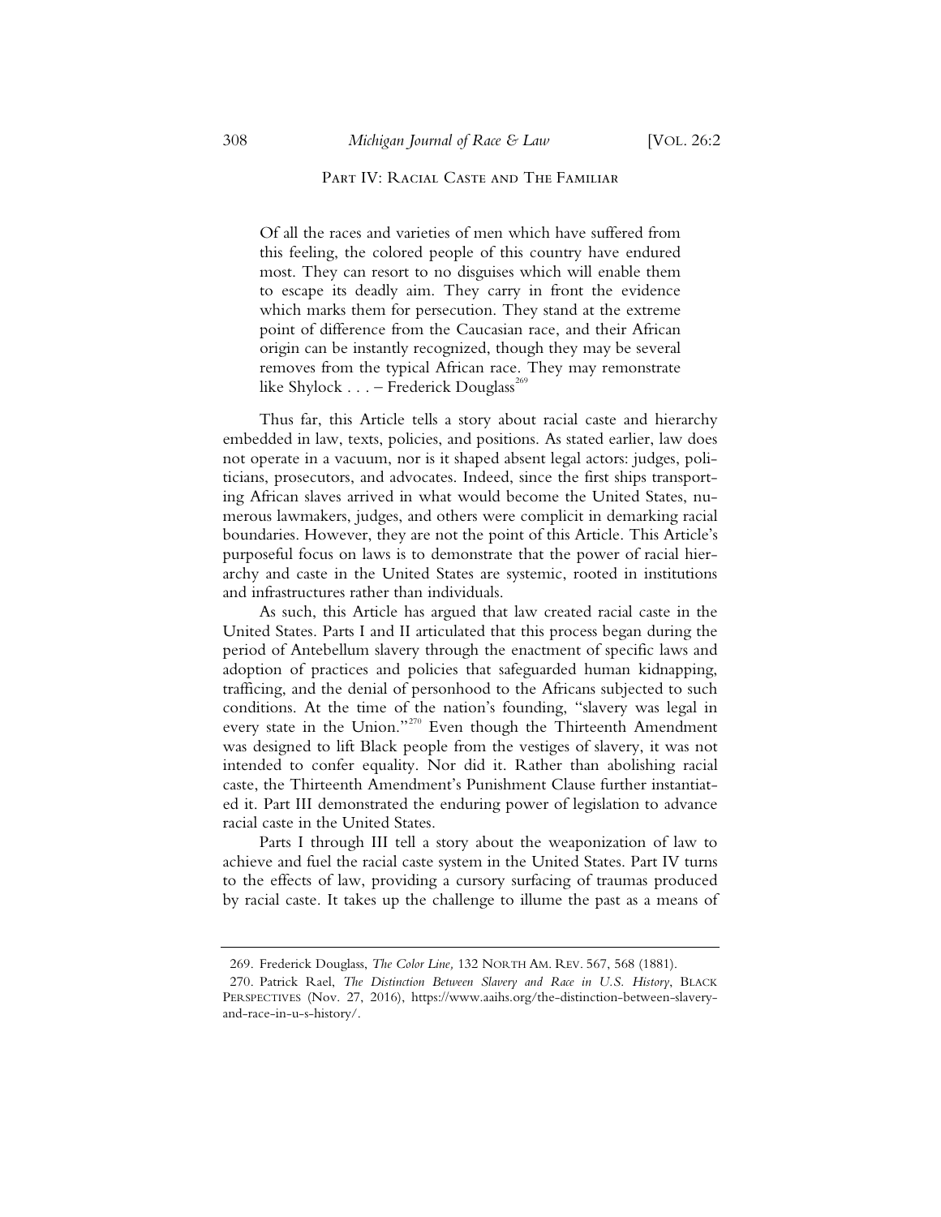## Part IV: Racial Caste and The Familiar

> Of all the races and varieties of men which have suffered from this feeling, the colored people of this country have endured most. They can resort to no disguises which will enable them to escape its deadly aim. They carry in front the evidence which marks them for persecution. They stand at the extreme point of difference from the Caucasian race, and their African origin can be instantly recognized, though they may be several removes from the typical African race. They may remonstrate like Shylock . . . – Frederick Douglass[269]

Thus far, this Article tells a story about racial caste and hierarchy embedded in law, texts, policies, and positions. As stated earlier, law does not operate in a vacuum, nor is it shaped absent legal actors: judges, politicians, prosecutors, and advocates. Indeed, since the first ships transporting African slaves arrived in what would become the United States, numerous lawmakers, judges, and others were complicit in demarking racial boundaries. However, they are not the point of this Article. This Article's purposeful focus on laws is to demonstrate that the power of racial hierarchy and caste in the United States are systemic, rooted in institutions and infrastructures rather than individuals.

As such, this Article has argued that law created racial caste in the United States. Parts I and II articulated that this process began during the period of Antebellum slavery through the enactment of specific laws and adoption of practices and policies that safeguarded human kidnapping, trafficking, and the denial of personhood to the Africans subjected to such conditions. At the time of the nation's founding, "slavery was legal in every state in the Union."[270] Even though the Thirteenth Amendment was designed to lift Black people from the vestiges of slavery, it was not intended to confer equality. Nor did it. Rather than abolishing racial caste, the Thirteenth Amendment's Punishment Clause further instantiated it. Part III demonstrated the enduring power of legislation to advance racial caste in the United States.

Parts I through III tell a story about the weaponization of law to achieve and fuel the racial caste system in the United States. Part IV turns to the effects of law, providing a cursory surfacing of traumas produced by racial caste. It takes up the challenge to illume the past as a means of

---

269. Frederick Douglass, *The Color Line,* 132 North Am. Rev. 567, 568 (1881).

270. Patrick Rael, *The Distinction Between Slavery and Race in U.S. History*, Black Perspectives (Nov. 27, 2016), https://www.aaihs.org/the-distinction-between-slavery-and-race-in-u-s-history/.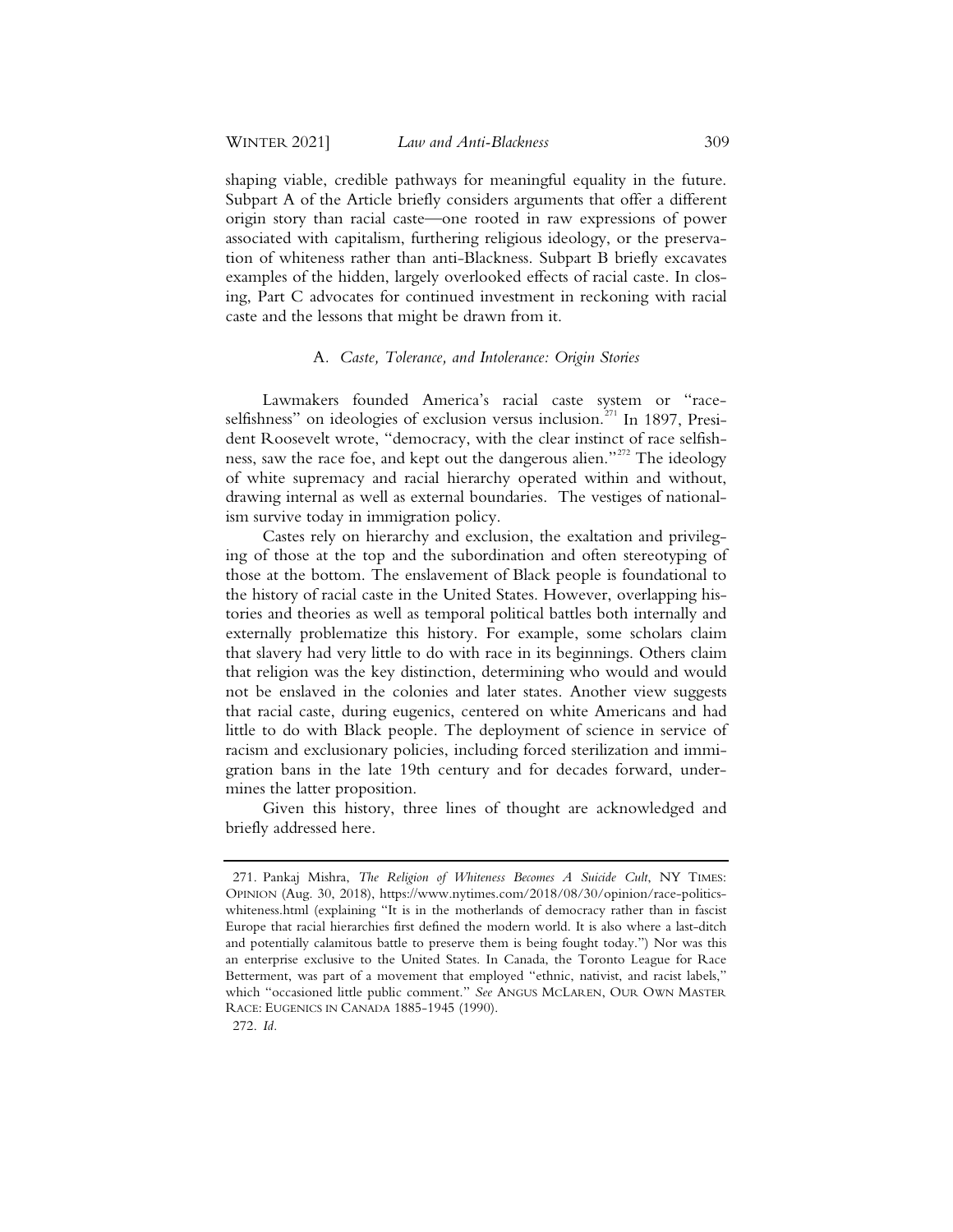shaping viable, credible pathways for meaningful equality in the future. Subpart A of the Article briefly considers arguments that offer a different origin story than racial caste—one rooted in raw expressions of power associated with capitalism, furthering religious ideology, or the preservation of whiteness rather than anti-Blackness. Subpart B briefly excavates examples of the hidden, largely overlooked effects of racial caste. In closing, Part C advocates for continued investment in reckoning with racial caste and the lessons that might be drawn from it.

### A. *Caste, Tolerance, and Intolerance: Origin Stories*

Lawmakers founded America's racial caste system or "race-selfishness" on ideologies of exclusion versus inclusion.[271] In 1897, President Roosevelt wrote, "democracy, with the clear instinct of race selfishness, saw the race foe, and kept out the dangerous alien."[272] The ideology of white supremacy and racial hierarchy operated within and without, drawing internal as well as external boundaries. The vestiges of nationalism survive today in immigration policy.

Castes rely on hierarchy and exclusion, the exaltation and privileging of those at the top and the subordination and often stereotyping of those at the bottom. The enslavement of Black people is foundational to the history of racial caste in the United States. However, overlapping histories and theories as well as temporal political battles both internally and externally problematize this history. For example, some scholars claim that slavery had very little to do with race in its beginnings. Others claim that religion was the key distinction, determining who would and would not be enslaved in the colonies and later states. Another view suggests that racial caste, during eugenics, centered on white Americans and had little to do with Black people. The deployment of science in service of racism and exclusionary policies, including forced sterilization and immigration bans in the late 19th century and for decades forward, undermines the latter proposition.

Given this history, three lines of thought are acknowledged and briefly addressed here.

---

271. Pankaj Mishra, *The Religion of Whiteness Becomes A Suicide Cult*, NY TIMES: OPINION (Aug. 30, 2018), https://www.nytimes.com/2018/08/30/opinion/race-politics-whiteness.html (explaining "It is in the motherlands of democracy rather than in fascist Europe that racial hierarchies first defined the modern world. It is also where a last-ditch and potentially calamitous battle to preserve them is being fought today.") Nor was this an enterprise exclusive to the United States. In Canada, the Toronto League for Race Betterment, was part of a movement that employed "ethnic, nativist, and racist labels," which "occasioned little public comment." *See* ANGUS MCLAREN, OUR OWN MASTER RACE: EUGENICS IN CANADA 1885-1945 (1990).

272. *Id.*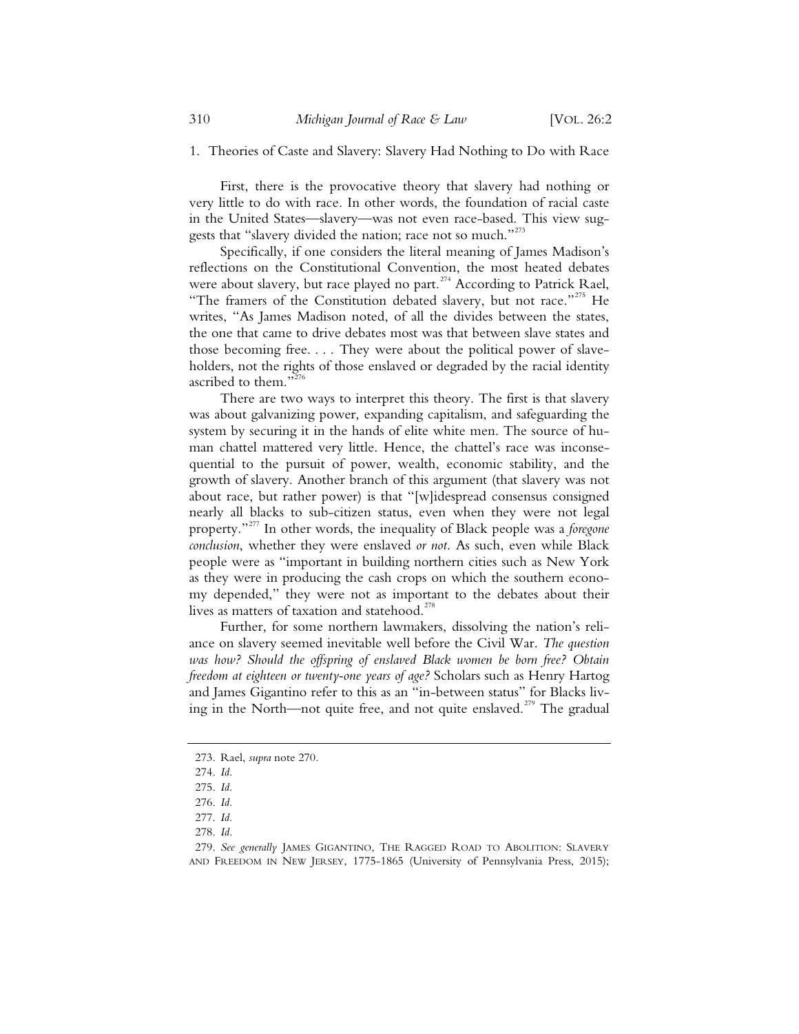### 1. Theories of Caste and Slavery: Slavery Had Nothing to Do with Race

First, there is the provocative theory that slavery had nothing or very little to do with race. In other words, the foundation of racial caste in the United States—slavery—was not even race-based. This view suggests that "slavery divided the nation; race not so much."[273]

Specifically, if one considers the literal meaning of James Madison's reflections on the Constitutional Convention, the most heated debates were about slavery, but race played no part.[274] According to Patrick Rael, "The framers of the Constitution debated slavery, but not race."[275] He writes, "As James Madison noted, of all the divides between the states, the one that came to drive debates most was that between slave states and those becoming free. . . . They were about the political power of slaveholders, not the rights of those enslaved or degraded by the racial identity ascribed to them."[276]

There are two ways to interpret this theory. The first is that slavery was about galvanizing power, expanding capitalism, and safeguarding the system by securing it in the hands of elite white men. The source of human chattel mattered very little. Hence, the chattel's race was inconsequential to the pursuit of power, wealth, economic stability, and the growth of slavery. Another branch of this argument (that slavery was not about race, but rather power) is that "[w]idespread consensus consigned nearly all blacks to sub-citizen status, even when they were not legal property."[277] In other words, the inequality of Black people was a *foregone conclusion*, whether they were enslaved *or not*. As such, even while Black people were as "important in building northern cities such as New York as they were in producing the cash crops on which the southern economy depended," they were not as important to the debates about their lives as matters of taxation and statehood.[278]

Further, for some northern lawmakers, dissolving the nation's reliance on slavery seemed inevitable well before the Civil War. *The question was how? Should the offspring of enslaved Black women be born free? Obtain freedom at eighteen or twenty-one years of age?* Scholars such as Henry Hartog and James Gigantino refer to this as an "in-between status" for Blacks living in the North—not quite free, and not quite enslaved.[279] The gradual

---

273. Rael, *supra* note 270.

274. *Id.*

275. *Id.*

276. *Id.*

277. *Id.*

278. *Id.*

279. *See generally* JAMES GIGANTINO, THE RAGGED ROAD TO ABOLITION: SLAVERY AND FREEDOM IN NEW JERSEY, 1775-1865 (University of Pennsylvania Press, 2015);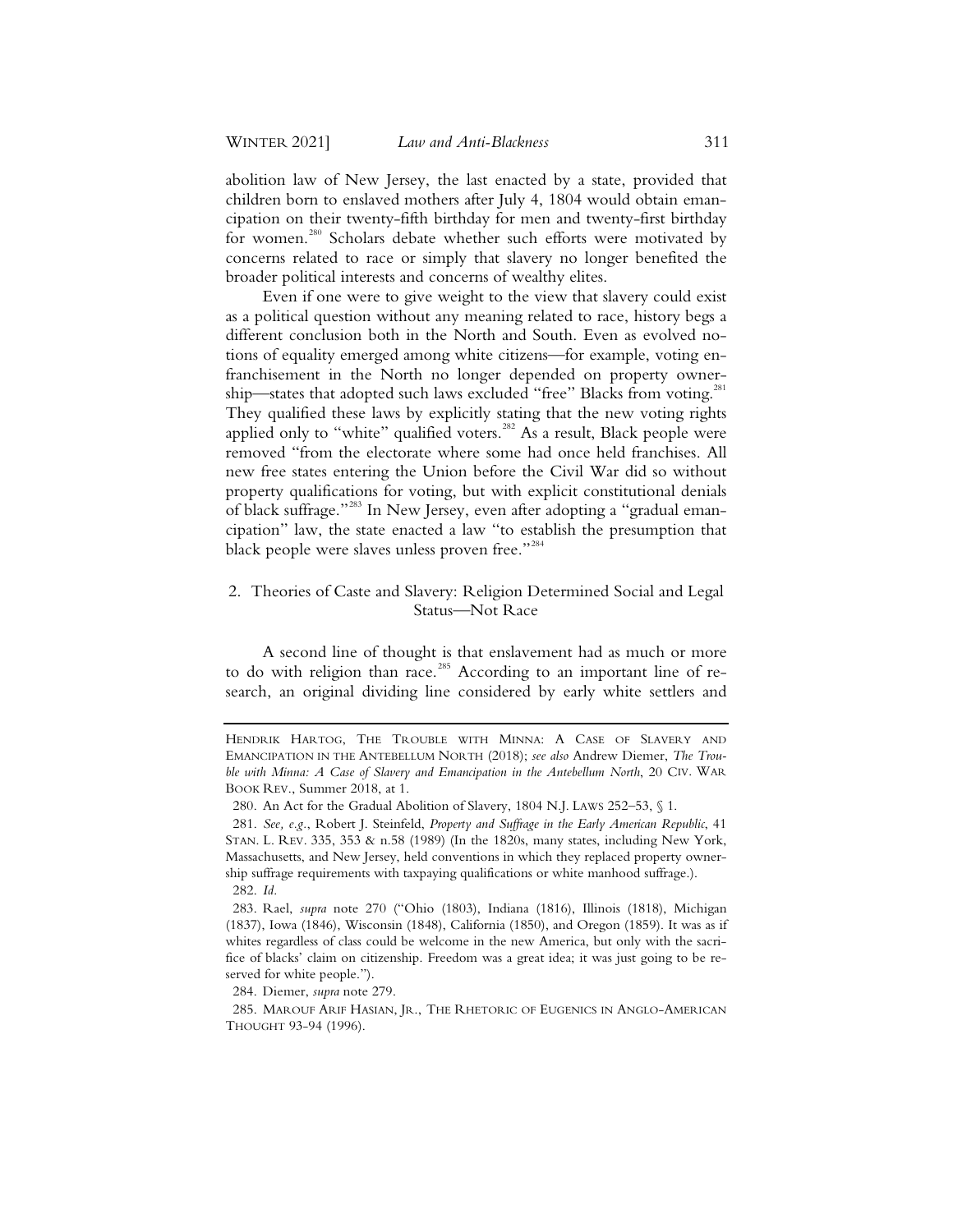abolition law of New Jersey, the last enacted by a state, provided that children born to enslaved mothers after July 4, 1804 would obtain emancipation on their twenty-fifth birthday for men and twenty-first birthday for women.[280] Scholars debate whether such efforts were motivated by concerns related to race or simply that slavery no longer benefited the broader political interests and concerns of wealthy elites.

Even if one were to give weight to the view that slavery could exist as a political question without any meaning related to race, history begs a different conclusion both in the North and South. Even as evolved notions of equality emerged among white citizens—for example, voting enfranchisement in the North no longer depended on property ownership—states that adopted such laws excluded "free" Blacks from voting.[281] They qualified these laws by explicitly stating that the new voting rights applied only to "white" qualified voters.[282] As a result, Black people were removed "from the electorate where some had once held franchises. All new free states entering the Union before the Civil War did so without property qualifications for voting, but with explicit constitutional denials of black suffrage."[283] In New Jersey, even after adopting a "gradual emancipation" law, the state enacted a law "to establish the presumption that black people were slaves unless proven free."[284]

### 2. Theories of Caste and Slavery: Religion Determined Social and Legal Status—Not Race

A second line of thought is that enslavement had as much or more to do with religion than race.[285] According to an important line of research, an original dividing line considered by early white settlers and

---

HENDRIK HARTOG, THE TROUBLE WITH MINNA: A CASE OF SLAVERY AND EMANCIPATION IN THE ANTEBELLUM NORTH (2018); *see also* Andrew Diemer, *The Trouble with Minna: A Case of Slavery and Emancipation in the Antebellum North*, 20 CIV. WAR BOOK REV., Summer 2018, at 1.

280. An Act for the Gradual Abolition of Slavery, 1804 N.J. LAWS 252–53, § 1.

281. *See, e.g.*, Robert J. Steinfeld, *Property and Suffrage in the Early American Republic*, 41 STAN. L. REV. 335, 353 & n.58 (1989) (In the 1820s, many states, including New York, Massachusetts, and New Jersey, held conventions in which they replaced property ownership suffrage requirements with taxpaying qualifications or white manhood suffrage.).

282. *Id.*

283. Rael, *supra* note 270 ("Ohio (1803), Indiana (1816), Illinois (1818), Michigan (1837), Iowa (1846), Wisconsin (1848), California (1850), and Oregon (1859). It was as if whites regardless of class could be welcome in the new America, but only with the sacrifice of blacks' claim on citizenship. Freedom was a great idea; it was just going to be reserved for white people.").

284. Diemer, *supra* note 279.

285. MAROUF ARIF HASIAN, JR., THE RHETORIC OF EUGENICS IN ANGLO-AMERICAN THOUGHT 93-94 (1996).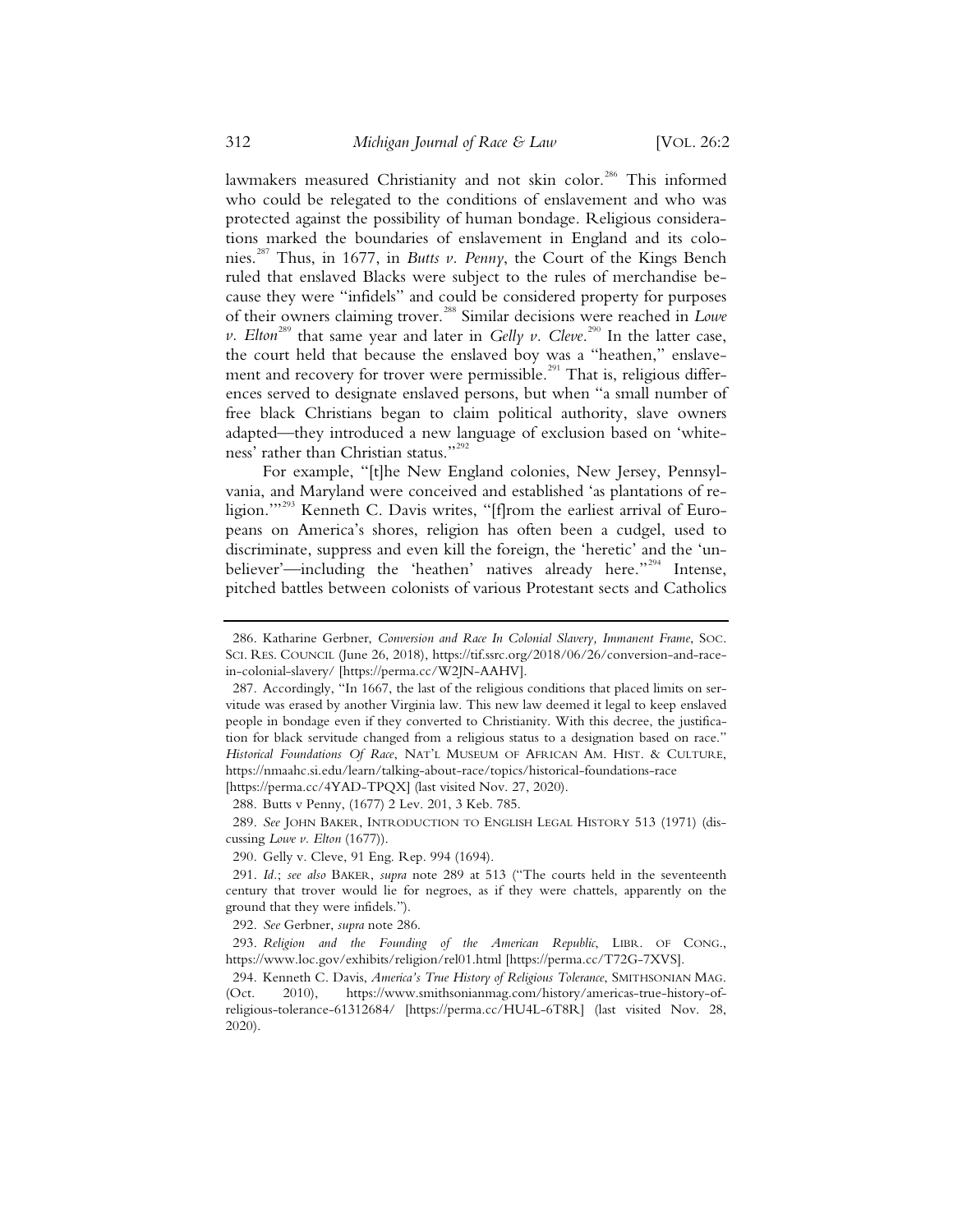lawmakers measured Christianity and not skin color.[286] This informed who could be relegated to the conditions of enslavement and who was protected against the possibility of human bondage. Religious considerations marked the boundaries of enslavement in England and its colonies.[287] Thus, in 1677, in *Butts v. Penny*, the Court of the Kings Bench ruled that enslaved Blacks were subject to the rules of merchandise because they were "infidels" and could be considered property for purposes of their owners claiming trover.[288] Similar decisions were reached in *Lowe v. Elton*[289] that same year and later in *Gelly v. Cleve*.[290] In the latter case, the court held that because the enslaved boy was a "heathen," enslavement and recovery for trover were permissible.[291] That is, religious differences served to designate enslaved persons, but when "a small number of free black Christians began to claim political authority, slave owners adapted—they introduced a new language of exclusion based on 'whiteness' rather than Christian status."[292]

For example, "[t]he New England colonies, New Jersey, Pennsylvania, and Maryland were conceived and established 'as plantations of religion.'"[293] Kenneth C. Davis writes, "[f]rom the earliest arrival of Europeans on America's shores, religion has often been a cudgel, used to discriminate, suppress and even kill the foreign, the 'heretic' and the 'unbeliever'—including the 'heathen' natives already here."[294] Intense, pitched battles between colonists of various Protestant sects and Catholics

---

286. Katharine Gerbner, *Conversion and Race In Colonial Slavery, Immanent Frame*, SOC. SCI. RES. COUNCIL (June 26, 2018), https://tif.ssrc.org/2018/06/26/conversion-and-race-in-colonial-slavery/ [https://perma.cc/W2JN-AAHV].

287. Accordingly, "In 1667, the last of the religious conditions that placed limits on servitude was erased by another Virginia law. This new law deemed it legal to keep enslaved people in bondage even if they converted to Christianity. With this decree, the justification for black servitude changed from a religious status to a designation based on race." *Historical Foundations Of Race*, NAT'L MUSEUM OF AFRICAN AM. HIST. & CULTURE, https://nmaahc.si.edu/learn/talking-about-race/topics/historical-foundations-race [https://perma.cc/4YAD-TPQX] (last visited Nov. 27, 2020).

288. Butts v Penny, (1677) 2 Lev. 201, 3 Keb. 785.

289. *See* JOHN BAKER, INTRODUCTION TO ENGLISH LEGAL HISTORY 513 (1971) (discussing *Lowe v. Elton* (1677)).

290. Gelly v. Cleve, 91 Eng. Rep. 994 (1694).

291. *Id.*; *see also* BAKER, *supra* note 289 at 513 ("The courts held in the seventeenth century that trover would lie for negroes, as if they were chattels, apparently on the ground that they were infidels.").

292. *See* Gerbner, *supra* note 286.

293. *Religion and the Founding of the American Republic*, LIBR. OF CONG., https://www.loc.gov/exhibits/religion/rel01.html [https://perma.cc/T72G-7XVS].

294. Kenneth C. Davis, *America's True History of Religious Tolerance*, SMITHSONIAN MAG. (Oct. 2010), https://www.smithsonianmag.com/history/americas-true-history-of-religious-tolerance-61312684/ [https://perma.cc/HU4L-6T8R] (last visited Nov. 28, 2020).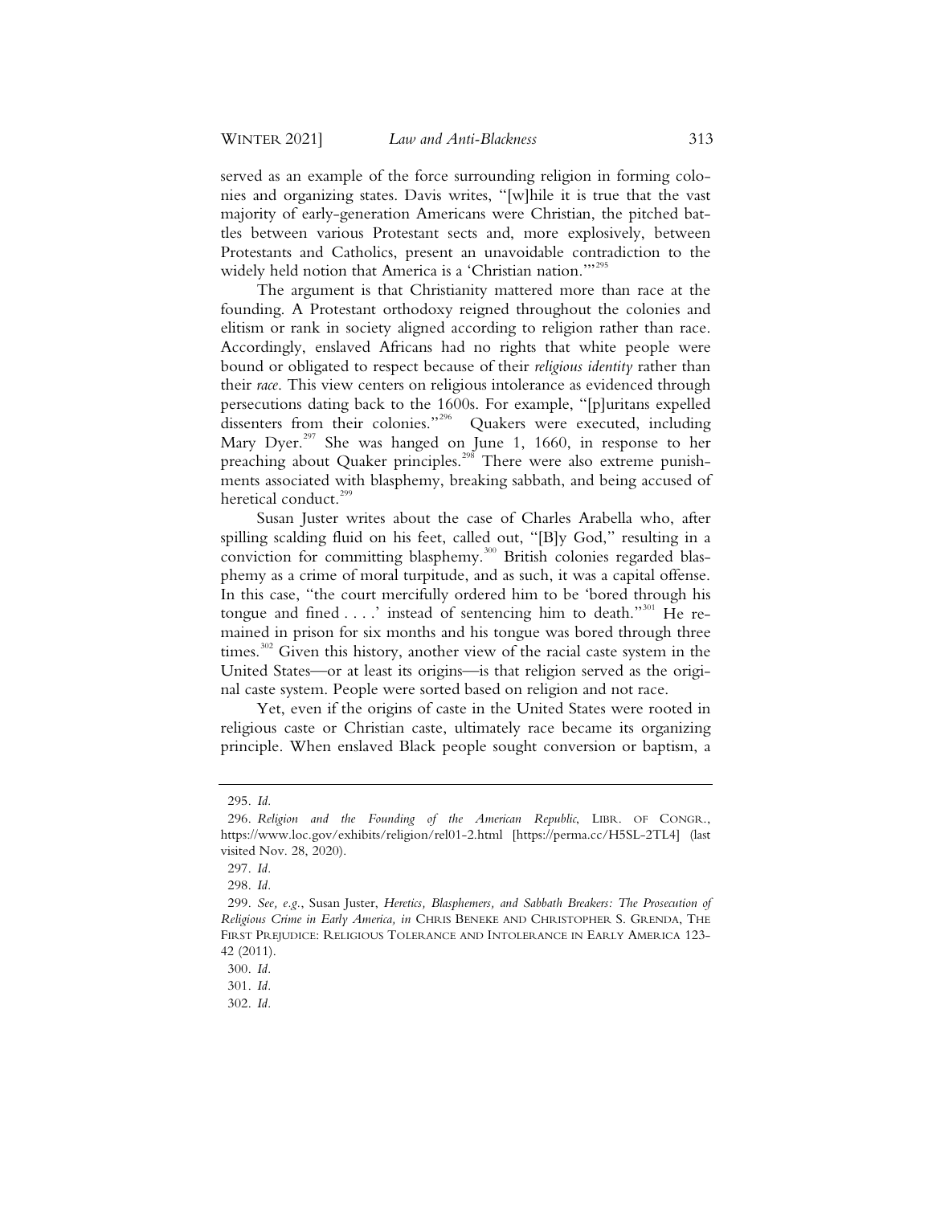served as an example of the force surrounding religion in forming colonies and organizing states. Davis writes, "[w]hile it is true that the vast majority of early-generation Americans were Christian, the pitched battles between various Protestant sects and, more explosively, between Protestants and Catholics, present an unavoidable contradiction to the widely held notion that America is a 'Christian nation.'"[295]

The argument is that Christianity mattered more than race at the founding. A Protestant orthodoxy reigned throughout the colonies and elitism or rank in society aligned according to religion rather than race. Accordingly, enslaved Africans had no rights that white people were bound or obligated to respect because of their *religious identity* rather than their *race*. This view centers on religious intolerance as evidenced through persecutions dating back to the 1600s. For example, "[p]uritans expelled dissenters from their colonies."[296] Quakers were executed, including Mary Dyer.[297] She was hanged on June 1, 1660, in response to her preaching about Quaker principles.[298] There were also extreme punishments associated with blasphemy, breaking sabbath, and being accused of heretical conduct.[299]

Susan Juster writes about the case of Charles Arabella who, after spilling scalding fluid on his feet, called out, "[B]y God," resulting in a conviction for committing blasphemy.[300] British colonies regarded blasphemy as a crime of moral turpitude, and as such, it was a capital offense. In this case, "the court mercifully ordered him to be 'bored through his tongue and fined . . . .' instead of sentencing him to death."[301] He remained in prison for six months and his tongue was bored through three times.[302] Given this history, another view of the racial caste system in the United States—or at least its origins—is that religion served as the original caste system. People were sorted based on religion and not race.

Yet, even if the origins of caste in the United States were rooted in religious caste or Christian caste, ultimately race became its organizing principle. When enslaved Black people sought conversion or baptism, a

---

295. *Id.*

296. *Religion and the Founding of the American Republic*, LIBR. OF CONGR., https://www.loc.gov/exhibits/religion/rel01-2.html [https://perma.cc/H5SL-2TL4] (last visited Nov. 28, 2020).

297. *Id.*

298. *Id.*

299. *See, e.g.*, Susan Juster, *Heretics, Blasphemers, and Sabbath Breakers: The Prosecution of Religious Crime in Early America, in* CHRIS BENEKE AND CHRISTOPHER S. GRENDA, THE FIRST PREJUDICE: RELIGIOUS TOLERANCE AND INTOLERANCE IN EARLY AMERICA 123-42 (2011).

300. *Id.*

301. *Id.*

302. *Id.*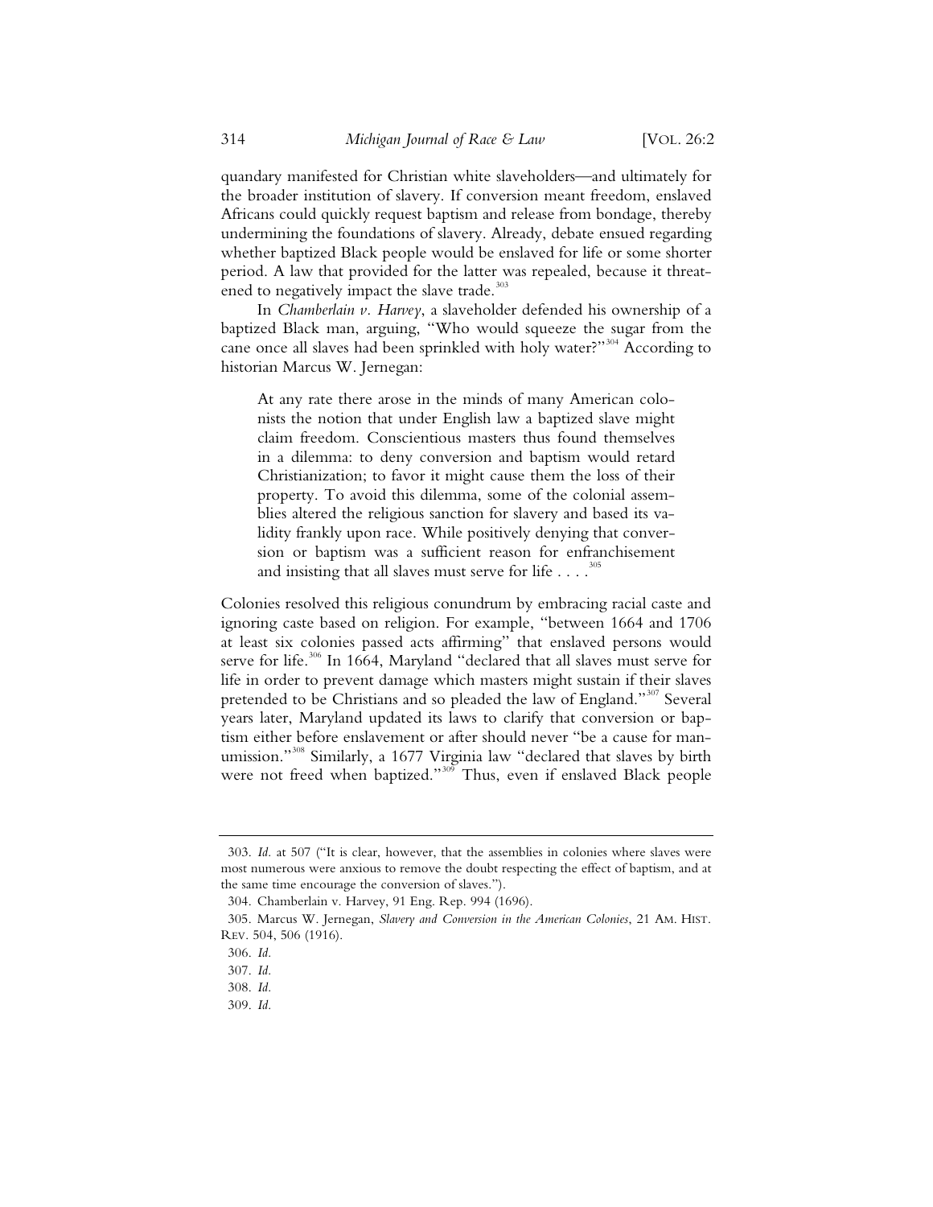quandary manifested for Christian white slaveholders—and ultimately for the broader institution of slavery. If conversion meant freedom, enslaved Africans could quickly request baptism and release from bondage, thereby undermining the foundations of slavery. Already, debate ensued regarding whether baptized Black people would be enslaved for life or some shorter period. A law that provided for the latter was repealed, because it threatened to negatively impact the slave trade.[303]

In *Chamberlain v. Harvey*, a slaveholder defended his ownership of a baptized Black man, arguing, "Who would squeeze the sugar from the cane once all slaves had been sprinkled with holy water?"[304] According to historian Marcus W. Jernegan:

> At any rate there arose in the minds of many American colonists the notion that under English law a baptized slave might claim freedom. Conscientious masters thus found themselves in a dilemma: to deny conversion and baptism would retard Christianization; to favor it might cause them the loss of their property. To avoid this dilemma, some of the colonial assemblies altered the religious sanction for slavery and based its validity frankly upon race. While positively denying that conversion or baptism was a sufficient reason for enfranchisement and insisting that all slaves must serve for life . . . .[305]

Colonies resolved this religious conundrum by embracing racial caste and ignoring caste based on religion. For example, "between 1664 and 1706 at least six colonies passed acts affirming" that enslaved persons would serve for life.[306] In 1664, Maryland "declared that all slaves must serve for life in order to prevent damage which masters might sustain if their slaves pretended to be Christians and so pleaded the law of England."[307] Several years later, Maryland updated its laws to clarify that conversion or baptism either before enslavement or after should never "be a cause for manumission."[308] Similarly, a 1677 Virginia law "declared that slaves by birth were not freed when baptized."[309] Thus, even if enslaved Black people

---

303. *Id.* at 507 ("It is clear, however, that the assemblies in colonies where slaves were most numerous were anxious to remove the doubt respecting the effect of baptism, and at the same time encourage the conversion of slaves.").

304. Chamberlain v. Harvey, 91 Eng. Rep. 994 (1696).

305. Marcus W. Jernegan, *Slavery and Conversion in the American Colonies*, 21 AM. HIST. REV. 504, 506 (1916).

306. *Id.*

307. *Id.*

308. *Id.*

309. *Id.*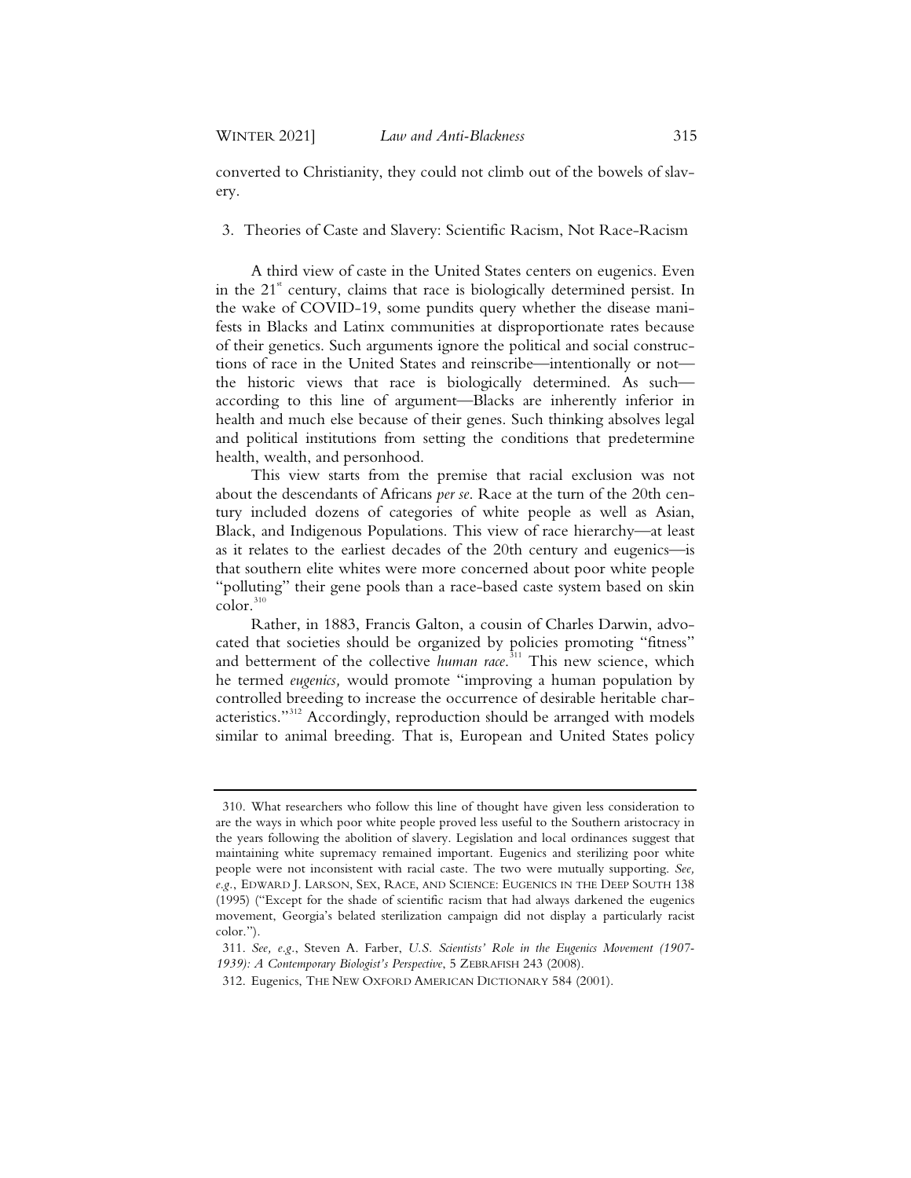converted to Christianity, they could not climb out of the bowels of slavery.

### 3. Theories of Caste and Slavery: Scientific Racism, Not Race-Racism

A third view of caste in the United States centers on eugenics. Even in the 21st century, claims that race is biologically determined persist. In the wake of COVID-19, some pundits query whether the disease manifests in Blacks and Latinx communities at disproportionate rates because of their genetics. Such arguments ignore the political and social constructions of race in the United States and reinscribe—intentionally or not—the historic views that race is biologically determined. As such—according to this line of argument—Blacks are inherently inferior in health and much else because of their genes. Such thinking absolves legal and political institutions from setting the conditions that predetermine health, wealth, and personhood.

This view starts from the premise that racial exclusion was not about the descendants of Africans *per se*. Race at the turn of the 20th century included dozens of categories of white people as well as Asian, Black, and Indigenous Populations. This view of race hierarchy—at least as it relates to the earliest decades of the 20th century and eugenics—is that southern elite whites were more concerned about poor white people "polluting" their gene pools than a race-based caste system based on skin color.[310]

Rather, in 1883, Francis Galton, a cousin of Charles Darwin, advocated that societies should be organized by policies promoting "fitness" and betterment of the collective *human race*.[311] This new science, which he termed *eugenics,* would promote "improving a human population by controlled breeding to increase the occurrence of desirable heritable characteristics."[312] Accordingly, reproduction should be arranged with models similar to animal breeding. That is, European and United States policy

---

310. What researchers who follow this line of thought have given less consideration to are the ways in which poor white people proved less useful to the Southern aristocracy in the years following the abolition of slavery. Legislation and local ordinances suggest that maintaining white supremacy remained important. Eugenics and sterilizing poor white people were not inconsistent with racial caste. The two were mutually supporting. *See, e.g.*, EDWARD J. LARSON, SEX, RACE, AND SCIENCE: EUGENICS IN THE DEEP SOUTH 138 (1995) ("Except for the shade of scientific racism that had always darkened the eugenics movement, Georgia's belated sterilization campaign did not display a particularly racist color.").

311. *See, e.g.*, Steven A. Farber, *U.S. Scientists' Role in the Eugenics Movement (1907-1939): A Contemporary Biologist's Perspective*, 5 ZEBRAFISH 243 (2008).

312. Eugenics, THE NEW OXFORD AMERICAN DICTIONARY 584 (2001).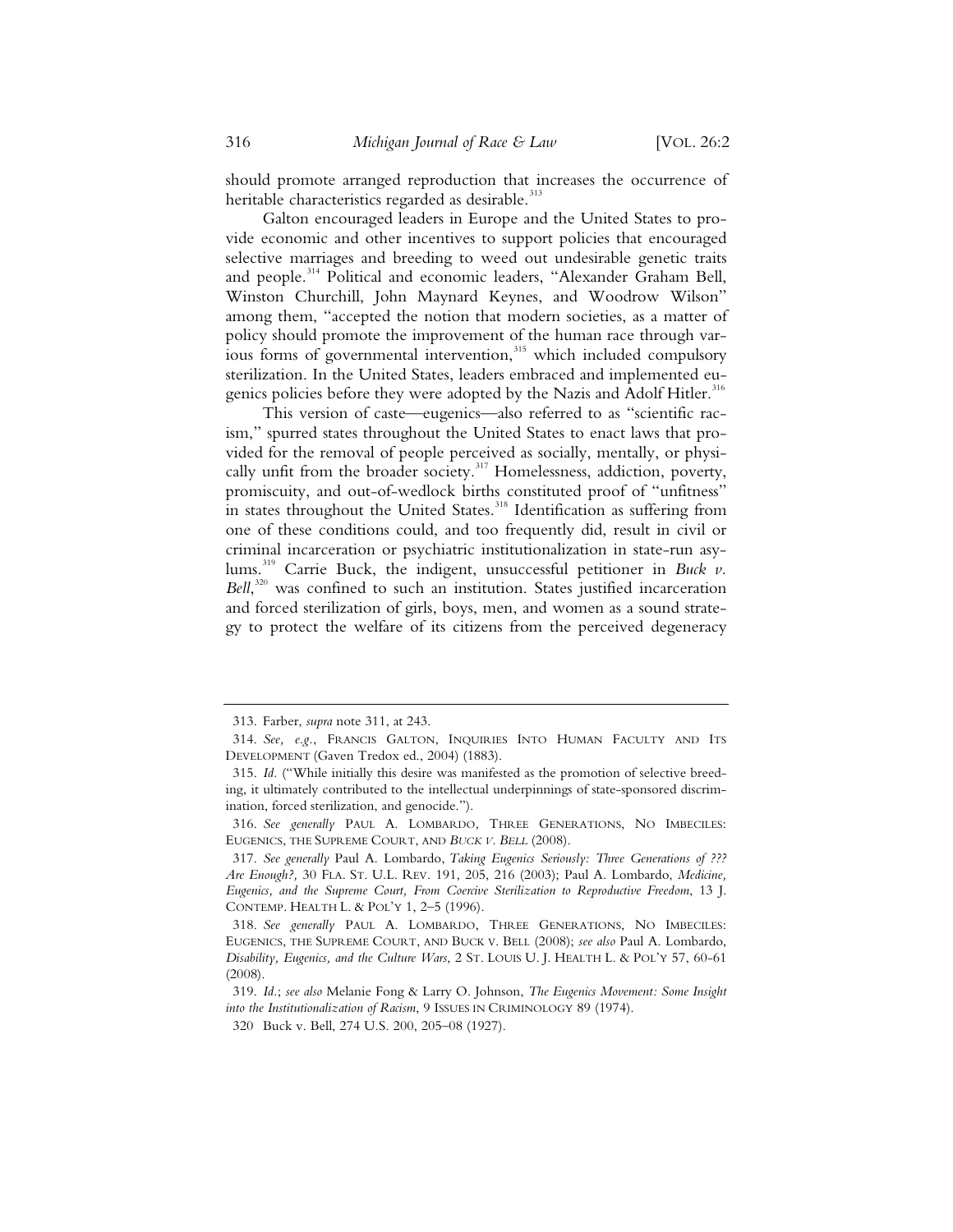should promote arranged reproduction that increases the occurrence of heritable characteristics regarded as desirable.[313]

Galton encouraged leaders in Europe and the United States to provide economic and other incentives to support policies that encouraged selective marriages and breeding to weed out undesirable genetic traits and people.[314] Political and economic leaders, "Alexander Graham Bell, Winston Churchill, John Maynard Keynes, and Woodrow Wilson" among them, "accepted the notion that modern societies, as a matter of policy should promote the improvement of the human race through various forms of governmental intervention,[315] which included compulsory sterilization. In the United States, leaders embraced and implemented eugenics policies before they were adopted by the Nazis and Adolf Hitler.[316]

This version of caste—eugenics—also referred to as "scientific racism," spurred states throughout the United States to enact laws that provided for the removal of people perceived as socially, mentally, or physically unfit from the broader society.[317] Homelessness, addiction, poverty, promiscuity, and out-of-wedlock births constituted proof of "unfitness" in states throughout the United States.[318] Identification as suffering from one of these conditions could, and too frequently did, result in civil or criminal incarceration or psychiatric institutionalization in state-run asylums.[319] Carrie Buck, the indigent, unsuccessful petitioner in *Buck v. Bell*,[320] was confined to such an institution. States justified incarceration and forced sterilization of girls, boys, men, and women as a sound strategy to protect the welfare of its citizens from the perceived degeneracy

---

313. Farber, *supra* note 311, at 243.

314. *See, e.g.*, FRANCIS GALTON, INQUIRIES INTO HUMAN FACULTY AND ITS DEVELOPMENT (Gaven Tredox ed., 2004) (1883).

315. *Id.* ("While initially this desire was manifested as the promotion of selective breeding, it ultimately contributed to the intellectual underpinnings of state-sponsored discrimination, forced sterilization, and genocide.").

316. *See generally* PAUL A. LOMBARDO, THREE GENERATIONS, NO IMBECILES: EUGENICS, THE SUPREME COURT, AND *BUCK V. BELL* (2008).

317. *See generally* Paul A. Lombardo, *Taking Eugenics Seriously: Three Generations of ??? Are Enough?*, 30 FLA. ST. U.L. REV. 191, 205, 216 (2003); Paul A. Lombardo, *Medicine, Eugenics, and the Supreme Court, From Coercive Sterilization to Reproductive Freedom*, 13 J. CONTEMP. HEALTH L. & POL'Y 1, 2–5 (1996).

318. *See generally* PAUL A. LOMBARDO, THREE GENERATIONS, NO IMBECILES: EUGENICS, THE SUPREME COURT, AND BUCK V. BELL (2008); *see also* Paul A. Lombardo, *Disability, Eugenics, and the Culture Wars*, 2 ST. LOUIS U. J. HEALTH L. & POL'Y 57, 60-61 (2008).

319. *Id.*; *see also* Melanie Fong & Larry O. Johnson, *The Eugenics Movement: Some Insight into the Institutionalization of Racism*, 9 ISSUES IN CRIMINOLOGY 89 (1974).

320 Buck v. Bell, 274 U.S. 200, 205–08 (1927).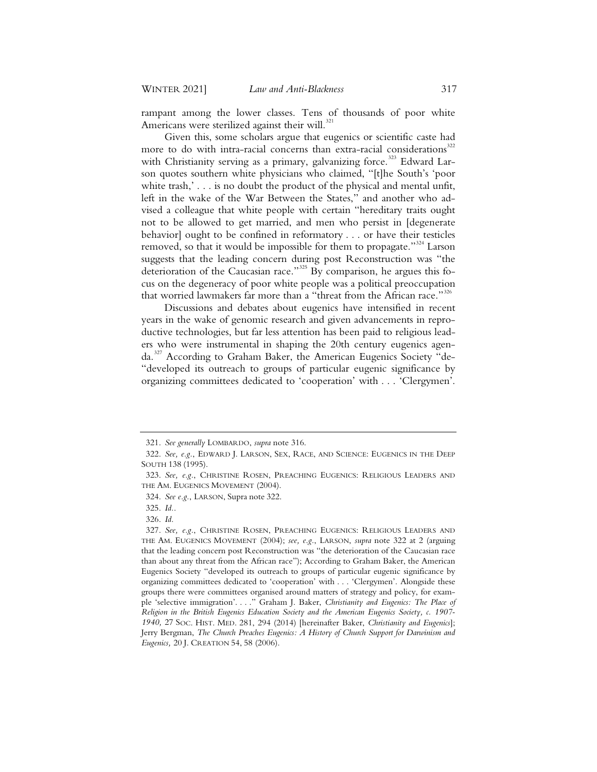rampant among the lower classes. Tens of thousands of poor white Americans were sterilized against their will.[321]

Given this, some scholars argue that eugenics or scientific caste had more to do with intra-racial concerns than extra-racial considerations[322] with Christianity serving as a primary, galvanizing force.[323] Edward Larson quotes southern white physicians who claimed, "[t]he South's 'poor white trash,' . . . is no doubt the product of the physical and mental unfit, left in the wake of the War Between the States," and another who advised a colleague that white people with certain "hereditary traits ought not to be allowed to get married, and men who persist in [degenerate behavior] ought to be confined in reformatory . . . or have their testicles removed, so that it would be impossible for them to propagate."[324] Larson suggests that the leading concern during post Reconstruction was "the deterioration of the Caucasian race."[325] By comparison, he argues this focus on the degeneracy of poor white people was a political preoccupation that worried lawmakers far more than a "threat from the African race."[326]

Discussions and debates about eugenics have intensified in recent years in the wake of genomic research and given advancements in reproductive technologies, but far less attention has been paid to religious leaders who were instrumental in shaping the 20th century eugenics agenda.[327] According to Graham Baker, the American Eugenics Society "de- "developed its outreach to groups of particular eugenic significance by organizing committees dedicated to 'cooperation' with . . . 'Clergymen'.

---

321. *See generally* LOMBARDO, *supra* note 316.

322. *See, e.g.*, EDWARD J. LARSON, SEX, RACE, AND SCIENCE: EUGENICS IN THE DEEP SOUTH 138 (1995).

323. *See, e.g.*, CHRISTINE ROSEN, PREACHING EUGENICS: RELIGIOUS LEADERS AND THE AM. EUGENICS MOVEMENT (2004).

324. *See e.g.*, LARSON, Supra note 322.

325. *Id.*.

326. *Id.*

327. *See, e.g.*, CHRISTINE ROSEN, PREACHING EUGENICS: RELIGIOUS LEADERS AND THE AM. EUGENICS MOVEMENT (2004); *see, e.g.*, LARSON, *supra* note 322 at 2 (arguing that the leading concern post Reconstruction was "the deterioration of the Caucasian race than about any threat from the African race"); According to Graham Baker, the American Eugenics Society "developed its outreach to groups of particular eugenic significance by organizing committees dedicated to 'cooperation' with . . . 'Clergymen'. Alongside these groups there were committees organised around matters of strategy and policy, for example 'selective immigration'. . . ." Graham J. Baker, *Christianity and Eugenics: The Place of Religion in the British Eugenics Education Society and the American Eugenics Society, c. 1907-1940,* 27 SOC. HIST. MED. 281, 294 (2014) [hereinafter Baker, *Christianity and Eugenics*]; Jerry Bergman, *The Church Preaches Eugenics: A History of Church Support for Darwinism and Eugenics,* 20 J. CREATION 54, 58 (2006).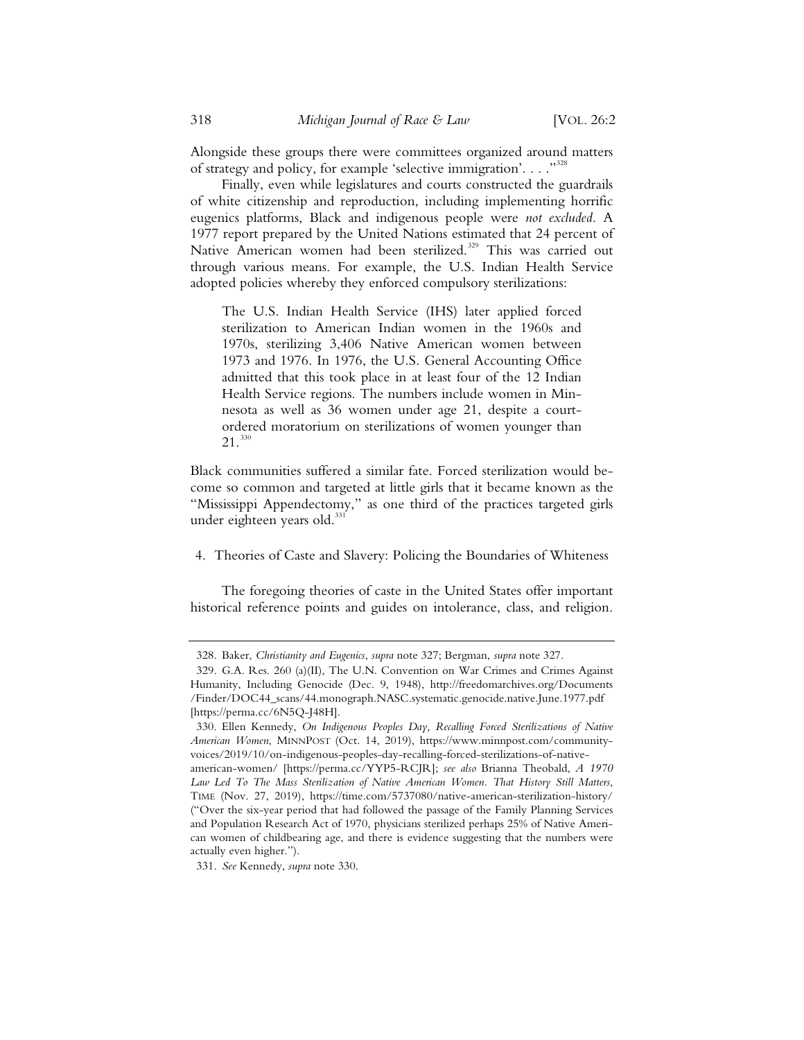Alongside these groups there were committees organized around matters of strategy and policy, for example 'selective immigration'. . . ."[328]

Finally, even while legislatures and courts constructed the guardrails of white citizenship and reproduction, including implementing horrific eugenics platforms, Black and indigenous people were *not excluded*. A 1977 report prepared by the United Nations estimated that 24 percent of Native American women had been sterilized.[329] This was carried out through various means. For example, the U.S. Indian Health Service adopted policies whereby they enforced compulsory sterilizations:

> The U.S. Indian Health Service (IHS) later applied forced sterilization to American Indian women in the 1960s and 1970s, sterilizing 3,406 Native American women between 1973 and 1976. In 1976, the U.S. General Accounting Office admitted that this took place in at least four of the 12 Indian Health Service regions. The numbers include women in Minnesota as well as 36 women under age 21, despite a court-ordered moratorium on sterilizations of women younger than 21.[330]

Black communities suffered a similar fate. Forced sterilization would become so common and targeted at little girls that it became known as the "Mississippi Appendectomy," as one third of the practices targeted girls under eighteen years old.[331]

4. Theories of Caste and Slavery: Policing the Boundaries of Whiteness

The foregoing theories of caste in the United States offer important historical reference points and guides on intolerance, class, and religion.

---

328. Baker, *Christianity and Eugenics*, *supra* note 327; Bergman, *supra* note 327.

329. G.A. Res. 260 (a)(II), The U.N. Convention on War Crimes and Crimes Against Humanity, Including Genocide (Dec. 9, 1948), http://freedomarchives.org/Documents/Finder/DOC44_scans/44.monograph.NASC.systematic.genocide.native.June.1977.pdf [https://perma.cc/6N5Q-J48H].

330. Ellen Kennedy, *On Indigenous Peoples Day, Recalling Forced Sterilizations of Native American Women*, MINNPOST (Oct. 14, 2019), https://www.minnpost.com/community-voices/2019/10/on-indigenous-peoples-day-recalling-forced-sterilizations-of-native-american-women/ [https://perma.cc/YYP5-RCJR]; *see also* Brianna Theobald, *A 1970 Law Led To The Mass Sterilization of Native American Women. That History Still Matters*, TIME (Nov. 27, 2019), https://time.com/5737080/native-american-sterilization-history/ ("Over the six-year period that had followed the passage of the Family Planning Services and Population Research Act of 1970, physicians sterilized perhaps 25% of Native American women of childbearing age, and there is evidence suggesting that the numbers were actually even higher.").

331. *See* Kennedy, *supra* note 330.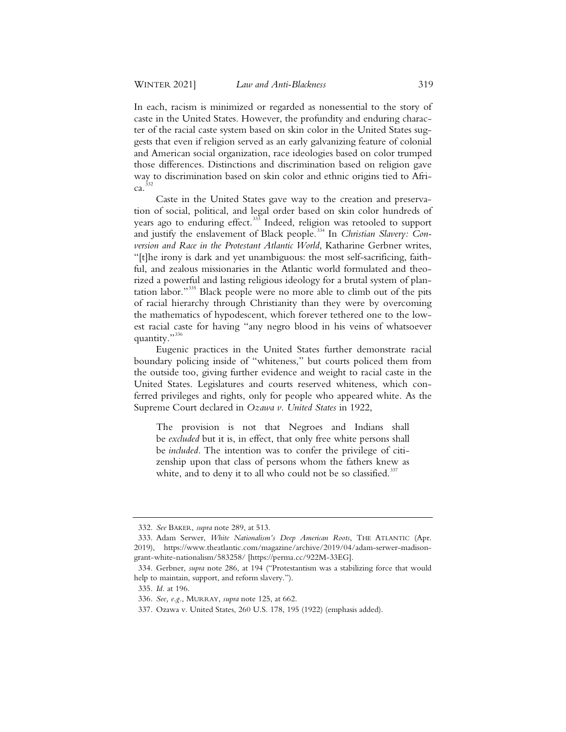In each, racism is minimized or regarded as nonessential to the story of caste in the United States. However, the profundity and enduring character of the racial caste system based on skin color in the United States suggests that even if religion served as an early galvanizing feature of colonial and American social organization, race ideologies based on color trumped those differences. Distinctions and discrimination based on religion gave way to discrimination based on skin color and ethnic origins tied to Africa.[332]

Caste in the United States gave way to the creation and preservation of social, political, and legal order based on skin color hundreds of years ago to enduring effect.[333] Indeed, religion was retooled to support and justify the enslavement of Black people.[334] In *Christian Slavery: Conversion and Race in the Protestant Atlantic World*, Katharine Gerbner writes, "[t]he irony is dark and yet unambiguous: the most self-sacrificing, faithful, and zealous missionaries in the Atlantic world formulated and theorized a powerful and lasting religious ideology for a brutal system of plantation labor."[335] Black people were no more able to climb out of the pits of racial hierarchy through Christianity than they were by overcoming the mathematics of hypodescent, which forever tethered one to the lowest racial caste for having "any negro blood in his veins of whatsoever quantity."[336]

Eugenic practices in the United States further demonstrate racial boundary policing inside of "whiteness," but courts policed them from the outside too, giving further evidence and weight to racial caste in the United States. Legislatures and courts reserved whiteness, which conferred privileges and rights, only for people who appeared white. As the Supreme Court declared in *Ozawa v. United States* in 1922,

> The provision is not that Negroes and Indians shall be *excluded* but it is, in effect, that only free white persons shall be *included*. The intention was to confer the privilege of citizenship upon that class of persons whom the fathers knew as white, and to deny it to all who could not be so classified.[337]

---

332. *See* BAKER, *supra* note 289, at 513.

333. Adam Serwer, *White Nationalism's Deep American Roots*, THE ATLANTIC (Apr. 2019), https://www.theatlantic.com/magazine/archive/2019/04/adam-serwer-madison-grant-white-nationalism/583258/ [https://perma.cc/922M-33EG].

334. Gerbner, *supra* note 286, at 194 ("Protestantism was a stabilizing force that would help to maintain, support, and reform slavery.").

335. *Id.* at 196.

336. *See, e.g.*, MURRAY, *supra* note 125, at 662.

337. Ozawa v. United States, 260 U.S. 178, 195 (1922) (emphasis added).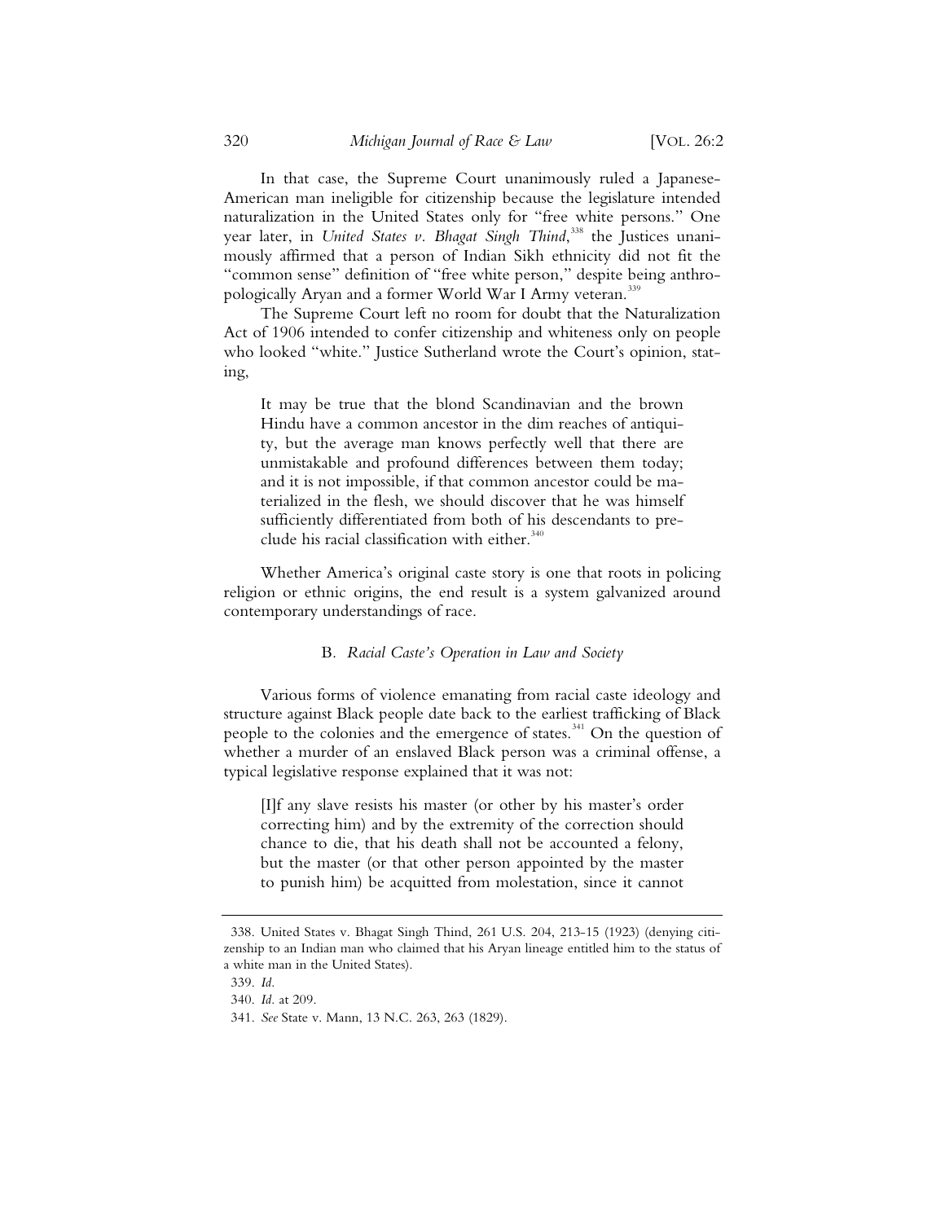In that case, the Supreme Court unanimously ruled a Japanese-American man ineligible for citizenship because the legislature intended naturalization in the United States only for "free white persons." One year later, in *United States v. Bhagat Singh Thind*,[338] the Justices unanimously affirmed that a person of Indian Sikh ethnicity did not fit the "common sense" definition of "free white person," despite being anthropologically Aryan and a former World War I Army veteran.[339]

The Supreme Court left no room for doubt that the Naturalization Act of 1906 intended to confer citizenship and whiteness only on people who looked "white." Justice Sutherland wrote the Court's opinion, stating,

> It may be true that the blond Scandinavian and the brown Hindu have a common ancestor in the dim reaches of antiquity, but the average man knows perfectly well that there are unmistakable and profound differences between them today; and it is not impossible, if that common ancestor could be materialized in the flesh, we should discover that he was himself sufficiently differentiated from both of his descendants to preclude his racial classification with either.[340]

Whether America's original caste story is one that roots in policing religion or ethnic origins, the end result is a system galvanized around contemporary understandings of race.

### B. *Racial Caste's Operation in Law and Society*

Various forms of violence emanating from racial caste ideology and structure against Black people date back to the earliest trafficking of Black people to the colonies and the emergence of states.[341] On the question of whether a murder of an enslaved Black person was a criminal offense, a typical legislative response explained that it was not:

> [I]f any slave resists his master (or other by his master's order correcting him) and by the extremity of the correction should chance to die, that his death shall not be accounted a felony, but the master (or that other person appointed by the master to punish him) be acquitted from molestation, since it cannot

---

338. United States v. Bhagat Singh Thind, 261 U.S. 204, 213-15 (1923) (denying citizenship to an Indian man who claimed that his Aryan lineage entitled him to the status of a white man in the United States).

339. *Id.*

340. *Id.* at 209.

341. *See* State v. Mann, 13 N.C. 263, 263 (1829).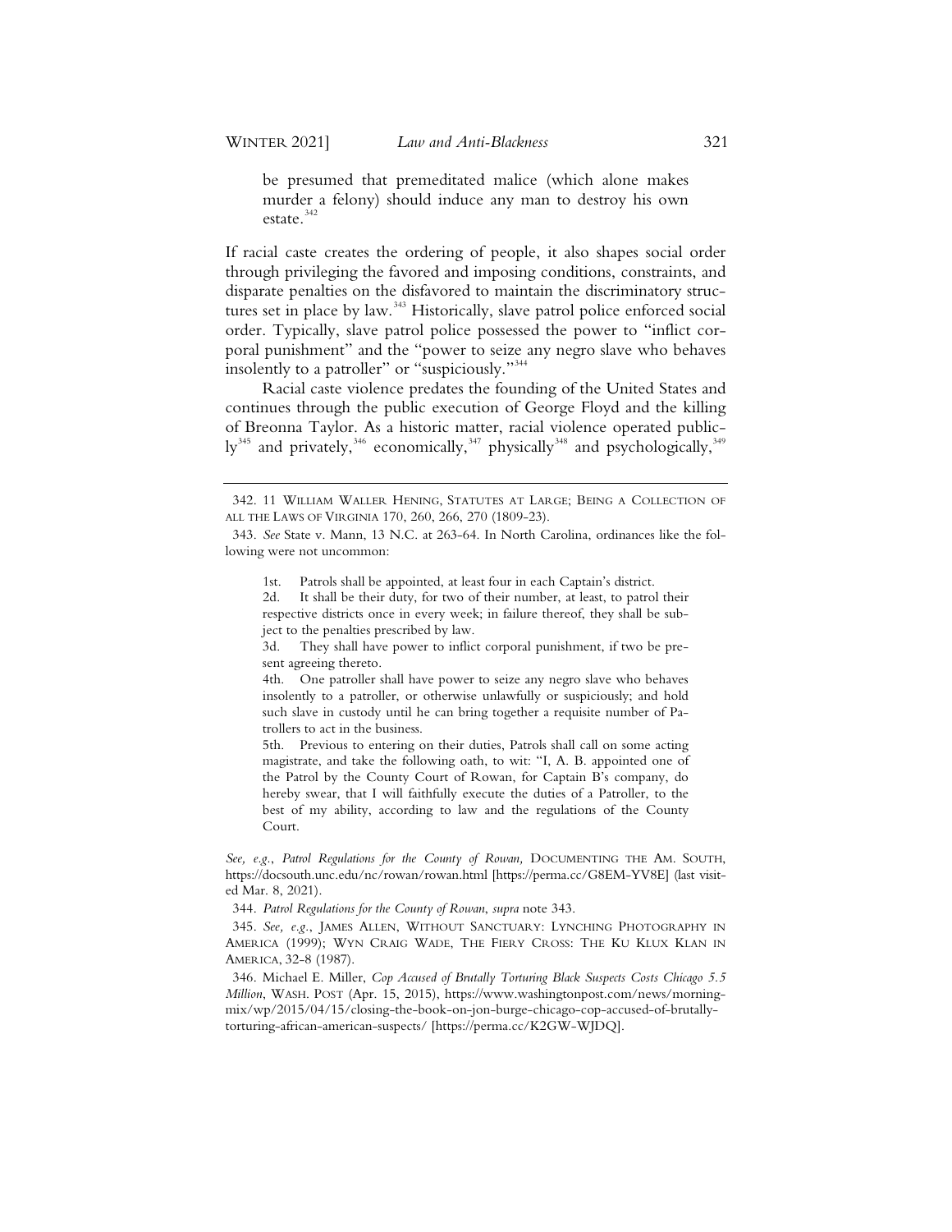be presumed that premeditated malice (which alone makes murder a felony) should induce any man to destroy his own estate.[342]

If racial caste creates the ordering of people, it also shapes social order through privileging the favored and imposing conditions, constraints, and disparate penalties on the disfavored to maintain the discriminatory structures set in place by law.[343] Historically, slave patrol police enforced social order. Typically, slave patrol police possessed the power to "inflict corporal punishment" and the "power to seize any negro slave who behaves insolently to a patroller" or "suspiciously."[344]

Racial caste violence predates the founding of the United States and continues through the public execution of George Floyd and the killing of Breonna Taylor. As a historic matter, racial violence operated publicly[345] and privately,[346] economically,[347] physically[348] and psychologically,[349]

---

342. 11 WILLIAM WALLER HENING, STATUTES AT LARGE; BEING A COLLECTION OF ALL THE LAWS OF VIRGINIA 170, 260, 266, 270 (1809-23).

343. *See* State v. Mann, 13 N.C. at 263-64. In North Carolina, ordinances like the following were not uncommon:

> 1st. Patrols shall be appointed, at least four in each Captain's district.
>
> 2d. It shall be their duty, for two of their number, at least, to patrol their respective districts once in every week; in failure thereof, they shall be subject to the penalties prescribed by law.
>
> 3d. They shall have power to inflict corporal punishment, if two be present agreeing thereto.
>
> 4th. One patroller shall have power to seize any negro slave who behaves insolently to a patroller, or otherwise unlawfully or suspiciously; and hold such slave in custody until he can bring together a requisite number of Patrollers to act in the business.
>
> 5th. Previous to entering on their duties, Patrols shall call on some acting magistrate, and take the following oath, to wit: "I, A. B. appointed one of the Patrol by the County Court of Rowan, for Captain B's company, do hereby swear, that I will faithfully execute the duties of a Patroller, to the best of my ability, according to law and the regulations of the County Court.

*See, e.g.*, *Patrol Regulations for the County of Rowan,* DOCUMENTING THE AM. SOUTH, https://docsouth.unc.edu/nc/rowan/rowan.html [https://perma.cc/G8EM-YV8E] (last visited Mar. 8, 2021).

344. *Patrol Regulations for the County of Rowan*, *supra* note 343.

345. *See, e.g.*, JAMES ALLEN, WITHOUT SANCTUARY: LYNCHING PHOTOGRAPHY IN AMERICA (1999); WYN CRAIG WADE, THE FIERY CROSS: THE KU KLUX KLAN IN AMERICA, 32-8 (1987).

346. Michael E. Miller, *Cop Accused of Brutally Torturing Black Suspects Costs Chicago 5.5 Million*, WASH. POST (Apr. 15, 2015), https://www.washingtonpost.com/news/morning-mix/wp/2015/04/15/closing-the-book-on-jon-burge-chicago-cop-accused-of-brutally-torturing-african-american-suspects/ [https://perma.cc/K2GW-WJDQ].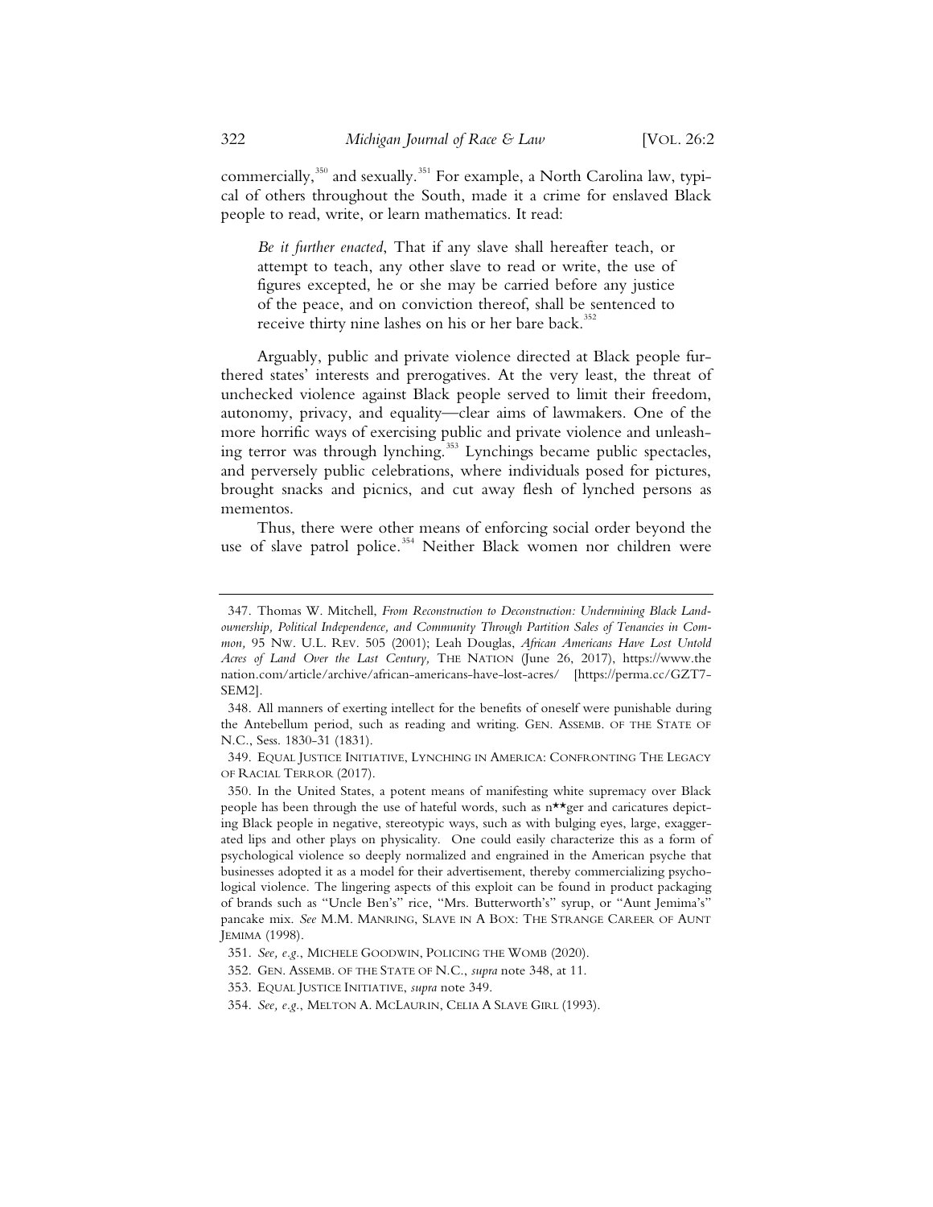commercially,[350] and sexually.[351] For example, a North Carolina law, typical of others throughout the South, made it a crime for enslaved Black people to read, write, or learn mathematics. It read:

> *Be it further enacted*, That if any slave shall hereafter teach, or attempt to teach, any other slave to read or write, the use of figures excepted, he or she may be carried before any justice of the peace, and on conviction thereof, shall be sentenced to receive thirty nine lashes on his or her bare back.[352]

Arguably, public and private violence directed at Black people furthered states' interests and prerogatives. At the very least, the threat of unchecked violence against Black people served to limit their freedom, autonomy, privacy, and equality—clear aims of lawmakers. One of the more horrific ways of exercising public and private violence and unleashing terror was through lynching.[353] Lynchings became public spectacles, and perversely public celebrations, where individuals posed for pictures, brought snacks and picnics, and cut away flesh of lynched persons as mementos.

Thus, there were other means of enforcing social order beyond the use of slave patrol police.[354] Neither Black women nor children were

---

347. Thomas W. Mitchell, *From Reconstruction to Deconstruction: Undermining Black Landownership, Political Independence, and Community Through Partition Sales of Tenancies in Common,* 95 NW. U.L. REV. 505 (2001); Leah Douglas, *African Americans Have Lost Untold Acres of Land Over the Last Century,* THE NATION (June 26, 2017), https://www.thenation.com/article/archive/african-americans-have-lost-acres/ [https://perma.cc/GZT7-SEM2].

348. All manners of exerting intellect for the benefits of oneself were punishable during the Antebellum period, such as reading and writing. GEN. ASSEMB. OF THE STATE OF N.C., Sess. 1830-31 (1831).

349. EQUAL JUSTICE INITIATIVE, LYNCHING IN AMERICA: CONFRONTING THE LEGACY OF RACIAL TERROR (2017).

350. In the United States, a potent means of manifesting white supremacy over Black people has been through the use of hateful words, such as n**ger and caricatures depicting Black people in negative, stereotypic ways, such as with bulging eyes, large, exaggerated lips and other plays on physicality. One could easily characterize this as a form of psychological violence so deeply normalized and engrained in the American psyche that businesses adopted it as a model for their advertisement, thereby commercializing psychological violence. The lingering aspects of this exploit can be found in product packaging of brands such as "Uncle Ben's" rice, "Mrs. Butterworth's" syrup, or "Aunt Jemima's" pancake mix. *See* M.M. MANRING, SLAVE IN A BOX: THE STRANGE CAREER OF AUNT JEMIMA (1998).

351. *See, e.g.*, MICHELE GOODWIN, POLICING THE WOMB (2020).

352. GEN. ASSEMB. OF THE STATE OF N.C., *supra* note 348, at 11.

353. EQUAL JUSTICE INITIATIVE, *supra* note 349.

354. *See, e.g.*, MELTON A. MCLAURIN, CELIA A SLAVE GIRL (1993).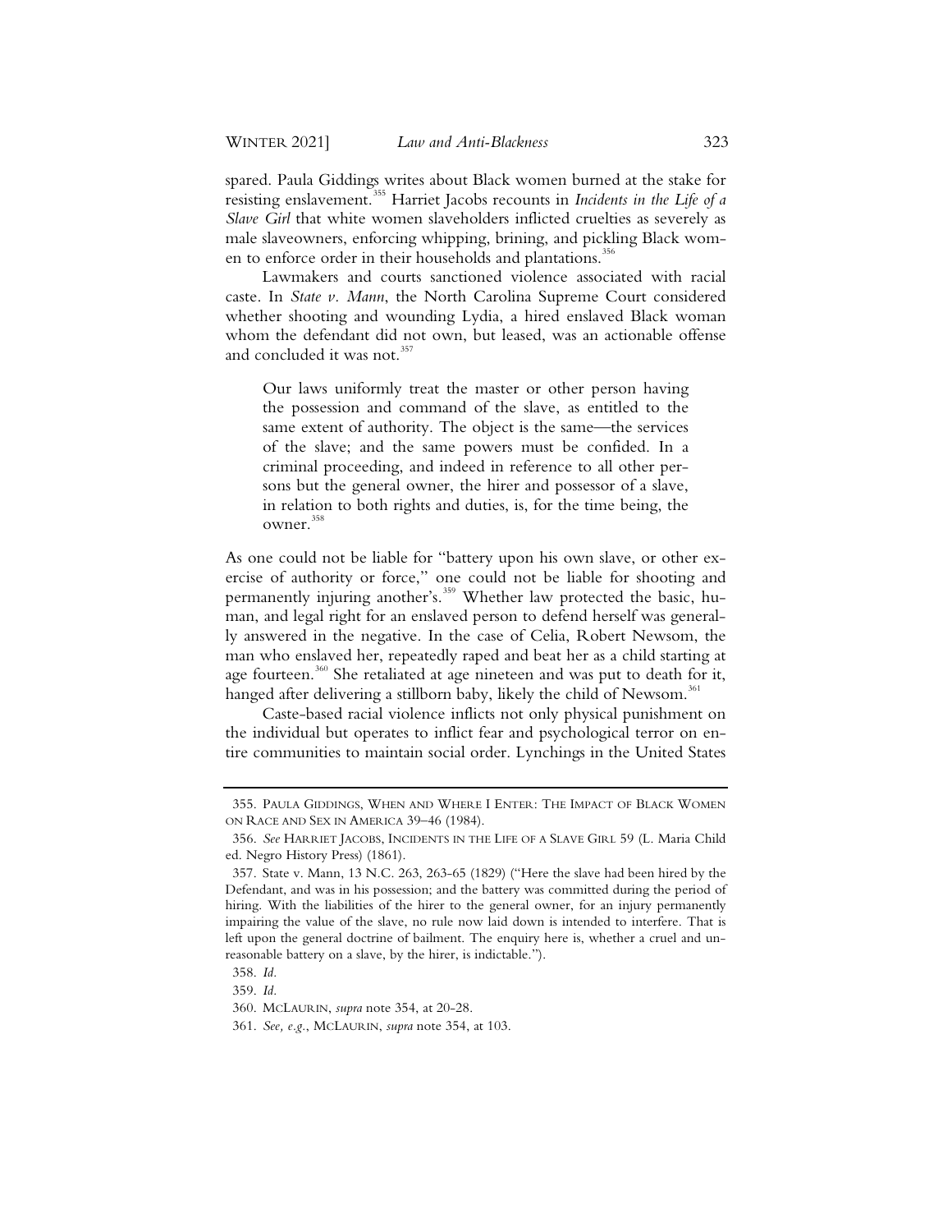spared. Paula Giddings writes about Black women burned at the stake for resisting enslavement.[355] Harriet Jacobs recounts in *Incidents in the Life of a Slave Girl* that white women slaveholders inflicted cruelties as severely as male slaveowners, enforcing whipping, brining, and pickling Black women to enforce order in their households and plantations.[356]

Lawmakers and courts sanctioned violence associated with racial caste. In *State v. Mann*, the North Carolina Supreme Court considered whether shooting and wounding Lydia, a hired enslaved Black woman whom the defendant did not own, but leased, was an actionable offense and concluded it was not.[357]

> Our laws uniformly treat the master or other person having the possession and command of the slave, as entitled to the same extent of authority. The object is the same—the services of the slave; and the same powers must be confided. In a criminal proceeding, and indeed in reference to all other persons but the general owner, the hirer and possessor of a slave, in relation to both rights and duties, is, for the time being, the owner.[358]

As one could not be liable for "battery upon his own slave, or other exercise of authority or force," one could not be liable for shooting and permanently injuring another's.[359] Whether law protected the basic, human, and legal right for an enslaved person to defend herself was generally answered in the negative. In the case of Celia, Robert Newsom, the man who enslaved her, repeatedly raped and beat her as a child starting at age fourteen.[360] She retaliated at age nineteen and was put to death for it, hanged after delivering a stillborn baby, likely the child of Newsom.[361]

Caste-based racial violence inflicts not only physical punishment on the individual but operates to inflict fear and psychological terror on entire communities to maintain social order. Lynchings in the United States

---

355. PAULA GIDDINGS, WHEN AND WHERE I ENTER: THE IMPACT OF BLACK WOMEN ON RACE AND SEX IN AMERICA 39–46 (1984).

356. *See* HARRIET JACOBS, INCIDENTS IN THE LIFE OF A SLAVE GIRL 59 (L. Maria Child ed. Negro History Press) (1861).

357. State v. Mann, 13 N.C. 263, 263-65 (1829) ("Here the slave had been hired by the Defendant, and was in his possession; and the battery was committed during the period of hiring. With the liabilities of the hirer to the general owner, for an injury permanently impairing the value of the slave, no rule now laid down is intended to interfere. That is left upon the general doctrine of bailment. The enquiry here is, whether a cruel and unreasonable battery on a slave, by the hirer, is indictable.").

358. *Id.*

359. *Id.*

360. MCLAURIN, *supra* note 354, at 20-28.

361. *See, e.g.*, MCLAURIN, *supra* note 354, at 103.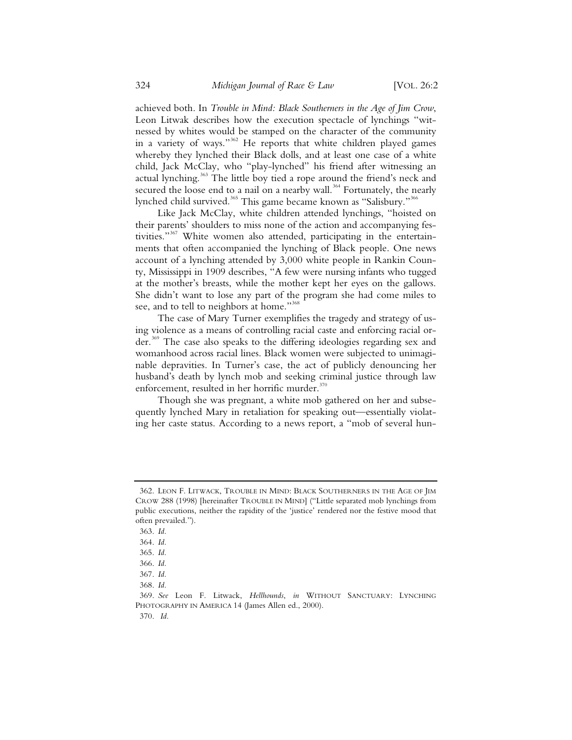achieved both. In *Trouble in Mind: Black Southerners in the Age of Jim Crow*, Leon Litwak describes how the execution spectacle of lynchings "witnessed by whites would be stamped on the character of the community in a variety of ways."[362] He reports that white children played games whereby they lynched their Black dolls, and at least one case of a white child, Jack McClay, who "play-lynched" his friend after witnessing an actual lynching.[363] The little boy tied a rope around the friend's neck and secured the loose end to a nail on a nearby wall.[364] Fortunately, the nearly lynched child survived.[365] This game became known as "Salisbury."[366]

Like Jack McClay, white children attended lynchings, "hoisted on their parents' shoulders to miss none of the action and accompanying festivities."[367] White women also attended, participating in the entertainments that often accompanied the lynching of Black people. One news account of a lynching attended by 3,000 white people in Rankin County, Mississippi in 1909 describes, "A few were nursing infants who tugged at the mother's breasts, while the mother kept her eyes on the gallows. She didn't want to lose any part of the program she had come miles to see, and to tell to neighbors at home."[368]

The case of Mary Turner exemplifies the tragedy and strategy of using violence as a means of controlling racial caste and enforcing racial order.[369] The case also speaks to the differing ideologies regarding sex and womanhood across racial lines. Black women were subjected to unimaginable depravities. In Turner's case, the act of publicly denouncing her husband's death by lynch mob and seeking criminal justice through law enforcement, resulted in her horrific murder.[370]

Though she was pregnant, a white mob gathered on her and subsequently lynched Mary in retaliation for speaking out—essentially violating her caste status. According to a news report, a "mob of several hun-

---

362. LEON F. LITWACK, TROUBLE IN MIND: BLACK SOUTHERNERS IN THE AGE OF JIM CROW 288 (1998) [hereinafter TROUBLE IN MIND] ("Little separated mob lynchings from public executions, neither the rapidity of the 'justice' rendered nor the festive mood that often prevailed.").

363. *Id.*

364. *Id.*

365. *Id.*

366. *Id.*

367. *Id.*

368. *Id.*

369. *See* Leon F. Litwack, *Hellhounds*, *in* WITHOUT SANCTUARY: LYNCHING PHOTOGRAPHY IN AMERICA 14 (James Allen ed., 2000).

370. *Id.*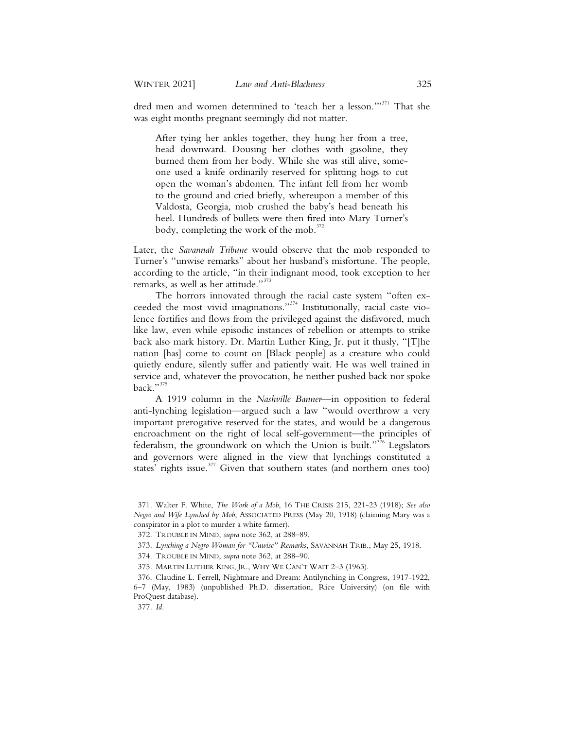dred men and women determined to 'teach her a lesson.'"[371] That she was eight months pregnant seemingly did not matter.

> After tying her ankles together, they hung her from a tree, head downward. Dousing her clothes with gasoline, they burned them from her body. While she was still alive, someone used a knife ordinarily reserved for splitting hogs to cut open the woman's abdomen. The infant fell from her womb to the ground and cried briefly, whereupon a member of this Valdosta, Georgia, mob crushed the baby's head beneath his heel. Hundreds of bullets were then fired into Mary Turner's body, completing the work of the mob.[372]

Later, the *Savannah Tribune* would observe that the mob responded to Turner's "unwise remarks" about her husband's misfortune. The people, according to the article, "in their indignant mood, took exception to her remarks, as well as her attitude."[373]

The horrors innovated through the racial caste system "often exceeded the most vivid imaginations."[374] Institutionally, racial caste violence fortifies and flows from the privileged against the disfavored, much like law, even while episodic instances of rebellion or attempts to strike back also mark history. Dr. Martin Luther King, Jr. put it thusly, "[T]he nation [has] come to count on [Black people] as a creature who could quietly endure, silently suffer and patiently wait. He was well trained in service and, whatever the provocation, he neither pushed back nor spoke back."[375]

A 1919 column in the *Nashville Banner*—in opposition to federal anti-lynching legislation—argued such a law "would overthrow a very important prerogative reserved for the states, and would be a dangerous encroachment on the right of local self-government—the principles of federalism, the groundwork on which the Union is built."[376] Legislators and governors were aligned in the view that lynchings constituted a states' rights issue.[377] Given that southern states (and northern ones too)

---

371. Walter F. White, *The Work of a Mob*, 16 THE CRISIS 215, 221-23 (1918); *See also Negro and Wife Lynched by Mob*, ASSOCIATED PRESS (May 20, 1918) (claiming Mary was a conspirator in a plot to murder a white farmer).

372. TROUBLE IN MIND, *supra* note 362, at 288–89.

373. *Lynching a Negro Woman for "Unwise" Remarks*, SAVANNAH TRIB., May 25, 1918.

374. TROUBLE IN MIND, *supra* note 362, at 288–90.

375. MARTIN LUTHER KING, JR., WHY WE CAN'T WAIT 2–3 (1963).

376. Claudine L. Ferrell, Nightmare and Dream: Antilynching in Congress, 1917-1922, 6–7 (May, 1983) (unpublished Ph.D. dissertation, Rice University) (on file with ProQuest database).

377. *Id.*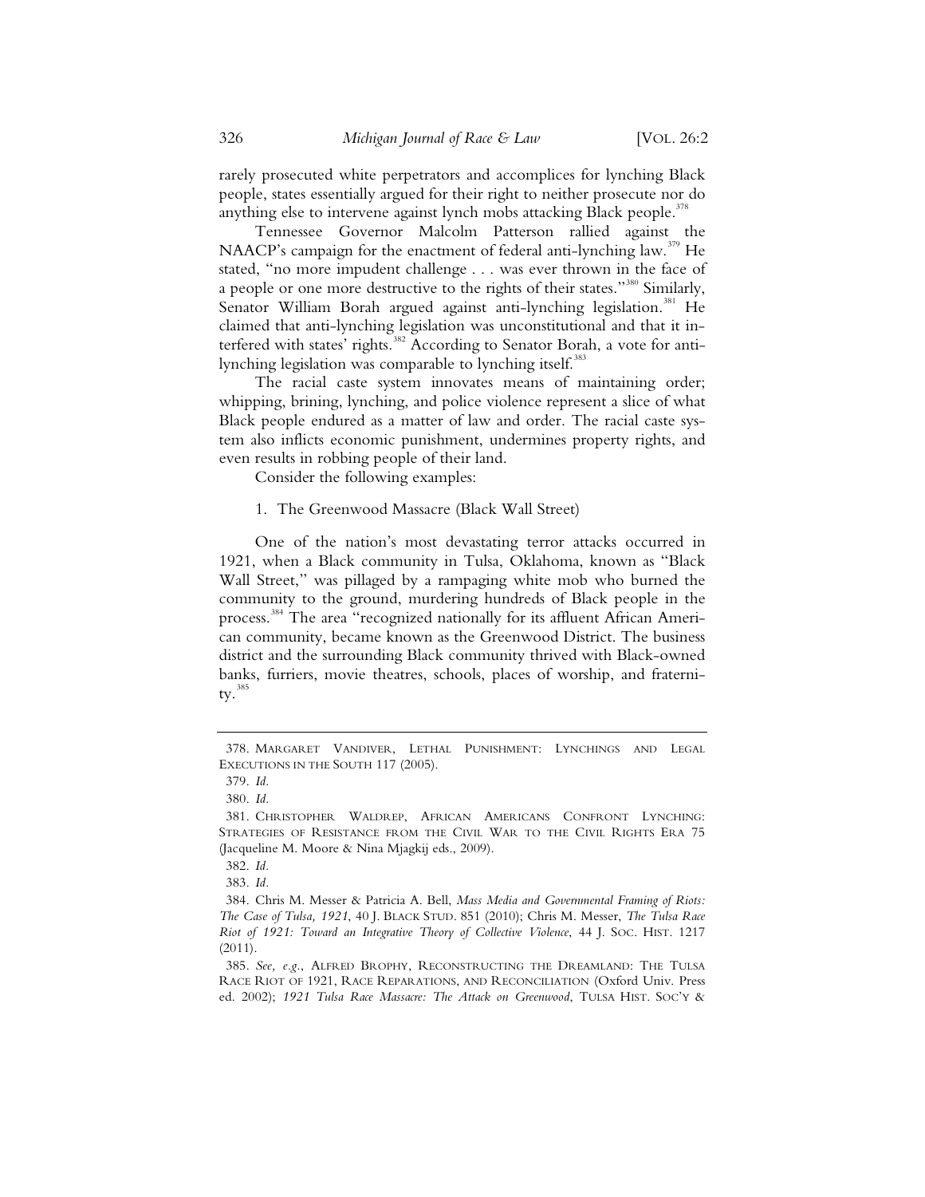rarely prosecuted white perpetrators and accomplices for lynching Black people, states essentially argued for their right to neither prosecute nor do anything else to intervene against lynch mobs attacking Black people.[378]

Tennessee Governor Malcolm Patterson rallied against the NAACP's campaign for the enactment of federal anti-lynching law.[379] He stated, "no more impudent challenge . . . was ever thrown in the face of a people or one more destructive to the rights of their states."[380] Similarly, Senator William Borah argued against anti-lynching legislation.[381] He claimed that anti-lynching legislation was unconstitutional and that it interfered with states' rights.[382] According to Senator Borah, a vote for anti-lynching legislation was comparable to lynching itself.[383]

The racial caste system innovates means of maintaining order; whipping, brining, lynching, and police violence represent a slice of what Black people endured as a matter of law and order. The racial caste system also inflicts economic punishment, undermines property rights, and even results in robbing people of their land.

Consider the following examples:

1. The Greenwood Massacre (Black Wall Street)

One of the nation's most devastating terror attacks occurred in 1921, when a Black community in Tulsa, Oklahoma, known as "Black Wall Street," was pillaged by a rampaging white mob who burned the community to the ground, murdering hundreds of Black people in the process.[384] The area "recognized nationally for its affluent African American community, became known as the Greenwood District. The business district and the surrounding Black community thrived with Black-owned banks, furriers, movie theatres, schools, places of worship, and fraternity.[385]

---

378. Margaret Vandiver, Lethal Punishment: Lynchings and Legal Executions in the South 117 (2005).

379. *Id.*

380. *Id.*

381. Christopher Waldrep, African Americans Confront Lynching: Strategies of Resistance from the Civil War to the Civil Rights Era 75 (Jacqueline M. Moore & Nina Mjagkij eds., 2009).

382. *Id.*

383. *Id.*

384. Chris M. Messer & Patricia A. Bell, *Mass Media and Governmental Framing of Riots: The Case of Tulsa, 1921*, 40 J. Black Stud. 851 (2010); Chris M. Messer, *The Tulsa Race Riot of 1921: Toward an Integrative Theory of Collective Violence*, 44 J. Soc. Hist. 1217 (2011).

385. *See, e.g.*, Alfred Brophy, Reconstructing the Dreamland: The Tulsa Race Riot of 1921, Race Reparations, and Reconciliation (Oxford Univ. Press ed. 2002); *1921 Tulsa Race Massacre: The Attack on Greenwood*, Tulsa Hist. Soc'y &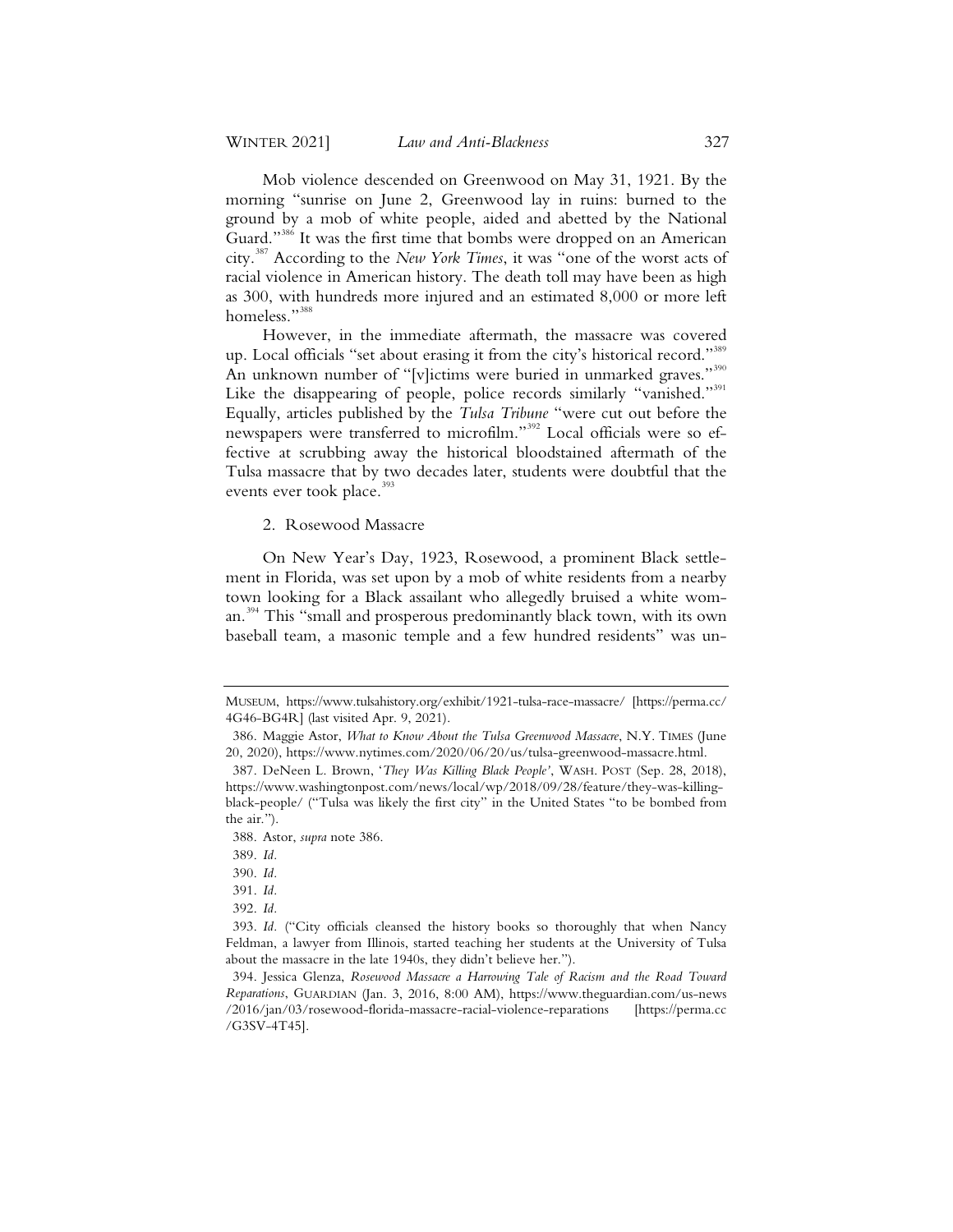Mob violence descended on Greenwood on May 31, 1921. By the morning "sunrise on June 2, Greenwood lay in ruins: burned to the ground by a mob of white people, aided and abetted by the National Guard."[386] It was the first time that bombs were dropped on an American city.[387] According to the *New York Times*, it was "one of the worst acts of racial violence in American history. The death toll may have been as high as 300, with hundreds more injured and an estimated 8,000 or more left homeless."[388]

However, in the immediate aftermath, the massacre was covered up. Local officials "set about erasing it from the city's historical record."[389] An unknown number of "[v]ictims were buried in unmarked graves."[390] Like the disappearing of people, police records similarly "vanished."[391] Equally, articles published by the *Tulsa Tribune* "were cut out before the newspapers were transferred to microfilm."[392] Local officials were so effective at scrubbing away the historical bloodstained aftermath of the Tulsa massacre that by two decades later, students were doubtful that the events ever took place.[393]

2. Rosewood Massacre

On New Year's Day, 1923, Rosewood, a prominent Black settlement in Florida, was set upon by a mob of white residents from a nearby town looking for a Black assailant who allegedly bruised a white woman.[394] This "small and prosperous predominantly black town, with its own baseball team, a masonic temple and a few hundred residents" was un-

---

MUSEUM, https://www.tulsahistory.org/exhibit/1921-tulsa-race-massacre/ [https://perma.cc/4G46-BG4R] (last visited Apr. 9, 2021).

386. Maggie Astor, *What to Know About the Tulsa Greenwood Massacre*, N.Y. TIMES (June 20, 2020), https://www.nytimes.com/2020/06/20/us/tulsa-greenwood-massacre.html.

387. DeNeen L. Brown, '*They Was Killing Black People*', WASH. POST (Sep. 28, 2018), https://www.washingtonpost.com/news/local/wp/2018/09/28/feature/they-was-killing-black-people/ ("Tulsa was likely the first city" in the United States "to be bombed from the air.").

388. Astor, *supra* note 386.

389. *Id.*

390. *Id.*

391. *Id.*

392. *Id.*

393. *Id.* ("City officials cleansed the history books so thoroughly that when Nancy Feldman, a lawyer from Illinois, started teaching her students at the University of Tulsa about the massacre in the late 1940s, they didn't believe her.").

394. Jessica Glenza, *Rosewood Massacre a Harrowing Tale of Racism and the Road Toward Reparations*, GUARDIAN (Jan. 3, 2016, 8:00 AM), https://www.theguardian.com/us-news/2016/jan/03/rosewood-florida-massacre-racial-violence-reparations [https://perma.cc/G3SV-4T45].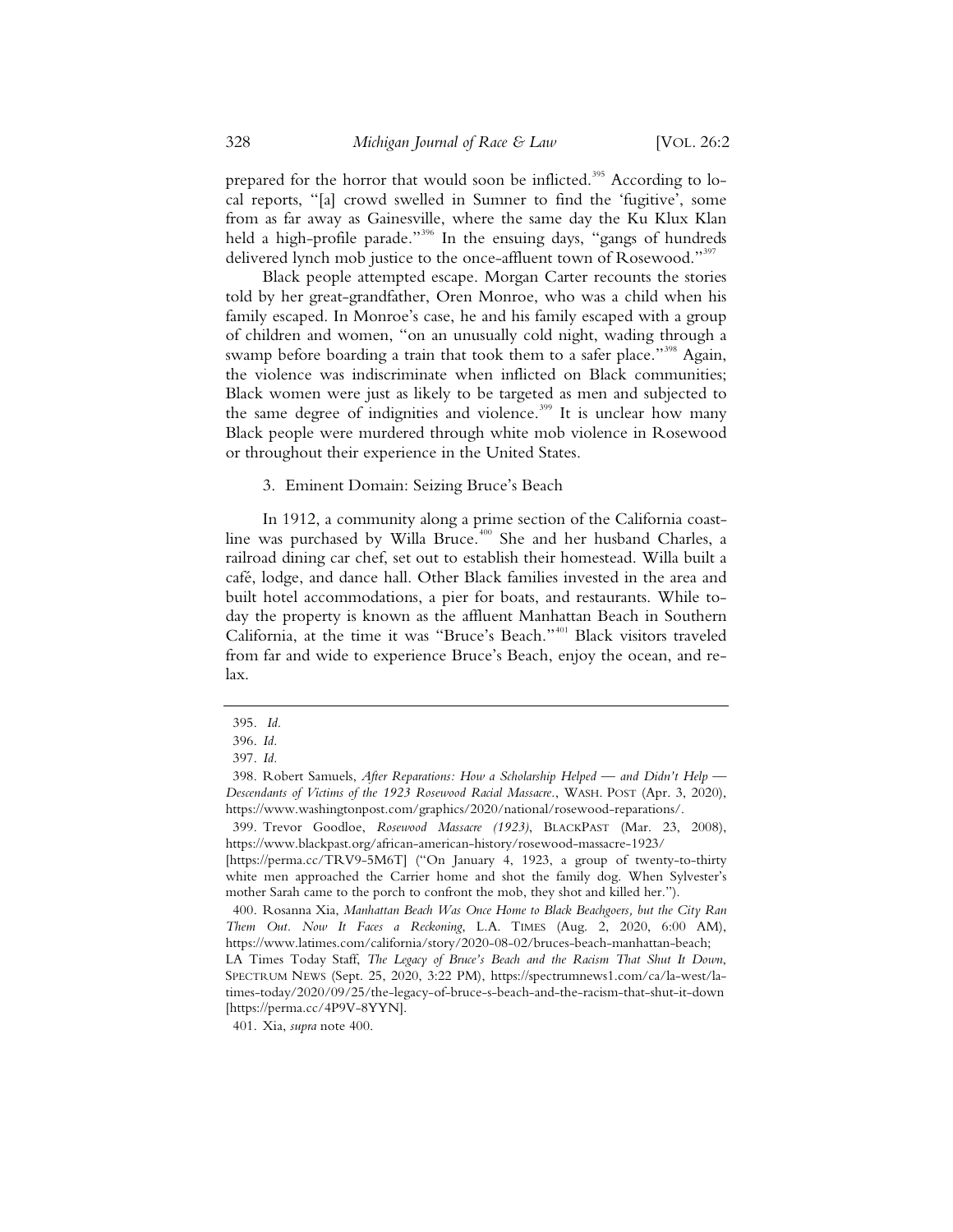prepared for the horror that would soon be inflicted.[395] According to local reports, "[a] crowd swelled in Sumner to find the 'fugitive', some from as far away as Gainesville, where the same day the Ku Klux Klan held a high-profile parade."[396] In the ensuing days, "gangs of hundreds delivered lynch mob justice to the once-affluent town of Rosewood."[397]

Black people attempted escape. Morgan Carter recounts the stories told by her great-grandfather, Oren Monroe, who was a child when his family escaped. In Monroe's case, he and his family escaped with a group of children and women, "on an unusually cold night, wading through a swamp before boarding a train that took them to a safer place."[398] Again, the violence was indiscriminate when inflicted on Black communities; Black women were just as likely to be targeted as men and subjected to the same degree of indignities and violence.[399] It is unclear how many Black people were murdered through white mob violence in Rosewood or throughout their experience in the United States.

### 3. Eminent Domain: Seizing Bruce's Beach

In 1912, a community along a prime section of the California coastline was purchased by Willa Bruce.[400] She and her husband Charles, a railroad dining car chef, set out to establish their homestead. Willa built a café, lodge, and dance hall. Other Black families invested in the area and built hotel accommodations, a pier for boats, and restaurants. While today the property is known as the affluent Manhattan Beach in Southern California, at the time it was "Bruce's Beach."[401] Black visitors traveled from far and wide to experience Bruce's Beach, enjoy the ocean, and relax.

---

395. *Id.*

396. *Id.*

397. *Id.*

398. Robert Samuels, *After Reparations: How a Scholarship Helped — and Didn't Help — Descendants of Victims of the 1923 Rosewood Racial Massacre.*, WASH. POST (Apr. 3, 2020), https://www.washingtonpost.com/graphics/2020/national/rosewood-reparations/.

399. Trevor Goodloe, *Rosewood Massacre (1923)*, BLACKPAST (Mar. 23, 2008), https://www.blackpast.org/african-american-history/rosewood-massacre-1923/ [https://perma.cc/TRV9-5M6T] ("On January 4, 1923, a group of twenty-to-thirty white men approached the Carrier home and shot the family dog. When Sylvester's mother Sarah came to the porch to confront the mob, they shot and killed her.").

400. Rosanna Xia, *Manhattan Beach Was Once Home to Black Beachgoers, but the City Ran Them Out. Now It Faces a Reckoning*, L.A. TIMES (Aug. 2, 2020, 6:00 AM), https://www.latimes.com/california/story/2020-08-02/bruces-beach-manhattan-beach; LA Times Today Staff, *The Legacy of Bruce's Beach and the Racism That Shut It Down*, SPECTRUM NEWS (Sept. 25, 2020, 3:22 PM), https://spectrumnews1.com/ca/la-west/la-times-today/2020/09/25/the-legacy-of-bruce-s-beach-and-the-racism-that-shut-it-down [https://perma.cc/4P9V-8YYN].

401. Xia, *supra* note 400.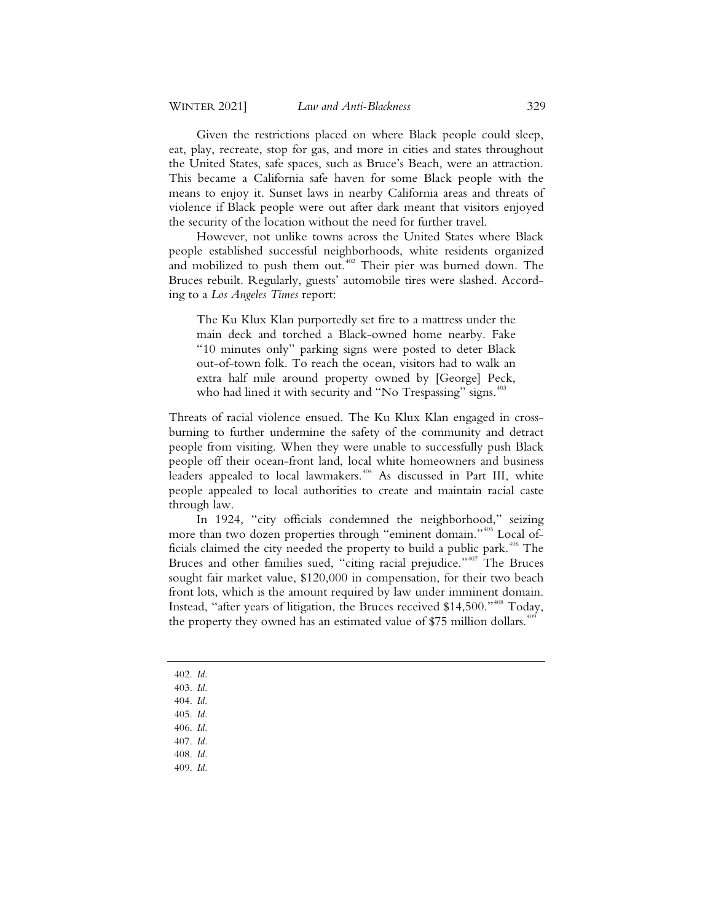Given the restrictions placed on where Black people could sleep, eat, play, recreate, stop for gas, and more in cities and states throughout the United States, safe spaces, such as Bruce's Beach, were an attraction. This became a California safe haven for some Black people with the means to enjoy it. Sunset laws in nearby California areas and threats of violence if Black people were out after dark meant that visitors enjoyed the security of the location without the need for further travel.

However, not unlike towns across the United States where Black people established successful neighborhoods, white residents organized and mobilized to push them out.[402] Their pier was burned down. The Bruces rebuilt. Regularly, guests' automobile tires were slashed. According to a *Los Angeles Times* report:

> The Ku Klux Klan purportedly set fire to a mattress under the main deck and torched a Black-owned home nearby. Fake "10 minutes only" parking signs were posted to deter Black out-of-town folk. To reach the ocean, visitors had to walk an extra half mile around property owned by [George] Peck, who had lined it with security and "No Trespassing" signs.[403]

Threats of racial violence ensued. The Ku Klux Klan engaged in cross-burning to further undermine the safety of the community and detract people from visiting. When they were unable to successfully push Black people off their ocean-front land, local white homeowners and business leaders appealed to local lawmakers.[404] As discussed in Part III, white people appealed to local authorities to create and maintain racial caste through law.

In 1924, "city officials condemned the neighborhood," seizing more than two dozen properties through "eminent domain."[405] Local officials claimed the city needed the property to build a public park.[406] The Bruces and other families sued, "citing racial prejudice."[407] The Bruces sought fair market value, $120,000 in compensation, for their two beach front lots, which is the amount required by law under imminent domain. Instead, "after years of litigation, the Bruces received $14,500."[408] Today, the property they owned has an estimated value of $75 million dollars.[409]

---

402. *Id.*
403. *Id.*
404. *Id.*
405. *Id.*
406. *Id.*
407. *Id.*
408. *Id.*
409. *Id.*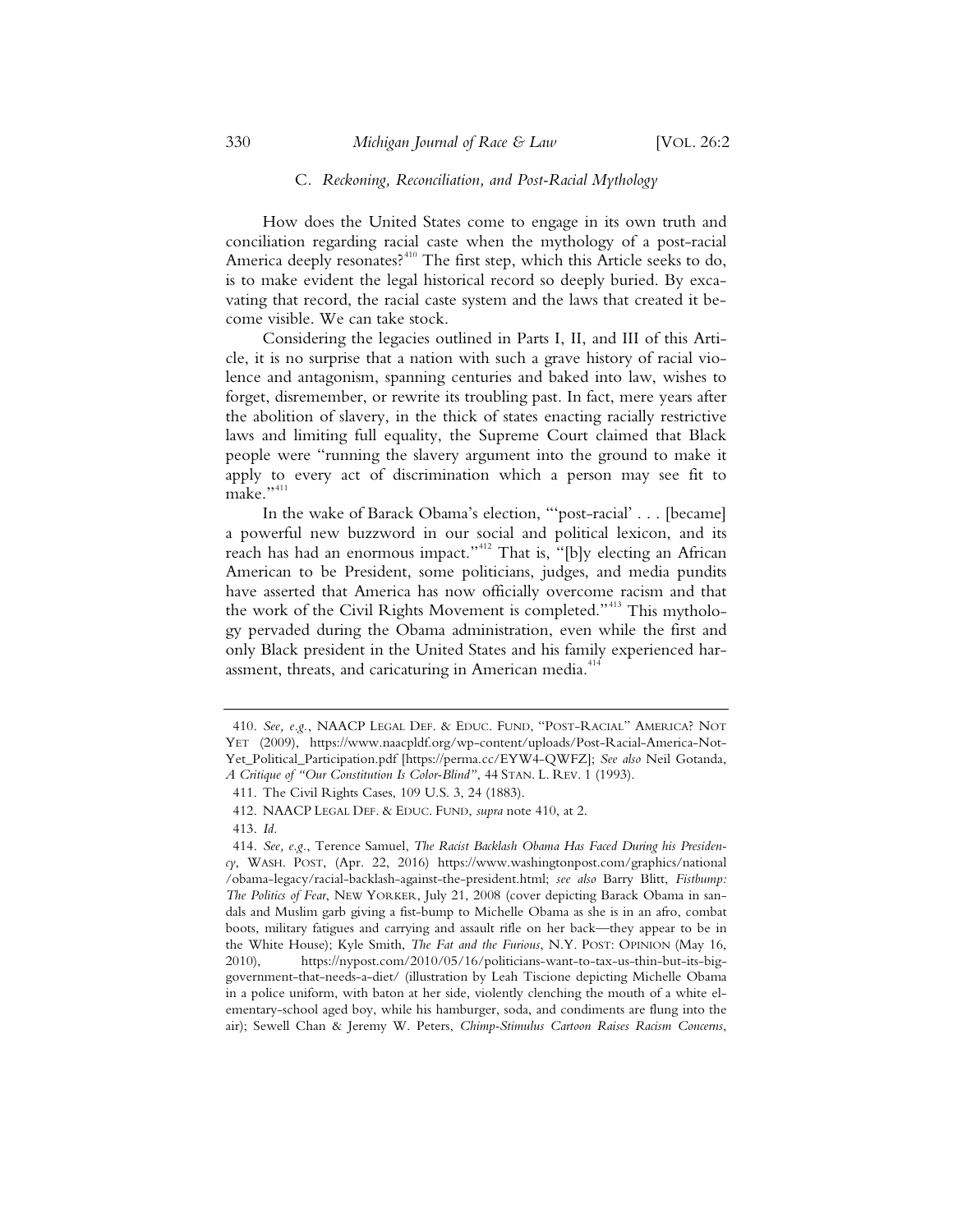### C. *Reckoning, Reconciliation, and Post-Racial Mythology*

How does the United States come to engage in its own truth and conciliation regarding racial caste when the mythology of a post-racial America deeply resonates?[410] The first step, which this Article seeks to do, is to make evident the legal historical record so deeply buried. By excavating that record, the racial caste system and the laws that created it become visible. We can take stock.

Considering the legacies outlined in Parts I, II, and III of this Article, it is no surprise that a nation with such a grave history of racial violence and antagonism, spanning centuries and baked into law, wishes to forget, disremember, or rewrite its troubling past. In fact, mere years after the abolition of slavery, in the thick of states enacting racially restrictive laws and limiting full equality, the Supreme Court claimed that Black people were "running the slavery argument into the ground to make it apply to every act of discrimination which a person may see fit to make."[411]

In the wake of Barack Obama's election, "'post-racial' . . . [became] a powerful new buzzword in our social and political lexicon, and its reach has had an enormous impact."[412] That is, "[b]y electing an African American to be President, some politicians, judges, and media pundits have asserted that America has now officially overcome racism and that the work of the Civil Rights Movement is completed."[413] This mythology pervaded during the Obama administration, even while the first and only Black president in the United States and his family experienced harassment, threats, and caricaturing in American media.[414]

---

410. *See, e.g.*, NAACP LEGAL DEF. & EDUC. FUND, "POST-RACIAL" AMERICA? NOT YET (2009), https://www.naacpldf.org/wp-content/uploads/Post-Racial-America-Not-Yet_Political_Participation.pdf [https://perma.cc/EYW4-QWFZ]; *See also* Neil Gotanda, *A Critique of "Our Constitution Is Color-Blind"*, 44 STAN. L. REV. 1 (1993).

411. The Civil Rights Cases, 109 U.S. 3, 24 (1883).

412. NAACP LEGAL DEF. & EDUC. FUND, *supra* note 410, at 2.

413. *Id.*

414. *See, e.g.*, Terence Samuel, *The Racist Backlash Obama Has Faced During his Presidency*, WASH. POST, (Apr. 22, 2016) https://www.washingtonpost.com/graphics/national/obama-legacy/racial-backlash-against-the-president.html; *see also* Barry Blitt, *Fistbump: The Politics of Fear*, NEW YORKER, July 21, 2008 (cover depicting Barack Obama in sandals and Muslim garb giving a fist-bump to Michelle Obama as she is in an afro, combat boots, military fatigues and carrying and assault rifle on her back—they appear to be in the White House); Kyle Smith, *The Fat and the Furious*, N.Y. POST: OPINION (May 16, 2010), https://nypost.com/2010/05/16/politicians-want-to-tax-us-thin-but-its-big-government-that-needs-a-diet/ (illustration by Leah Tiscione depicting Michelle Obama in a police uniform, with baton at her side, violently clenching the mouth of a white elementary-school aged boy, while his hamburger, soda, and condiments are flung into the air); Sewell Chan & Jeremy W. Peters, *Chimp-Stimulus Cartoon Raises Racism Concerns*,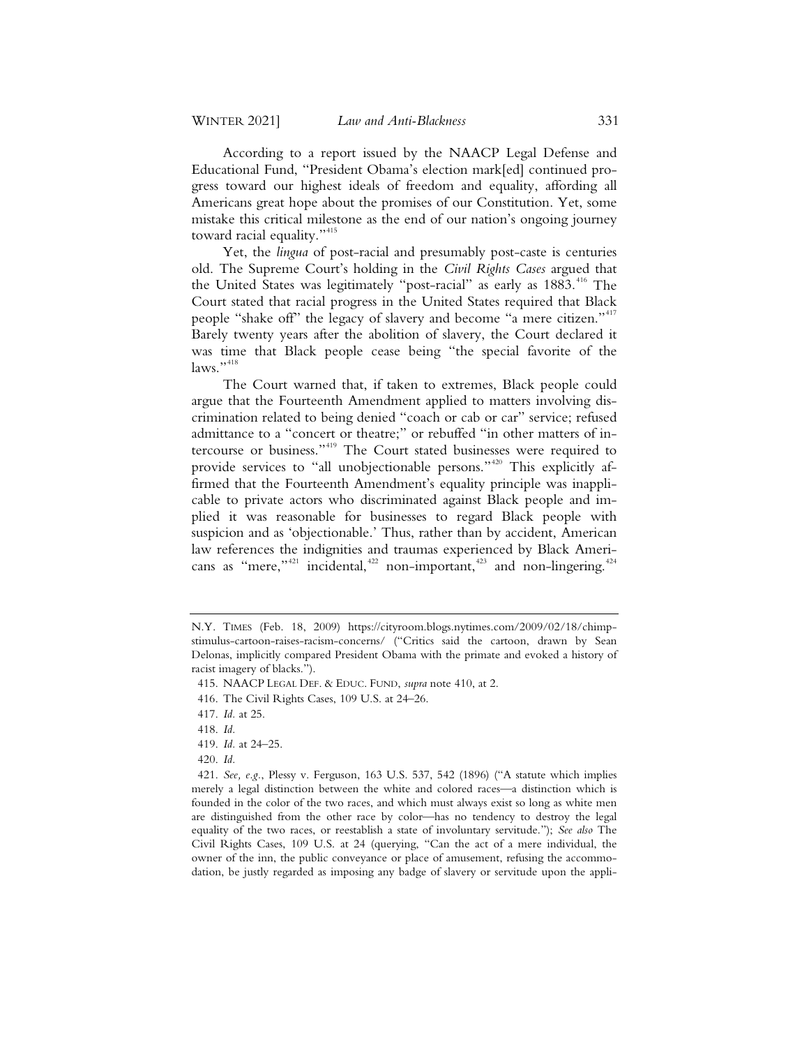According to a report issued by the NAACP Legal Defense and Educational Fund, "President Obama's election mark[ed] continued progress toward our highest ideals of freedom and equality, affording all Americans great hope about the promises of our Constitution. Yet, some mistake this critical milestone as the end of our nation's ongoing journey toward racial equality."[415]

Yet, the *lingua* of post-racial and presumably post-caste is centuries old. The Supreme Court's holding in the *Civil Rights Cases* argued that the United States was legitimately "post-racial" as early as 1883.[416] The Court stated that racial progress in the United States required that Black people "shake off" the legacy of slavery and become "a mere citizen."[417] Barely twenty years after the abolition of slavery, the Court declared it was time that Black people cease being "the special favorite of the laws."[418]

The Court warned that, if taken to extremes, Black people could argue that the Fourteenth Amendment applied to matters involving discrimination related to being denied "coach or cab or car" service; refused admittance to a "concert or theatre;" or rebuffed "in other matters of intercourse or business."[419] The Court stated businesses were required to provide services to "all unobjectionable persons."[420] This explicitly affirmed that the Fourteenth Amendment's equality principle was inapplicable to private actors who discriminated against Black people and implied it was reasonable for businesses to regard Black people with suspicion and as 'objectionable.' Thus, rather than by accident, American law references the indignities and traumas experienced by Black Americans as "mere,"[421] incidental,[422] non-important,[423] and non-lingering.[424]

---

N.Y. TIMES (Feb. 18, 2009) https://cityroom.blogs.nytimes.com/2009/02/18/chimp-stimulus-cartoon-raises-racism-concerns/ ("Critics said the cartoon, drawn by Sean Delonas, implicitly compared President Obama with the primate and evoked a history of racist imagery of blacks.").

415. NAACP LEGAL DEF. & EDUC. FUND, *supra* note 410, at 2.

416. The Civil Rights Cases, 109 U.S. at 24–26.

417. *Id.* at 25.

418. *Id.*

419. *Id.* at 24–25.

420. *Id.*

421. *See, e.g.*, Plessy v. Ferguson, 163 U.S. 537, 542 (1896) ("A statute which implies merely a legal distinction between the white and colored races—a distinction which is founded in the color of the two races, and which must always exist so long as white men are distinguished from the other race by color—has no tendency to destroy the legal equality of the two races, or reestablish a state of involuntary servitude."); *See also* The Civil Rights Cases, 109 U.S. at 24 (querying, "Can the act of a mere individual, the owner of the inn, the public conveyance or place of amusement, refusing the accommodation, be justly regarded as imposing any badge of slavery or servitude upon the appli-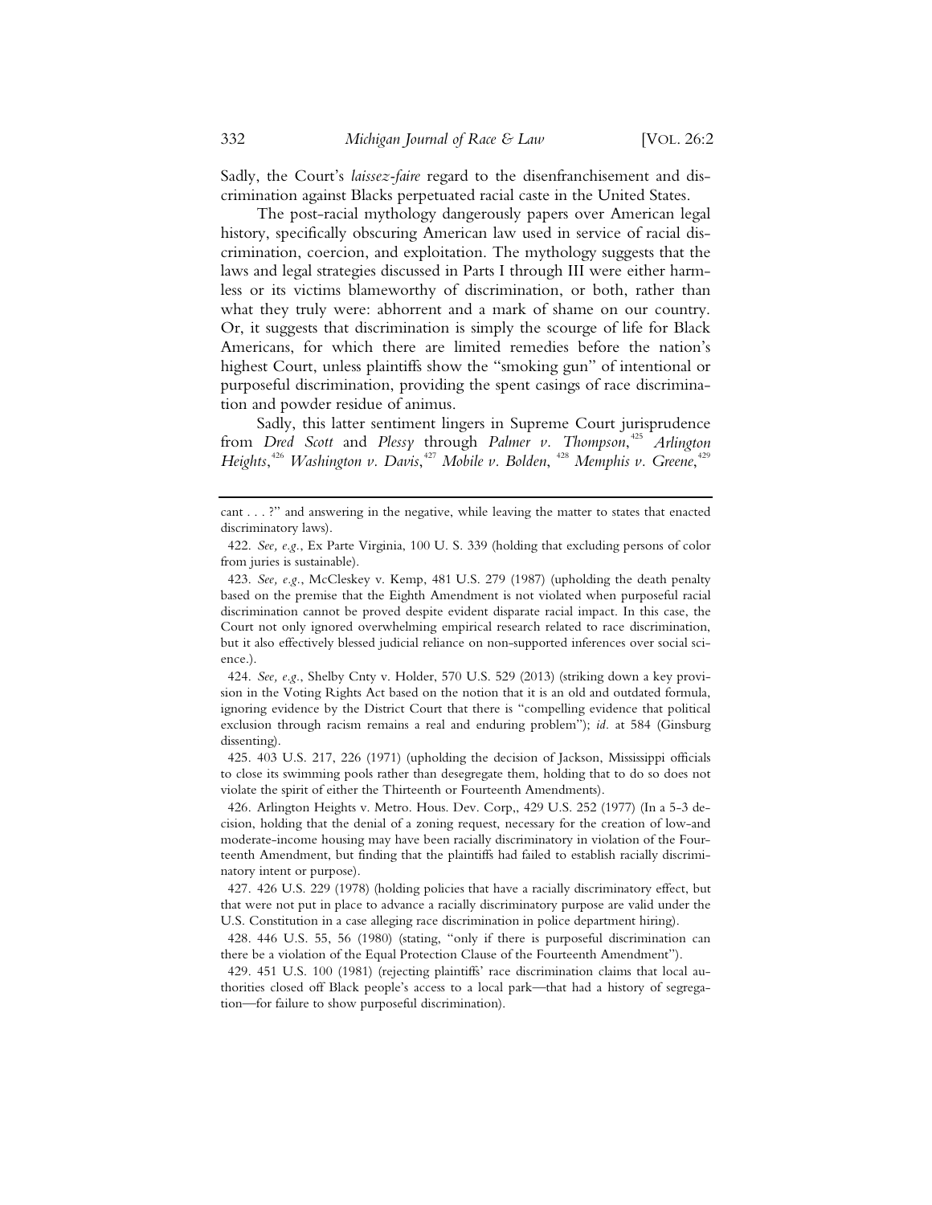Sadly, the Court's *laissez-faire* regard to the disenfranchisement and discrimination against Blacks perpetuated racial caste in the United States.

The post-racial mythology dangerously papers over American legal history, specifically obscuring American law used in service of racial discrimination, coercion, and exploitation. The mythology suggests that the laws and legal strategies discussed in Parts I through III were either harmless or its victims blameworthy of discrimination, or both, rather than what they truly were: abhorrent and a mark of shame on our country. Or, it suggests that discrimination is simply the scourge of life for Black Americans, for which there are limited remedies before the nation's highest Court, unless plaintiffs show the "smoking gun" of intentional or purposeful discrimination, providing the spent casings of race discrimination and powder residue of animus.

Sadly, this latter sentiment lingers in Supreme Court jurisprudence from *Dred Scott* and *Plessy* through *Palmer v. Thompson*,[425] *Arlington Heights*,[426] *Washington v. Davis*,[427] *Mobile v. Bolden*, [428] *Memphis v. Greene*,[429]

---

cant . . . ?" and answering in the negative, while leaving the matter to states that enacted discriminatory laws).

422. *See, e.g.*, Ex Parte Virginia, 100 U. S. 339 (holding that excluding persons of color from juries is sustainable).

423. *See, e.g.*, McCleskey v. Kemp, 481 U.S. 279 (1987) (upholding the death penalty based on the premise that the Eighth Amendment is not violated when purposeful racial discrimination cannot be proved despite evident disparate racial impact. In this case, the Court not only ignored overwhelming empirical research related to race discrimination, but it also effectively blessed judicial reliance on non-supported inferences over social science.).

424. *See, e.g.*, Shelby Cnty v. Holder, 570 U.S. 529 (2013) (striking down a key provision in the Voting Rights Act based on the notion that it is an old and outdated formula, ignoring evidence by the District Court that there is "compelling evidence that political exclusion through racism remains a real and enduring problem"); *id.* at 584 (Ginsburg dissenting).

425. 403 U.S. 217, 226 (1971) (upholding the decision of Jackson, Mississippi officials to close its swimming pools rather than desegregate them, holding that to do so does not violate the spirit of either the Thirteenth or Fourteenth Amendments).

426. Arlington Heights v. Metro. Hous. Dev. Corp,, 429 U.S. 252 (1977) (In a 5-3 decision, holding that the denial of a zoning request, necessary for the creation of low-and moderate-income housing may have been racially discriminatory in violation of the Fourteenth Amendment, but finding that the plaintiffs had failed to establish racially discriminatory intent or purpose).

427. 426 U.S. 229 (1978) (holding policies that have a racially discriminatory effect, but that were not put in place to advance a racially discriminatory purpose are valid under the U.S. Constitution in a case alleging race discrimination in police department hiring).

428. 446 U.S. 55, 56 (1980) (stating, "only if there is purposeful discrimination can there be a violation of the Equal Protection Clause of the Fourteenth Amendment").

429. 451 U.S. 100 (1981) (rejecting plaintiffs' race discrimination claims that local authorities closed off Black people's access to a local park—that had a history of segregation—for failure to show purposeful discrimination).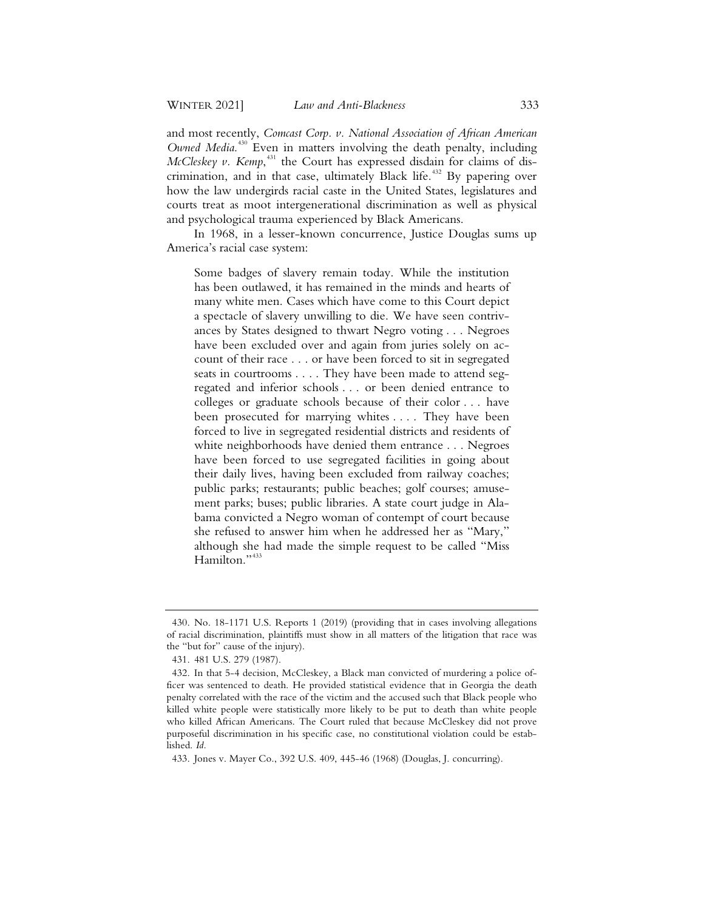and most recently, *Comcast Corp. v. National Association of African American Owned Media*.[430] Even in matters involving the death penalty, including *McCleskey v. Kemp*,[431] the Court has expressed disdain for claims of discrimination, and in that case, ultimately Black life.[432] By papering over how the law undergirds racial caste in the United States, legislatures and courts treat as moot intergenerational discrimination as well as physical and psychological trauma experienced by Black Americans.

In 1968, in a lesser-known concurrence, Justice Douglas sums up America's racial case system:

> Some badges of slavery remain today. While the institution has been outlawed, it has remained in the minds and hearts of many white men. Cases which have come to this Court depict a spectacle of slavery unwilling to die. We have seen contrivances by States designed to thwart Negro voting . . . Negroes have been excluded over and again from juries solely on account of their race . . . or have been forced to sit in segregated seats in courtrooms . . . . They have been made to attend segregated and inferior schools . . . or been denied entrance to colleges or graduate schools because of their color . . . have been prosecuted for marrying whites . . . . They have been forced to live in segregated residential districts and residents of white neighborhoods have denied them entrance . . . Negroes have been forced to use segregated facilities in going about their daily lives, having been excluded from railway coaches; public parks; restaurants; public beaches; golf courses; amusement parks; buses; public libraries. A state court judge in Alabama convicted a Negro woman of contempt of court because she refused to answer him when he addressed her as "Mary," although she had made the simple request to be called "Miss Hamilton."[433]

---

430. No. 18-1171 U.S. Reports 1 (2019) (providing that in cases involving allegations of racial discrimination, plaintiffs must show in all matters of the litigation that race was the "but for" cause of the injury).

431. 481 U.S. 279 (1987).

432. In that 5-4 decision, McCleskey, a Black man convicted of murdering a police officer was sentenced to death. He provided statistical evidence that in Georgia the death penalty correlated with the race of the victim and the accused such that Black people who killed white people were statistically more likely to be put to death than white people who killed African Americans. The Court ruled that because McCleskey did not prove purposeful discrimination in his specific case, no constitutional violation could be established. *Id.*

433. Jones v. Mayer Co., 392 U.S. 409, 445-46 (1968) (Douglas, J. concurring).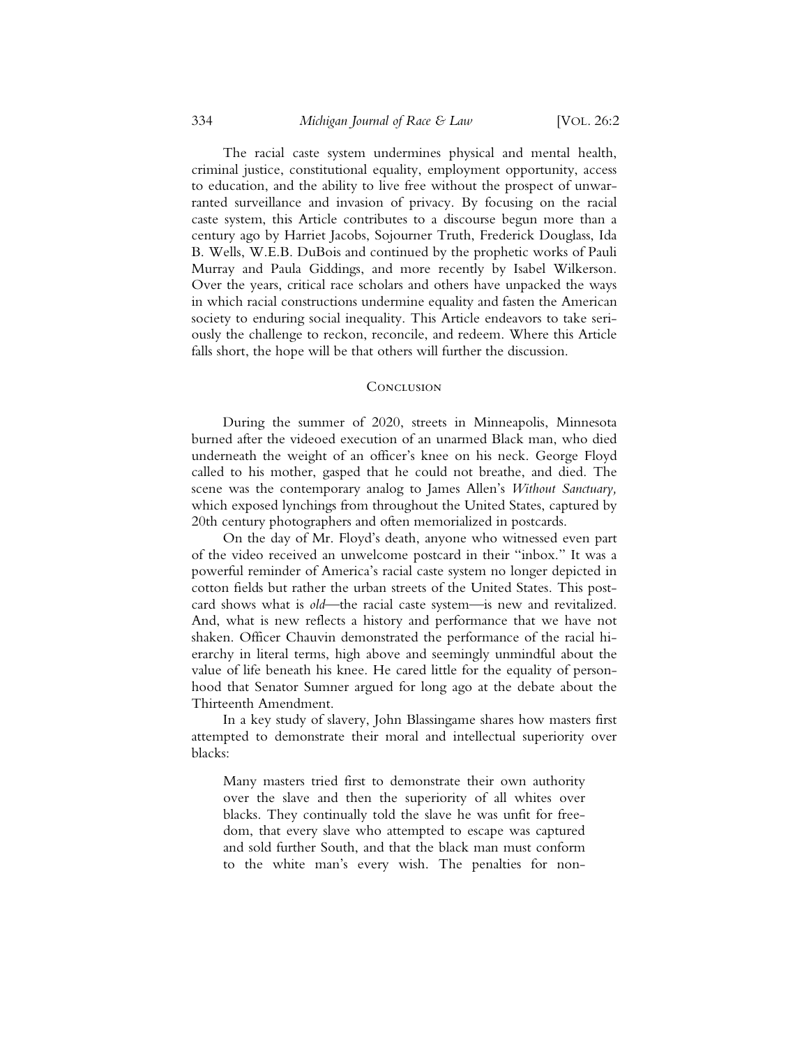The racial caste system undermines physical and mental health, criminal justice, constitutional equality, employment opportunity, access to education, and the ability to live free without the prospect of unwarranted surveillance and invasion of privacy. By focusing on the racial caste system, this Article contributes to a discourse begun more than a century ago by Harriet Jacobs, Sojourner Truth, Frederick Douglass, Ida B. Wells, W.E.B. DuBois and continued by the prophetic works of Pauli Murray and Paula Giddings, and more recently by Isabel Wilkerson. Over the years, critical race scholars and others have unpacked the ways in which racial constructions undermine equality and fasten the American society to enduring social inequality. This Article endeavors to take seriously the challenge to reckon, reconcile, and redeem. Where this Article falls short, the hope will be that others will further the discussion.

## Conclusion

During the summer of 2020, streets in Minneapolis, Minnesota burned after the videoed execution of an unarmed Black man, who died underneath the weight of an officer's knee on his neck. George Floyd called to his mother, gasped that he could not breathe, and died. The scene was the contemporary analog to James Allen's *Without Sanctuary,* which exposed lynchings from throughout the United States, captured by 20th century photographers and often memorialized in postcards.

On the day of Mr. Floyd's death, anyone who witnessed even part of the video received an unwelcome postcard in their "inbox." It was a powerful reminder of America's racial caste system no longer depicted in cotton fields but rather the urban streets of the United States. This postcard shows what is *old*—the racial caste system—is new and revitalized. And, what is new reflects a history and performance that we have not shaken. Officer Chauvin demonstrated the performance of the racial hierarchy in literal terms, high above and seemingly unmindful about the value of life beneath his knee. He cared little for the equality of personhood that Senator Sumner argued for long ago at the debate about the Thirteenth Amendment.

In a key study of slavery, John Blassingame shares how masters first attempted to demonstrate their moral and intellectual superiority over blacks:

> Many masters tried first to demonstrate their own authority over the slave and then the superiority of all whites over blacks. They continually told the slave he was unfit for freedom, that every slave who attempted to escape was captured and sold further South, and that the black man must conform to the white man's every wish. The penalties for non-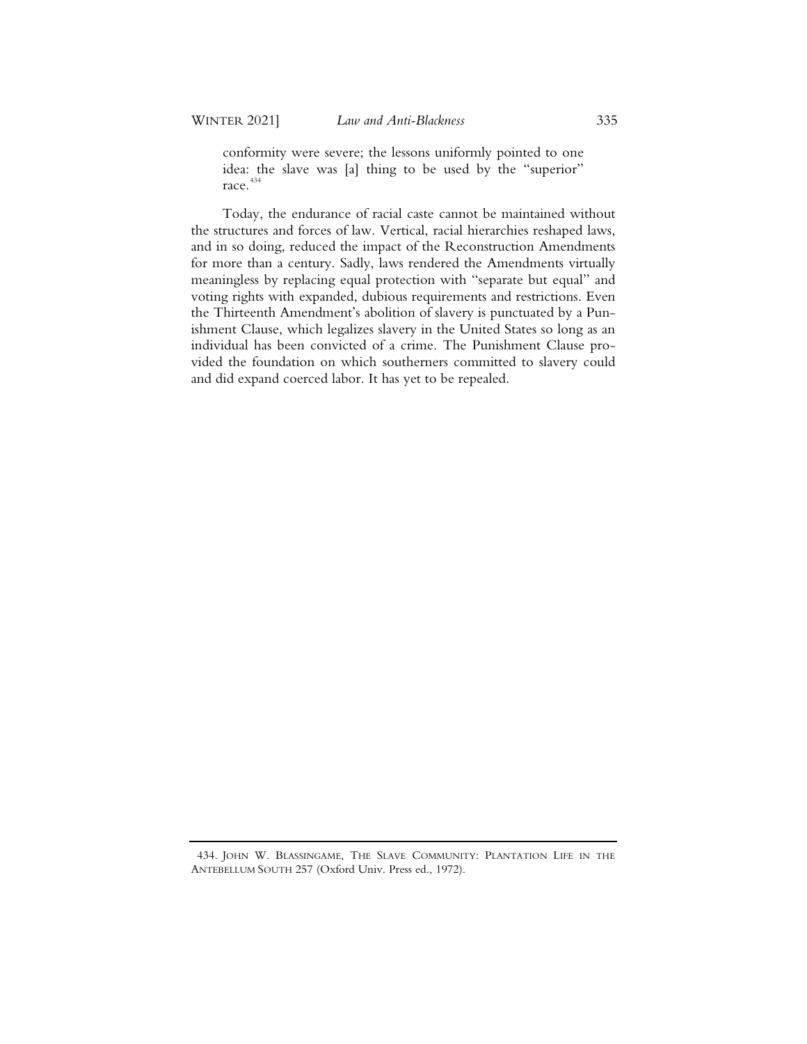> conformity were severe; the lessons uniformly pointed to one idea: the slave was [a] thing to be used by the "superior" race.[434]

Today, the endurance of racial caste cannot be maintained without the structures and forces of law. Vertical, racial hierarchies reshaped laws, and in so doing, reduced the impact of the Reconstruction Amendments for more than a century. Sadly, laws rendered the Amendments virtually meaningless by replacing equal protection with "separate but equal" and voting rights with expanded, dubious requirements and restrictions. Even the Thirteenth Amendment's abolition of slavery is punctuated by a Punishment Clause, which legalizes slavery in the United States so long as an individual has been convicted of a crime. The Punishment Clause provided the foundation on which southerners committed to slavery could and did expand coerced labor. It has yet to be repealed.

---

434. JOHN W. BLASSINGAME, THE SLAVE COMMUNITY: PLANTATION LIFE IN THE ANTEBELLUM SOUTH 257 (Oxford Univ. Press ed., 1972).